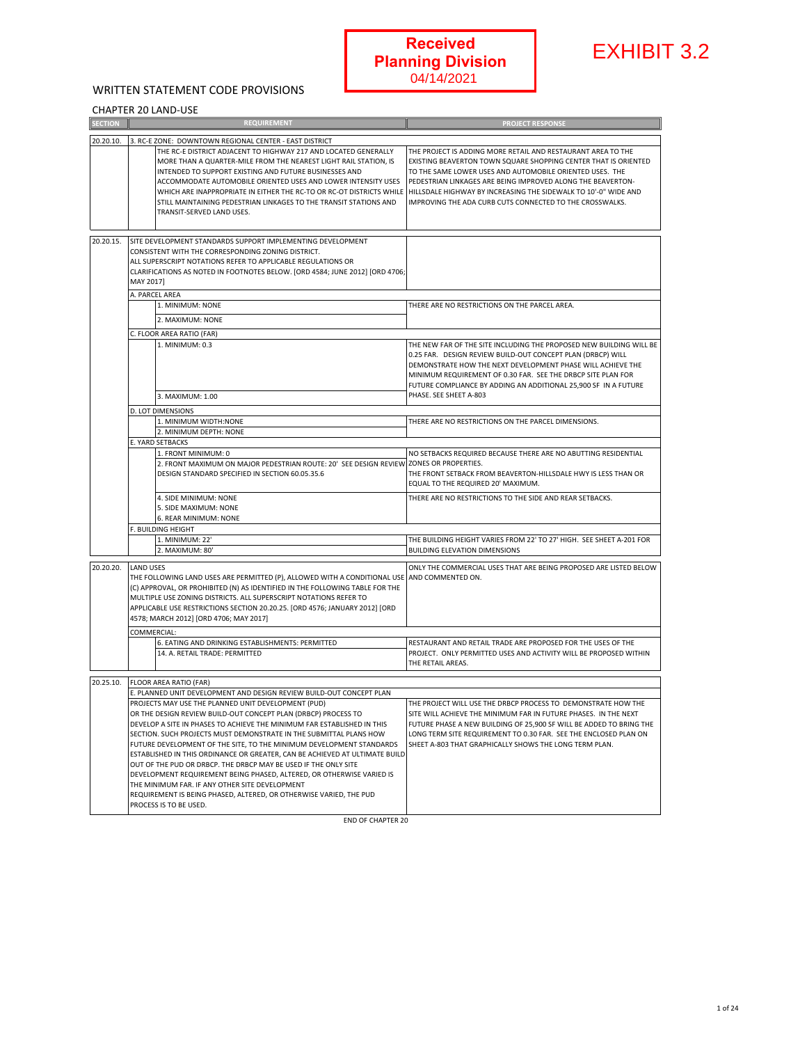**Received Planning Division 04/14/2021**

# EXHIBIT 3.2

## WRITTEN STATEMENT CODE PROVISIONS

### CHAPTER 20 LAND-USE

| SECTION | | REQUIREMENT | PROJECT RESPONSE |
|---|---|---|---|
| 20.20.10. | 3. RC-E ZONE: DOWNTOWN REGIONAL CENTER - EAST DISTRICT | | |
| | | THE RC-E DISTRICT ADJACENT TO HIGHWAY 217 AND LOCATED GENERALLY MORE THAN A QUARTER-MILE FROM THE NEAREST LIGHT RAIL STATION, IS INTENDED TO SUPPORT EXISTING AND FUTURE BUSINESSES AND ACCOMMODATE AUTOMOBILE ORIENTED USES AND LOWER INTENSITY USES WHICH ARE INAPPROPRIATE IN EITHER THE RC-TO OR RC-OT DISTRICTS WHILE STILL MAINTAINING PEDESTRIAN LINKAGES TO THE TRANSIT STATIONS AND TRANSIT-SERVED LAND USES. | THE PROJECT IS ADDING MORE RETAIL AND RESTAURANT AREA TO THE EXISTING BEAVERTON TOWN SQUARE SHOPPING CENTER THAT IS ORIENTED TO THE SAME LOWER USES AND AUTOMOBILE ORIENTED USES. THE PEDESTRIAN LINKAGES ARE BEING IMPROVED ALONG THE BEAVERTON-HILLSDALE HIGHWAY BY INCREASING THE SIDEWALK TO 10'-0" WIDE AND IMPROVING THE ADA CURB CUTS CONNECTED TO THE CROSSWALKS. |
| 20.20.15. | SITE DEVELOPMENT STANDARDS SUPPORT IMPLEMENTING DEVELOPMENT CONSISTENT WITH THE CORRESPONDING ZONING DISTRICT. ALL SUPERSCRIPT NOTATIONS REFER TO APPLICABLE REGULATIONS OR CLARIFICATIONS AS NOTED IN FOOTNOTES BELOW. [ORD 4584; JUNE 2012] [ORD 4706; MAY 2017] | | |
| | A. PARCEL AREA | | |
| | | 1. MINIMUM: NONE | THERE ARE NO RESTRICTIONS ON THE PARCEL AREA. |
| | | 2. MAXIMUM: NONE | |
| | C. FLOOR AREA RATIO (FAR) | | |
| | | 1. MINIMUM: 0.3 | THE NEW FAR OF THE SITE INCLUDING THE PROPOSED NEW BUILDING WILL BE 0.25 FAR. DESIGN REVIEW BUILD-OUT CONCEPT PLAN (DRBCP) WILL DEMONSTRATE HOW THE NEXT DEVELOPMENT PHASE WILL ACHIEVE THE MINIMUM REQUIREMENT OF 0.30 FAR. SEE THE DRBCP SITE PLAN FOR FUTURE COMPLIANCE BY ADDING AN ADDITIONAL 25,900 SF IN A FUTURE PHASE. SEE SHEET A-803 |
| | | 3. MAXIMUM: 1.00 | |
| | D. LOT DIMENSIONS | | |
| | | 1. MINIMUM WIDTH:NONE | THERE ARE NO RESTRICTIONS ON THE PARCEL DIMENSIONS. |
| | | 2. MINIMUM DEPTH: NONE | |
| | E. YARD SETBACKS | | |
| | | 1. FRONT MINIMUM: 0 | NO SETBACKS REQUIRED BECAUSE THERE ARE NO ABUTTING RESIDENTIAL ZONES OR PROPERTIES. |
| | | 2. FRONT MAXIMUM ON MAJOR PEDESTRIAN ROUTE: 20' SEE DESIGN REVIEW DESIGN STANDARD SPECIFIED IN SECTION 60.05.35.6 | THE FRONT SETBACK FROM BEAVERTON-HILLSDALE HWY IS LESS THAN OR EQUAL TO THE REQUIRED 20' MAXIMUM. |
| | | 4. SIDE MINIMUM: NONE | THERE ARE NO RESTRICTIONS TO THE SIDE AND REAR SETBACKS. |
| | | 5. SIDE MAXIMUM: NONE | |
| | | 6. REAR MINIMUM: NONE | |
| | F. BUILDING HEIGHT | | |
| | | 1. MINIMUM: 22' | THE BUILDING HEIGHT VARIES FROM 22' TO 27' HIGH. SEE SHEET A-201 FOR BUILDING ELEVATION DIMENSIONS |
| | | 2. MAXIMUM: 80' | |
| 20.20.20. | LAND USES THE FOLLOWING LAND USES ARE PERMITTED (P), ALLOWED WITH A CONDITIONAL USE (C) APPROVAL, OR PROHIBITED (N) AS IDENTIFIED IN THE FOLLOWING TABLE FOR THE MULTIPLE USE ZONING DISTRICTS. ALL SUPERSCRIPT NOTATIONS REFER TO APPLICABLE USE RESTRICTIONS SECTION 20.20.25. [ORD 4576; JANUARY 2012] [ORD 4578; MARCH 2012] [ORD 4706; MAY 2017] | | ONLY THE COMMERCIAL USES THAT ARE BEING PROPOSED ARE LISTED BELOW AND COMMENTED ON. |
| | COMMERCIAL: | | |
| | | 6. EATING AND DRINKING ESTABLISHMENTS: PERMITTED | RESTAURANT AND RETAIL TRADE ARE PROPOSED FOR THE USES OF THE PROJECT. ONLY PERMITTED USES AND ACTIVITY WILL BE PROPOSED WITHIN THE RETAIL AREAS. |
| | | 14. A. RETAIL TRADE: PERMITTED | |
| 20.25.10. | FLOOR AREA RATIO (FAR) | | |
| | E. PLANNED UNIT DEVELOPMENT AND DESIGN REVIEW BUILD-OUT CONCEPT PLAN | | |
| | PROJECTS MAY USE THE PLANNED UNIT DEVELOPMENT (PUD) OR THE DESIGN REVIEW BUILD-OUT CONCEPT PLAN (DRBCP) PROCESS TO DEVELOP A SITE IN PHASES TO ACHIEVE THE MINIMUM FAR ESTABLISHED IN THIS SECTION. SUCH PROJECTS MUST DEMONSTRATE IN THE SUBMITTAL PLANS HOW FUTURE DEVELOPMENT OF THE SITE, TO THE MINIMUM DEVELOPMENT STANDARDS ESTABLISHED IN THIS ORDINANCE OR GREATER, CAN BE ACHIEVED AT ULTIMATE BUILD OUT OF THE PUD OR DRBCP. THE DRBCP MAY BE USED IF THE ONLY SITE DEVELOPMENT REQUIREMENT BEING PHASED, ALTERED, OR OTHERWISE VARIED IS THE MINIMUM FAR. IF ANY OTHER SITE DEVELOPMENT REQUIREMENT IS BEING PHASED, ALTERED, OR OTHERWISE VARIED, THE PUD PROCESS IS TO BE USED. | | THE PROJECT WILL USE THE DRBCP PROCESS TO DEMONSTRATE HOW THE SITE WILL ACHIEVE THE MINIMUM FAR IN FUTURE PHASES. IN THE NEXT FUTURE PHASE A NEW BUILDING OF 25,900 SF WILL BE ADDED TO BRING THE LONG TERM SITE REQUIREMENT TO 0.30 FAR. SEE THE ENCLOSED PLAN ON SHEET A-803 THAT GRAPHICALLY SHOWS THE LONG TERM PLAN. |

END OF CHAPTER 20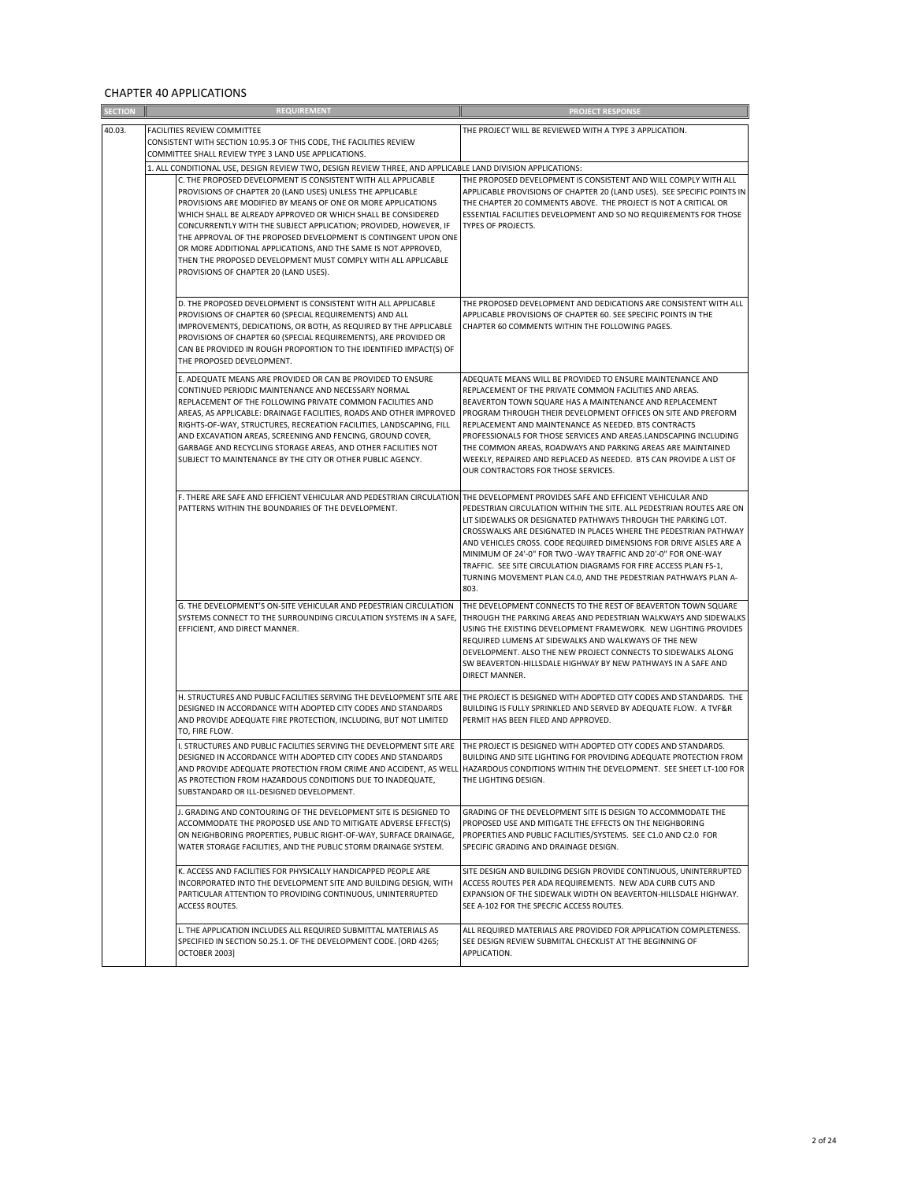## CHAPTER 40 APPLICATIONS

| SECTION | | REQUIREMENT | PROJECT RESPONSE |
|---|---|---|---|
| 40.03. | FACILITIES REVIEW COMMITTEE<br>CONSISTENT WITH SECTION 10.95.3 OF THIS CODE, THE FACILITIES REVIEW COMMITTEE SHALL REVIEW TYPE 3 LAND USE APPLICATIONS. | | THE PROJECT WILL BE REVIEWED WITH A TYPE 3 APPLICATION. |
| | 1. ALL CONDITIONAL USE, DESIGN REVIEW TWO, DESIGN REVIEW THREE, AND APPLICABLE LAND DIVISION APPLICATIONS: | | |
| | | C. THE PROPOSED DEVELOPMENT IS CONSISTENT WITH ALL APPLICABLE PROVISIONS OF CHAPTER 20 (LAND USES) UNLESS THE APPLICABLE PROVISIONS ARE MODIFIED BY MEANS OF ONE OR MORE APPLICATIONS WHICH SHALL BE ALREADY APPROVED OR WHICH SHALL BE CONSIDERED CONCURRENTLY WITH THE SUBJECT APPLICATION; PROVIDED, HOWEVER, IF THE APPROVAL OF THE PROPOSED DEVELOPMENT IS CONTINGENT UPON ONE OR MORE ADDITIONAL APPLICATIONS, AND THE SAME IS NOT APPROVED, THEN THE PROPOSED DEVELOPMENT MUST COMPLY WITH ALL APPLICABLE PROVISIONS OF CHAPTER 20 (LAND USES). | THE PROPOSED DEVELOPMENT IS CONSISTENT AND WILL COMPLY WITH ALL APPLICABLE PROVISIONS OF CHAPTER 20 (LAND USES). SEE SPECIFIC POINTS IN THE CHAPTER 20 COMMENTS ABOVE. THE PROJECT IS NOT A CRITICAL OR ESSENTIAL FACILITIES DEVELOPMENT AND SO NO REQUIREMENTS FOR THOSE TYPES OF PROJECTS. |
| | | D. THE PROPOSED DEVELOPMENT IS CONSISTENT WITH ALL APPLICABLE PROVISIONS OF CHAPTER 60 (SPECIAL REQUIREMENTS) AND ALL IMPROVEMENTS, DEDICATIONS, OR BOTH, AS REQUIRED BY THE APPLICABLE PROVISIONS OF CHAPTER 60 (SPECIAL REQUIREMENTS), ARE PROVIDED OR CAN BE PROVIDED IN ROUGH PROPORTION TO THE IDENTIFIED IMPACT(S) OF THE PROPOSED DEVELOPMENT. | THE PROPOSED DEVELOPMENT AND DEDICATIONS ARE CONSISTENT WITH ALL APPLICABLE PROVISIONS OF CHAPTER 60. SEE SPECIFIC POINTS IN THE CHAPTER 60 COMMENTS WITHIN THE FOLLOWING PAGES. |
| | | E. ADEQUATE MEANS ARE PROVIDED OR CAN BE PROVIDED TO ENSURE CONTINUED PERIODIC MAINTENANCE AND NECESSARY NORMAL REPLACEMENT OF THE FOLLOWING PRIVATE COMMON FACILITIES AND AREAS, AS APPLICABLE: DRAINAGE FACILITIES, ROADS AND OTHER IMPROVED RIGHTS-OF-WAY, STRUCTURES, RECREATION FACILITIES, LANDSCAPING, FILL AND EXCAVATION AREAS, SCREENING AND FENCING, GROUND COVER, GARBAGE AND RECYCLING STORAGE AREAS, AND OTHER FACILITIES NOT SUBJECT TO MAINTENANCE BY THE CITY OR OTHER PUBLIC AGENCY. | ADEQUATE MEANS WILL BE PROVIDED TO ENSURE MAINTENANCE AND REPLACEMENT OF THE PRIVATE COMMON FACILITIES AND AREAS. BEAVERTON TOWN SQUARE HAS A MAINTENANCE AND REPLACEMENT PROGRAM THROUGH THEIR DEVELOPMENT OFFICES ON SITE AND PREFORM REPLACEMENT AND MAINTENANCE AS NEEDED. BTS CONTRACTS PROFESSIONALS FOR THOSE SERVICES AND AREAS.LANDSCAPING INCLUDING THE COMMON AREAS, ROADWAYS AND PARKING AREAS ARE MAINTAINED WEEKLY, REPAIRED AND REPLACED AS NEEDED. BTS CAN PROVIDE A LIST OF OUR CONTRACTORS FOR THOSE SERVICES. |
| | | F. THERE ARE SAFE AND EFFICIENT VEHICULAR AND PEDESTRIAN CIRCULATION PATTERNS WITHIN THE BOUNDARIES OF THE DEVELOPMENT. | THE DEVELOPMENT PROVIDES SAFE AND EFFICIENT VEHICULAR AND PEDESTRIAN CIRCULATION WITHIN THE SITE. ALL PEDESTRIAN ROUTES ARE ON LIT SIDEWALKS OR DESIGNATED PATHWAYS THROUGH THE PARKING LOT. CROSSWALKS ARE DESIGNATED IN PLACES WHERE THE PEDESTRIAN PATHWAY AND VEHICLES CROSS. CODE REQUIRED DIMENSIONS FOR DRIVE AISLES ARE A MINIMUM OF 24'-0" FOR TWO -WAY TRAFFIC AND 20'-0" FOR ONE-WAY TRAFFIC. SEE SITE CIRCULATION DIAGRAMS FOR FIRE ACCESS PLAN FS-1, TURNING MOVEMENT PLAN C4.0, AND THE PEDESTRIAN PATHWAYS PLAN A-803. |
| | | G. THE DEVELOPMENT'S ON-SITE VEHICULAR AND PEDESTRIAN CIRCULATION SYSTEMS CONNECT TO THE SURROUNDING CIRCULATION SYSTEMS IN A SAFE, EFFICIENT, AND DIRECT MANNER. | THE DEVELOPMENT CONNECTS TO THE REST OF BEAVERTON TOWN SQUARE THROUGH THE PARKING AREAS AND PEDESTRIAN WALKWAYS AND SIDEWALKS USING THE EXISTING DEVELOPMENT FRAMEWORK. NEW LIGHTING PROVIDES REQUIRED LUMENS AT SIDEWALKS AND WALKWAYS OF THE NEW DEVELOPMENT. ALSO THE NEW PROJECT CONNECTS TO SIDEWALKS ALONG SW BEAVERTON-HILLSDALE HIGHWAY BY NEW PATHWAYS IN A SAFE AND DIRECT MANNER. |
| | | H. STRUCTURES AND PUBLIC FACILITIES SERVING THE DEVELOPMENT SITE ARE DESIGNED IN ACCORDANCE WITH ADOPTED CITY CODES AND STANDARDS AND PROVIDE ADEQUATE FIRE PROTECTION, INCLUDING, BUT NOT LIMITED TO, FIRE FLOW. | THE PROJECT IS DESIGNED WITH ADOPTED CITY CODES AND STANDARDS. THE BUILDING IS FULLY SPRINKLED AND SERVED BY ADEQUATE FLOW. A TVF&R PERMIT HAS BEEN FILED AND APPROVED. |
| | | I. STRUCTURES AND PUBLIC FACILITIES SERVING THE DEVELOPMENT SITE ARE DESIGNED IN ACCORDANCE WITH ADOPTED CITY CODES AND STANDARDS AND PROVIDE ADEQUATE PROTECTION FROM CRIME AND ACCIDENT, AS WELL AS PROTECTION FROM HAZARDOUS CONDITIONS DUE TO INADEQUATE, SUBSTANDARD OR ILL-DESIGNED DEVELOPMENT. | THE PROJECT IS DESIGNED WITH ADOPTED CITY CODES AND STANDARDS. BUILDING AND SITE LIGHTING FOR PROVIDING ADEQUATE PROTECTION FROM HAZARDOUS CONDITIONS WITHIN THE DEVELOPMENT. SEE SHEET LT-100 FOR THE LIGHTING DESIGN. |
| | | J. GRADING AND CONTOURING OF THE DEVELOPMENT SITE IS DESIGNED TO ACCOMMODATE THE PROPOSED USE AND TO MITIGATE ADVERSE EFFECT(S) ON NEIGHBORING PROPERTIES, PUBLIC RIGHT-OF-WAY, SURFACE DRAINAGE, WATER STORAGE FACILITIES, AND THE PUBLIC STORM DRAINAGE SYSTEM. | GRADING OF THE DEVELOPMENT SITE IS DESIGN TO ACCOMMODATE THE PROPOSED USE AND MITIGATE THE EFFECTS ON THE NEIGHBORING PROPERTIES AND PUBLIC FACILITIES/SYSTEMS. SEE C1.0 AND C2.0 FOR SPECIFIC GRADING AND DRAINAGE DESIGN. |
| | | K. ACCESS AND FACILITIES FOR PHYSICALLY HANDICAPPED PEOPLE ARE INCORPORATED INTO THE DEVELOPMENT SITE AND BUILDING DESIGN, WITH PARTICULAR ATTENTION TO PROVIDING CONTINUOUS, UNINTERRUPTED ACCESS ROUTES. | SITE DESIGN AND BUILDING DESIGN PROVIDE CONTINUOUS, UNINTERRUPTED ACCESS ROUTES PER ADA REQUIREMENTS. NEW ADA CURB CUTS AND EXPANSION OF THE SIDEWALK WIDTH ON BEAVERTON-HILLSDALE HIGHWAY. SEE A-102 FOR THE SPECFIC ACCESS ROUTES. |
| | | L. THE APPLICATION INCLUDES ALL REQUIRED SUBMITTAL MATERIALS AS SPECIFIED IN SECTION 50.25.1. OF THE DEVELOPMENT CODE. [ORD 4265; OCTOBER 2003] | ALL REQUIRED MATERIALS ARE PROVIDED FOR APPLICATION COMPLETENESS. SEE DESIGN REVIEW SUBMITAL CHECKLIST AT THE BEGINNING OF APPLICATION. |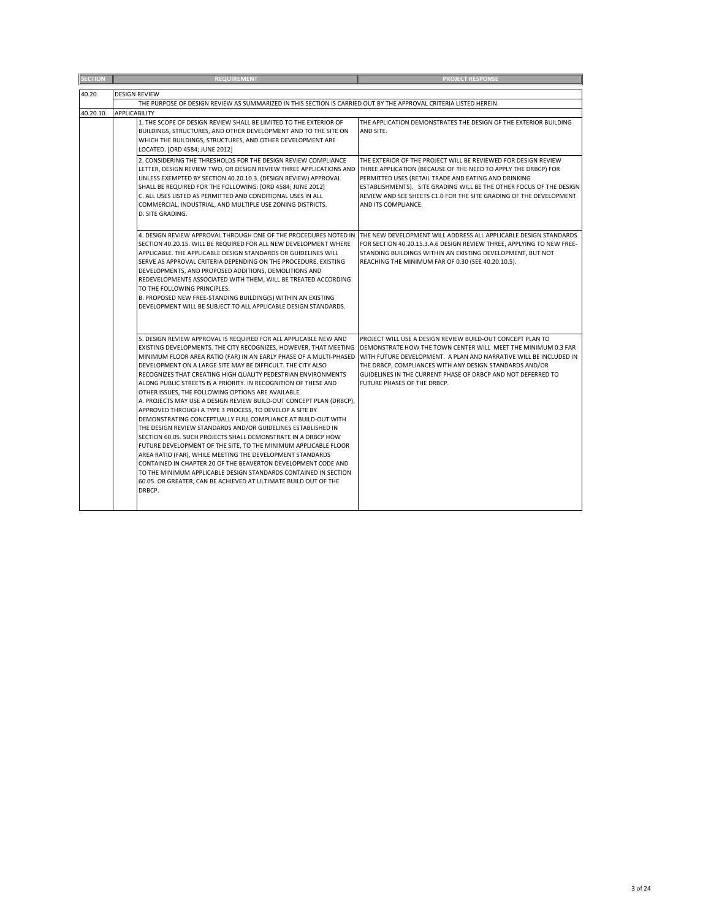| SECTION | | REQUIREMENT | PROJECT RESPONSE |
|---|---|---|---|
| 40.20. | DESIGN REVIEW | | |
| | THE PURPOSE OF DESIGN REVIEW AS SUMMARIZED IN THIS SECTION IS CARRIED OUT BY THE APPROVAL CRITERIA LISTED HEREIN. | | |
| 40.20.10. | APPLICABILITY | | |
| | | 1. THE SCOPE OF DESIGN REVIEW SHALL BE LIMITED TO THE EXTERIOR OF BUILDINGS, STRUCTURES, AND OTHER DEVELOPMENT AND TO THE SITE ON WHICH THE BUILDINGS, STRUCTURES, AND OTHER DEVELOPMENT ARE LOCATED. [ORD 4584; JUNE 2012] | THE APPLICATION DEMONSTRATES THE DESIGN OF THE EXTERIOR BUILDING AND SITE. |
| | | 2. CONSIDERING THE THRESHOLDS FOR THE DESIGN REVIEW COMPLIANCE LETTER, DESIGN REVIEW TWO, OR DESIGN REVIEW THREE APPLICATIONS AND UNLESS EXEMPTED BY SECTION 40.20.10.3. (DESIGN REVIEW) APPROVAL SHALL BE REQUIRED FOR THE FOLLOWING: [ORD 4584; JUNE 2012]<br>C. ALL USES LISTED AS PERMITTED AND CONDITIONAL USES IN ALL COMMERCIAL, INDUSTRIAL, AND MULTIPLE USE ZONING DISTRICTS.<br>D. SITE GRADING. | THE EXTERIOR OF THE PROJECT WILL BE REVIEWED FOR DESIGN REVIEW THREE APPLICATION (BECAUSE OF THE NEED TO APPLY THE DRBCP) FOR PERMITTED USES (RETAIL TRADE AND EATING AND DRINKING ESTABLISHMENTS). SITE GRADING WILL BE THE OTHER FOCUS OF THE DESIGN REVIEW AND SEE SHEETS C1.0 FOR THE SITE GRADING OF THE DEVELOPMENT AND ITS COMPLIANCE. |
| | | 4. DESIGN REVIEW APPROVAL THROUGH ONE OF THE PROCEDURES NOTED IN SECTION 40.20.15. WILL BE REQUIRED FOR ALL NEW DEVELOPMENT WHERE APPLICABLE. THE APPLICABLE DESIGN STANDARDS OR GUIDELINES WILL SERVE AS APPROVAL CRITERIA DEPENDING ON THE PROCEDURE. EXISTING DEVELOPMENTS, AND PROPOSED ADDITIONS, DEMOLITIONS AND REDEVELOPMENTS ASSOCIATED WITH THEM, WILL BE TREATED ACCORDING TO THE FOLLOWING PRINCIPLES:<br>B. PROPOSED NEW FREE-STANDING BUILDING(S) WITHIN AN EXISTING DEVELOPMENT WILL BE SUBJECT TO ALL APPLICABLE DESIGN STANDARDS. | THE NEW DEVELOPMENT WILL ADDRESS ALL APPLICABLE DESIGN STANDARDS FOR SECTION 40.20.15.3.A.6 DESIGN REVIEW THREE, APPLYING TO NEW FREE-STANDING BUILDINGS WITHIN AN EXISTING DEVELOPMENT, BUT NOT REACHING THE MINIMUM FAR OF 0.30 (SEE 40.20.10.5). |
| | | 5. DESIGN REVIEW APPROVAL IS REQUIRED FOR ALL APPLICABLE NEW AND EXISTING DEVELOPMENTS. THE CITY RECOGNIZES, HOWEVER, THAT MEETING MINIMUM FLOOR AREA RATIO (FAR) IN AN EARLY PHASE OF A MULTI-PHASED DEVELOPMENT ON A LARGE SITE MAY BE DIFFICULT. THE CITY ALSO RECOGNIZES THAT CREATING HIGH QUALITY PEDESTRIAN ENVIRONMENTS ALONG PUBLIC STREETS IS A PRIORITY. IN RECOGNITION OF THESE AND OTHER ISSUES, THE FOLLOWING OPTIONS ARE AVAILABLE.<br>A. PROJECTS MAY USE A DESIGN REVIEW BUILD-OUT CONCEPT PLAN (DRBCP), APPROVED THROUGH A TYPE 3 PROCESS, TO DEVELOP A SITE BY DEMONSTRATING CONCEPTUALLY FULL COMPLIANCE AT BUILD-OUT WITH THE DESIGN REVIEW STANDARDS AND/OR GUIDELINES ESTABLISHED IN SECTION 60.05. SUCH PROJECTS SHALL DEMONSTRATE IN A DRBCP HOW FUTURE DEVELOPMENT OF THE SITE, TO THE MINIMUM APPLICABLE FLOOR AREA RATIO (FAR), WHILE MEETING THE DEVELOPMENT STANDARDS CONTAINED IN CHAPTER 20 OF THE BEAVERTON DEVELOPMENT CODE AND TO THE MINIMUM APPLICABLE DESIGN STANDARDS CONTAINED IN SECTION 60.05. OR GREATER, CAN BE ACHIEVED AT ULTIMATE BUILD OUT OF THE DRBCP. | PROJECT WILL USE A DESIGN REVIEW BUILD-OUT CONCEPT PLAN TO DEMONSTRATE HOW THE TOWN CENTER WILL MEET THE MINIMUM 0.3 FAR WITH FUTURE DEVELOPMENT. A PLAN AND NARRATIVE WILL BE INCLUDED IN THE DRBCP, COMPLIANCES WITH ANY DESIGN STANDARDS AND/OR GUIDELINES IN THE CURRENT PHASE OF DRBCP AND NOT DEFERRED TO FUTURE PHASES OF THE DRBCP. |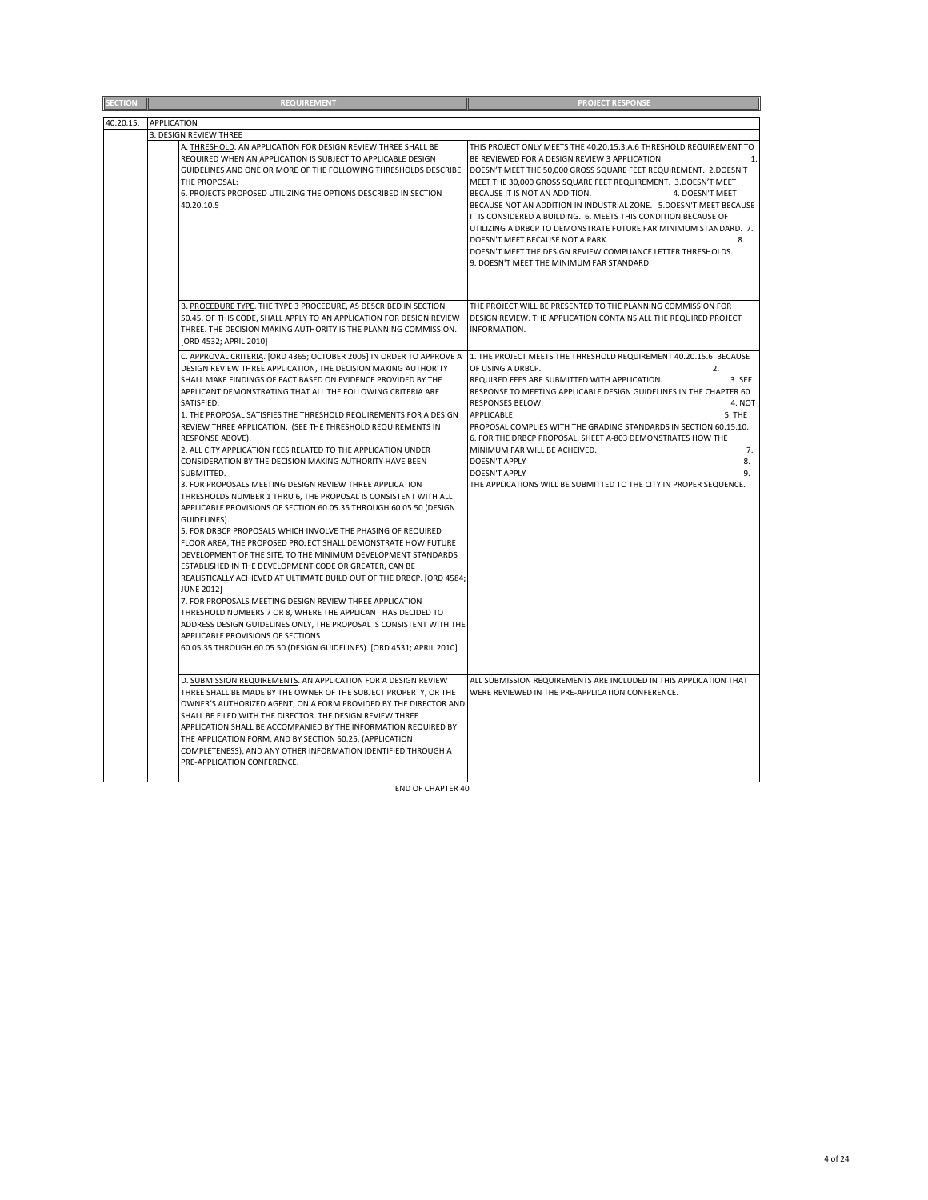| SECTION | | | REQUIREMENT | PROJECT RESPONSE |
|---|---|---|---|---|
| 40.20.15. | APPLICATION | | | |
| | 3. DESIGN REVIEW THREE | | | |
| | | | A. THRESHOLD. AN APPLICATION FOR DESIGN REVIEW THREE SHALL BE REQUIRED WHEN AN APPLICATION IS SUBJECT TO APPLICABLE DESIGN GUIDELINES AND ONE OR MORE OF THE FOLLOWING THRESHOLDS DESCRIBE THE PROPOSAL:<br>6. PROJECTS PROPOSED UTILIZING THE OPTIONS DESCRIBED IN SECTION 40.20.10.5 | THIS PROJECT ONLY MEETS THE 40.20.15.3.A.6 THRESHOLD REQUIREMENT TO BE REVIEWED FOR A DESIGN REVIEW 3 APPLICATION 1. DOESN'T MEET THE 50,000 GROSS SQUARE FEET REQUIREMENT. 2.DOESN'T MEET THE 30,000 GROSS SQUARE FEET REQUIREMENT. 3.DOESN'T MEET BECAUSE IT IS NOT AN ADDITION. 4. DOESN'T MEET BECAUSE NOT AN ADDITION IN INDUSTRIAL ZONE. 5.DOESN'T MEET BECAUSE IT IS CONSIDERED A BUILDING. 6. MEETS THIS CONDITION BECAUSE OF UTILIZING A DRBCP TO DEMONSTRATE FUTURE FAR MINIMUM STANDARD. 7. DOESN'T MEET BECAUSE NOT A PARK. 8. DOESN'T MEET THE DESIGN REVIEW COMPLIANCE LETTER THRESHOLDS. 9. DOESN'T MEET THE MINIMUM FAR STANDARD. |
| | | | B. PROCEDURE TYPE. THE TYPE 3 PROCEDURE, AS DESCRIBED IN SECTION 50.45. OF THIS CODE, SHALL APPLY TO AN APPLICATION FOR DESIGN REVIEW THREE. THE DECISION MAKING AUTHORITY IS THE PLANNING COMMISSION. [ORD 4532; APRIL 2010] | THE PROJECT WILL BE PRESENTED TO THE PLANNING COMMISSION FOR DESIGN REVIEW. THE APPLICATION CONTAINS ALL THE REQUIRED PROJECT INFORMATION. |
| | | | C. APPROVAL CRITERIA. [ORD 4365; OCTOBER 2005] IN ORDER TO APPROVE A DESIGN REVIEW THREE APPLICATION, THE DECISION MAKING AUTHORITY SHALL MAKE FINDINGS OF FACT BASED ON EVIDENCE PROVIDED BY THE APPLICANT DEMONSTRATING THAT ALL THE FOLLOWING CRITERIA ARE SATISFIED:<br>1. THE PROPOSAL SATISFIES THE THRESHOLD REQUIREMENTS FOR A DESIGN REVIEW THREE APPLICATION. (SEE THE THRESHOLD REQUIREMENTS IN RESPONSE ABOVE).<br>2. ALL CITY APPLICATION FEES RELATED TO THE APPLICATION UNDER CONSIDERATION BY THE DECISION MAKING AUTHORITY HAVE BEEN SUBMITTED.<br>3. FOR PROPOSALS MEETING DESIGN REVIEW THREE APPLICATION THRESHOLDS NUMBER 1 THRU 6, THE PROPOSAL IS CONSISTENT WITH ALL APPLICABLE PROVISIONS OF SECTION 60.05.35 THROUGH 60.05.50 (DESIGN GUIDELINES).<br>5. FOR DRBCP PROPOSALS WHICH INVOLVE THE PHASING OF REQUIRED FLOOR AREA, THE PROPOSED PROJECT SHALL DEMONSTRATE HOW FUTURE DEVELOPMENT OF THE SITE, TO THE MINIMUM DEVELOPMENT STANDARDS ESTABLISHED IN THE DEVELOPMENT CODE OR GREATER, CAN BE REALISTICALLY ACHIEVED AT ULTIMATE BUILD OUT OF THE DRBCP. [ORD 4584; JUNE 2012]<br>7. FOR PROPOSALS MEETING DESIGN REVIEW THREE APPLICATION THRESHOLD NUMBERS 7 OR 8, WHERE THE APPLICANT HAS DECIDED TO ADDRESS DESIGN GUIDELINES ONLY, THE PROPOSAL IS CONSISTENT WITH THE APPLICABLE PROVISIONS OF SECTIONS 60.05.35 THROUGH 60.05.50 (DESIGN GUIDELINES). [ORD 4531; APRIL 2010] | 1. THE PROJECT MEETS THE THRESHOLD REQUIREMENT 40.20.15.6 BECAUSE OF USING A DRBCP. 2. REQUIRED FEES ARE SUBMITTED WITH APPLICATION. 3. SEE RESPONSE TO MEETING APPLICABLE DESIGN GUIDELINES IN THE CHAPTER 60 RESPONSES BELOW. 4. NOT APPLICABLE 5. THE PROPOSAL COMPLIES WITH THE GRADING STANDARDS IN SECTION 60.15.10. 6. FOR THE DRBCP PROPOSAL, SHEET A-803 DEMONSTRATES HOW THE MINIMUM FAR WILL BE ACHEIVED. 7. DOESN'T APPLY 8. DOESN'T APPLY 9. THE APPLICATIONS WILL BE SUBMITTED TO THE CITY IN PROPER SEQUENCE. |
| | | | D. SUBMISSION REQUIREMENTS. AN APPLICATION FOR A DESIGN REVIEW THREE SHALL BE MADE BY THE OWNER OF THE SUBJECT PROPERTY, OR THE OWNER'S AUTHORIZED AGENT, ON A FORM PROVIDED BY THE DIRECTOR AND SHALL BE FILED WITH THE DIRECTOR. THE DESIGN REVIEW THREE APPLICATION SHALL BE ACCOMPANIED BY THE INFORMATION REQUIRED BY THE APPLICATION FORM, AND BY SECTION 50.25. (APPLICATION COMPLETENESS), AND ANY OTHER INFORMATION IDENTIFIED THROUGH A PRE-APPLICATION CONFERENCE. | ALL SUBMISSION REQUIREMENTS ARE INCLUDED IN THIS APPLICATION THAT WERE REVIEWED IN THE PRE-APPLICATION CONFERENCE. |

END OF CHAPTER 40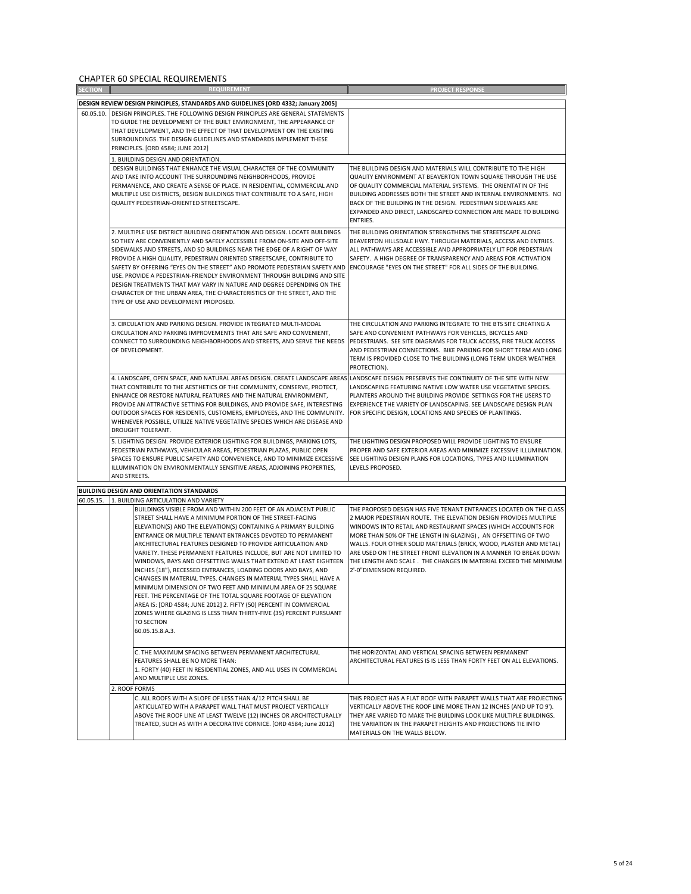## CHAPTER 60 SPECIAL REQUIREMENTS

| SECTION | | REQUIREMENT | PROJECT RESPONSE |
|---|---|---|---|
| **DESIGN REVIEW DESIGN PRINCIPLES, STANDARDS AND GUIDELINES [ORD 4332; January 2005]** | | | |
| 60.05.10. | DESIGN PRINCIPLES. THE FOLLOWING DESIGN PRINCIPLES ARE GENERAL STATEMENTS TO GUIDE THE DEVELOPMENT OF THE BUILT ENVIRONMENT, THE APPEARANCE OF THAT DEVELOPMENT, AND THE EFFECT OF THAT DEVELOPMENT ON THE EXISTING SURROUNDINGS. THE DESIGN GUIDELINES AND STANDARDS IMPLEMENT THESE PRINCIPLES. [ORD 4584; JUNE 2012] | | |
| | 1. BUILDING DESIGN AND ORIENTATION. | | |
| | DESIGN BUILDINGS THAT ENHANCE THE VISUAL CHARACTER OF THE COMMUNITY AND TAKE INTO ACCOUNT THE SURROUNDING NEIGHBORHOODS, PROVIDE PERMANENCE, AND CREATE A SENSE OF PLACE. IN RESIDENTIAL, COMMERCIAL AND MULTIPLE USE DISTRICTS, DESIGN BUILDINGS THAT CONTRIBUTE TO A SAFE, HIGH QUALITY PEDESTRIAN-ORIENTED STREETSCAPE. | | THE BUILDING DESIGN AND MATERIALS WILL CONTRIBUTE TO THE HIGH QUALITY ENVIRONMENT AT BEAVERTON TOWN SQUARE THROUGH THE USE OF QUALITY COMMERCIAL MATERIAL SYSTEMS. THE ORIENTATIN OF THE BUILDING ADDRESSES BOTH THE STREET AND INTERNAL ENVIRONMENTS. NO BACK OF THE BUILDING IN THE DESIGN. PEDESTRIAN SIDEWALKS ARE EXPANDED AND DIRECT, LANDSCAPED CONNECTION ARE MADE TO BUILDING ENTRIES. |
| | 2. MULTIPLE USE DISTRICT BUILDING ORIENTATION AND DESIGN. LOCATE BUILDINGS SO THEY ARE CONVENIENTLY AND SAFELY ACCESSIBLE FROM ON-SITE AND OFF-SITE SIDEWALKS AND STREETS, AND SO BUILDINGS NEAR THE EDGE OF A RIGHT OF WAY PROVIDE A HIGH QUALITY, PEDESTRIAN ORIENTED STREETSCAPE, CONTRIBUTE TO SAFETY BY OFFERING "EYES ON THE STREET" AND PROMOTE PEDESTRIAN SAFETY AND USE. PROVIDE A PEDESTRIAN-FRIENDLY ENVIRONMENT THROUGH BUILDING AND SITE DESIGN TREATMENTS THAT MAY VARY IN NATURE AND DEGREE DEPENDING ON THE CHARACTER OF THE URBAN AREA, THE CHARACTERISTICS OF THE STREET, AND THE TYPE OF USE AND DEVELOPMENT PROPOSED. | | THE BUILDING ORIENTATION STRENGTHENS THE STREETSCAPE ALONG BEAVERTON HILLSDALE HWY. THROUGH MATERIALS, ACCESS AND ENTRIES. ALL PATHWAYS ARE ACCESSIBLE AND APPROPRIATELY LIT FOR PEDESTRIAN SAFETY. A HIGH DEGREE OF TRANSPARENCY AND AREAS FOR ACTIVATION ENCOURAGE "EYES ON THE STREET" FOR ALL SIDES OF THE BUILDING. |
| | 3. CIRCULATION AND PARKING DESIGN. PROVIDE INTEGRATED MULTI-MODAL CIRCULATION AND PARKING IMPROVEMENTS THAT ARE SAFE AND CONVENIENT, CONNECT TO SURROUNDING NEIGHBORHOODS AND STREETS, AND SERVE THE NEEDS OF DEVELOPMENT. | | THE CIRCULATION AND PARKING INTEGRATE TO THE BTS SITE CREATING A SAFE AND CONVENIENT PATHWAYS FOR VEHICLES, BICYCLES AND PEDESTRIANS. SEE SITE DIAGRAMS FOR TRUCK ACCESS, FIRE TRUCK ACCESS AND PEDESTRIAN CONNECTIONS. BIKE PARKING FOR SHORT TERM AND LONG TERM IS PROVIDED CLOSE TO THE BUILDING (LONG TERM UNDER WEATHER PROTECTION). |
| | 4. LANDSCAPE, OPEN SPACE, AND NATURAL AREAS DESIGN. CREATE LANDSCAPE AREAS THAT CONTRIBUTE TO THE AESTHETICS OF THE COMMUNITY, CONSERVE, PROTECT, ENHANCE OR RESTORE NATURAL FEATURES AND THE NATURAL ENVIRONMENT, PROVIDE AN ATTRACTIVE SETTING FOR BUILDINGS, AND PROVIDE SAFE, INTERESTING OUTDOOR SPACES FOR RESIDENTS, CUSTOMERS, EMPLOYEES, AND THE COMMUNITY. WHENEVER POSSIBLE, UTILIZE NATIVE VEGETATIVE SPECIES WHICH ARE DISEASE AND DROUGHT TOLERANT. | | LANDSCAPE DESIGN PRESERVES THE CONTINUITY OF THE SITE WITH NEW LANDSCAPING FEATURING NATIVE LOW WATER USE VEGETATIVE SPECIES. PLANTERS AROUND THE BUILDING PROVIDE SETTINGS FOR THE USERS TO EXPERIENCE THE VARIETY OF LANDSCAPING. SEE LANDSCAPE DESIGN PLAN FOR SPECIFIC DESIGN, LOCATIONS AND SPECIES OF PLANTINGS. |
| | 5. LIGHTING DESIGN. PROVIDE EXTERIOR LIGHTING FOR BUILDINGS, PARKING LOTS, PEDESTRIAN PATHWAYS, VEHICULAR AREAS, PEDESTRIAN PLAZAS, PUBLIC OPEN SPACES TO ENSURE PUBLIC SAFETY AND CONVENIENCE, AND TO MINIMIZE EXCESSIVE ILLUMINATION ON ENVIRONMENTALLY SENSITIVE AREAS, ADJOINING PROPERTIES, AND STREETS. | | THE LIGHTING DESIGN PROPOSED WILL PROVIDE LIGHTING TO ENSURE PROPER AND SAFE EXTERIOR AREAS AND MINIMIZE EXCESSIVE ILLUMINATION. SEE LIGHTING DESIGN PLANS FOR LOCATIONS, TYPES AND ILLUMINATION LEVELS PROPOSED. |
| **BUILDING DESIGN AND ORIENTATION STANDARDS** | | | |
| 60.05.15. | 1. BUILDING ARTICULATION AND VARIETY | | |
| | | BUILDINGS VISIBLE FROM AND WITHIN 200 FEET OF AN ADJACENT PUBLIC STREET SHALL HAVE A MINIMUM PORTION OF THE STREET-FACING ELEVATION(S) AND THE ELEVATION(S) CONTAINING A PRIMARY BUILDING ENTRANCE OR MULTIPLE TENANT ENTRANCES DEVOTED TO PERMANENT ARCHITECTURAL FEATURES DESIGNED TO PROVIDE ARTICULATION AND VARIETY. THESE PERMANENT FEATURES INCLUDE, BUT ARE NOT LIMITED TO WINDOWS, BAYS AND OFFSETTING WALLS THAT EXTEND AT LEAST EIGHTEEN INCHES (18"), RECESSED ENTRANCES, LOADING DOORS AND BAYS, AND CHANGES IN MATERIAL TYPES. CHANGES IN MATERIAL TYPES SHALL HAVE A MINIMUM DIMENSION OF TWO FEET AND MINIMUM AREA OF 25 SQUARE FEET. THE PERCENTAGE OF THE TOTAL SQUARE FOOTAGE OF ELEVATION AREA IS: [ORD 4584; JUNE 2012] 2. FIFTY (50) PERCENT IN COMMERCIAL ZONES WHERE GLAZING IS LESS THAN THIRTY-FIVE (35) PERCENT PURSUANT TO SECTION 60.05.15.8.A.3. | THE PROPOSED DESIGN HAS FIVE TENANT ENTRANCES LOCATED ON THE CLASS 2 MAJOR PEDESTRIAN ROUTE. THE ELEVATION DESIGN PROVIDES MULTIPLE WINDOWS INTO RETAIL AND RESTAURANT SPACES (WHICH ACCOUNTS FOR MORE THAN 50% OF THE LENGTH IN GLAZING) , AN OFFSETTING OF TWO WALLS. FOUR OTHER SOLID MATERIALS (BRICK, WOOD, PLASTER AND METAL) ARE USED ON THE STREET FRONT ELEVATION IN A MANNER TO BREAK DOWN THE LENGTH AND SCALE . THE CHANGES IN MATERIAL EXCEED THE MINIMUM 2'-0"DIMENSION REQUIRED. |
| | | C. THE MAXIMUM SPACING BETWEEN PERMANENT ARCHITECTURAL FEATURES SHALL BE NO MORE THAN: 1. FORTY (40) FEET IN RESIDENTIAL ZONES, AND ALL USES IN COMMERCIAL AND MULTIPLE USE ZONES. | THE HORIZONTAL AND VERTICAL SPACING BETWEEN PERMANENT ARCHITECTURAL FEATURES IS IS LESS THAN FORTY FEET ON ALL ELEVATIONS. |
| | 2. ROOF FORMS | | |
| | | C. ALL ROOFS WITH A SLOPE OF LESS THAN 4/12 PITCH SHALL BE ARTICULATED WITH A PARAPET WALL THAT MUST PROJECT VERTICALLY ABOVE THE ROOF LINE AT LEAST TWELVE (12) INCHES OR ARCHITECTURALLY TREATED, SUCH AS WITH A DECORATIVE CORNICE. [ORD 4584; June 2012] | THIS PROJECT HAS A FLAT ROOF WITH PARAPET WALLS THAT ARE PROJECTING VERTICALLY ABOVE THE ROOF LINE MORE THAN 12 INCHES (AND UP TO 9'). THEY ARE VARIED TO MAKE THE BUILDING LOOK LIKE MULTIPLE BUILDINGS. THE VARIATION IN THE PARAPET HEIGHTS AND PROJECTIONS TIE INTO MATERIALS ON THE WALLS BELOW. |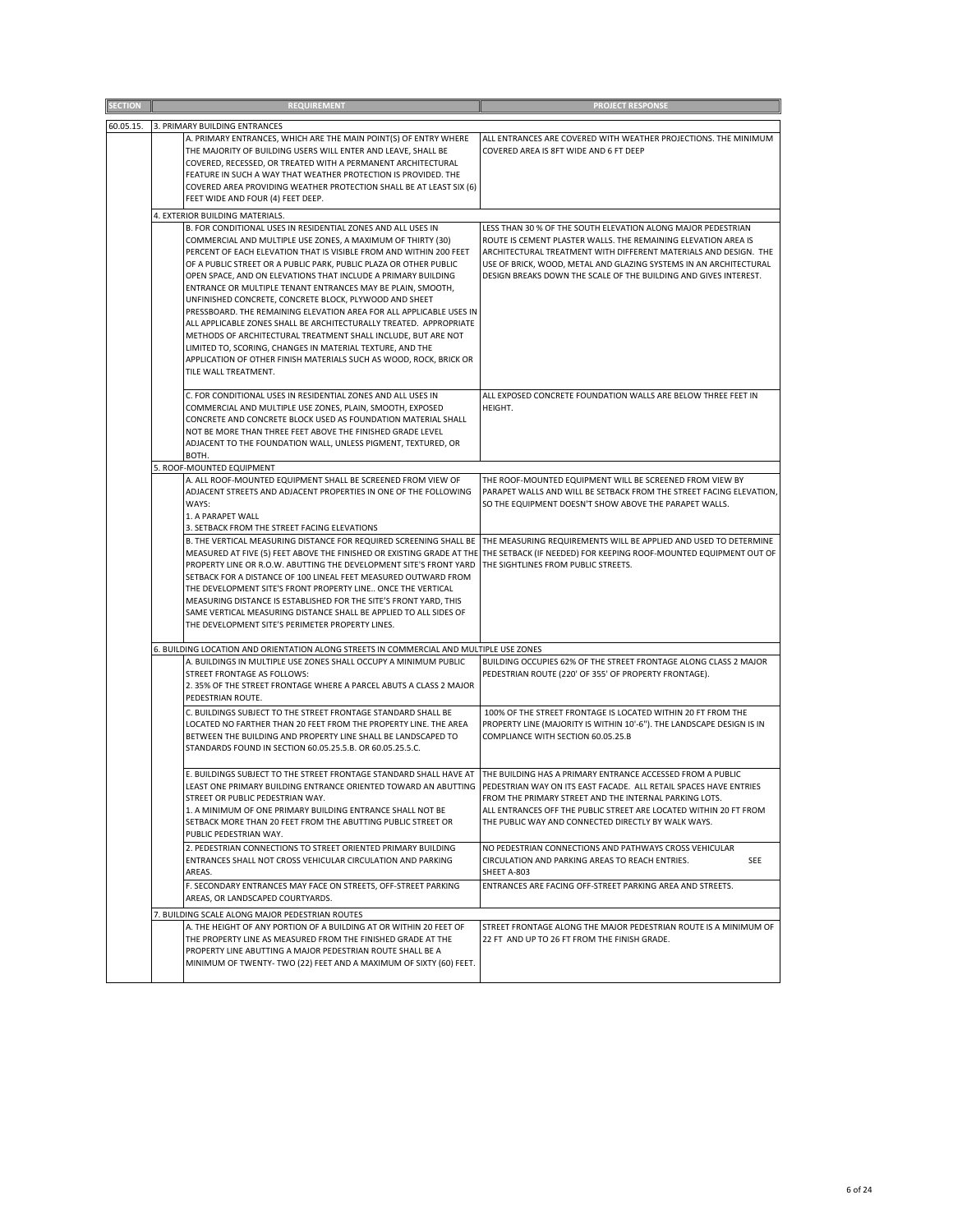| SECTION | | REQUIREMENT | PROJECT RESPONSE |
|---|---|---|---|
| 60.05.15. | 3. PRIMARY BUILDING ENTRANCES | | |
| | | A. PRIMARY ENTRANCES, WHICH ARE THE MAIN POINT(S) OF ENTRY WHERE THE MAJORITY OF BUILDING USERS WILL ENTER AND LEAVE, SHALL BE COVERED, RECESSED, OR TREATED WITH A PERMANENT ARCHITECTURAL FEATURE IN SUCH A WAY THAT WEATHER PROTECTION IS PROVIDED. THE COVERED AREA PROVIDING WEATHER PROTECTION SHALL BE AT LEAST SIX (6) FEET WIDE AND FOUR (4) FEET DEEP. | ALL ENTRANCES ARE COVERED WITH WEATHER PROJECTIONS. THE MINIMUM COVERED AREA IS 8FT WIDE AND 6 FT DEEP |
| | 4. EXTERIOR BUILDING MATERIALS. | | |
| | | B. FOR CONDITIONAL USES IN RESIDENTIAL ZONES AND ALL USES IN COMMERCIAL AND MULTIPLE USE ZONES, A MAXIMUM OF THIRTY (30) PERCENT OF EACH ELEVATION THAT IS VISIBLE FROM AND WITHIN 200 FEET OF A PUBLIC STREET OR A PUBLIC PARK, PUBLIC PLAZA OR OTHER PUBLIC OPEN SPACE, AND ON ELEVATIONS THAT INCLUDE A PRIMARY BUILDING ENTRANCE OR MULTIPLE TENANT ENTRANCES MAY BE PLAIN, SMOOTH, UNFINISHED CONCRETE, CONCRETE BLOCK, PLYWOOD AND SHEET PRESSBOARD. THE REMAINING ELEVATION AREA FOR ALL APPLICABLE USES IN ALL APPLICABLE ZONES SHALL BE ARCHITECTURALLY TREATED. APPROPRIATE METHODS OF ARCHITECTURAL TREATMENT SHALL INCLUDE, BUT ARE NOT LIMITED TO, SCORING, CHANGES IN MATERIAL TEXTURE, AND THE APPLICATION OF OTHER FINISH MATERIALS SUCH AS WOOD, ROCK, BRICK OR TILE WALL TREATMENT. | LESS THAN 30 % OF THE SOUTH ELEVATION ALONG MAJOR PEDESTRIAN ROUTE IS CEMENT PLASTER WALLS. THE REMAINING ELEVATION AREA IS ARCHITECTURAL TREATMENT WITH DIFFERENT MATERIALS AND DESIGN. THE USE OF BRICK, WOOD, METAL AND GLAZING SYSTEMS IN AN ARCHITECTURAL DESIGN BREAKS DOWN THE SCALE OF THE BUILDING AND GIVES INTEREST. |
| | | C. FOR CONDITIONAL USES IN RESIDENTIAL ZONES AND ALL USES IN COMMERCIAL AND MULTIPLE USE ZONES, PLAIN, SMOOTH, EXPOSED CONCRETE AND CONCRETE BLOCK USED AS FOUNDATION MATERIAL SHALL NOT BE MORE THAN THREE FEET ABOVE THE FINISHED GRADE LEVEL ADJACENT TO THE FOUNDATION WALL, UNLESS PIGMENT, TEXTURED, OR BOTH. | ALL EXPOSED CONCRETE FOUNDATION WALLS ARE BELOW THREE FEET IN HEIGHT. |
| | 5. ROOF-MOUNTED EQUIPMENT | | |
| | | A. ALL ROOF-MOUNTED EQUIPMENT SHALL BE SCREENED FROM VIEW OF ADJACENT STREETS AND ADJACENT PROPERTIES IN ONE OF THE FOLLOWING WAYS:<br>1. A PARAPET WALL<br>3. SETBACK FROM THE STREET FACING ELEVATIONS | THE ROOF-MOUNTED EQUIPMENT WILL BE SCREENED FROM VIEW BY PARAPET WALLS AND WILL BE SETBACK FROM THE STREET FACING ELEVATION, SO THE EQUIPMENT DOESN'T SHOW ABOVE THE PARAPET WALLS. |
| | | B. THE VERTICAL MEASURING DISTANCE FOR REQUIRED SCREENING SHALL BE MEASURED AT FIVE (5) FEET ABOVE THE FINISHED OR EXISTING GRADE AT THE PROPERTY LINE OR R.O.W. ABUTTING THE DEVELOPMENT SITE'S FRONT YARD SETBACK FOR A DISTANCE OF 100 LINEAL FEET MEASURED OUTWARD FROM THE DEVELOPMENT SITE'S FRONT PROPERTY LINE.. ONCE THE VERTICAL MEASURING DISTANCE IS ESTABLISHED FOR THE SITE'S FRONT YARD, THIS SAME VERTICAL MEASURING DISTANCE SHALL BE APPLIED TO ALL SIDES OF THE DEVELOPMENT SITE'S PERIMETER PROPERTY LINES. | THE MEASURING REQUIREMENTS WILL BE APPLIED AND USED TO DETERMINE THE SETBACK (IF NEEDED) FOR KEEPING ROOF-MOUNTED EQUIPMENT OUT OF THE SIGHTLINES FROM PUBLIC STREETS. |
| | 6. BUILDING LOCATION AND ORIENTATION ALONG STREETS IN COMMERCIAL AND MULTIPLE USE ZONES | | |
| | | A. BUILDINGS IN MULTIPLE USE ZONES SHALL OCCUPY A MINIMUM PUBLIC STREET FRONTAGE AS FOLLOWS:<br>2. 35% OF THE STREET FRONTAGE WHERE A PARCEL ABUTS A CLASS 2 MAJOR PEDESTRIAN ROUTE. | BUILDING OCCUPIES 62% OF THE STREET FRONTAGE ALONG CLASS 2 MAJOR PEDESTRIAN ROUTE (220' OF 355' OF PROPERTY FRONTAGE). |
| | | C. BUILDINGS SUBJECT TO THE STREET FRONTAGE STANDARD SHALL BE LOCATED NO FARTHER THAN 20 FEET FROM THE PROPERTY LINE. THE AREA BETWEEN THE BUILDING AND PROPERTY LINE SHALL BE LANDSCAPED TO STANDARDS FOUND IN SECTION 60.05.25.5.B. OR 60.05.25.5.C. | 100% OF THE STREET FRONTAGE IS LOCATED WITHIN 20 FT FROM THE PROPERTY LINE (MAJORITY IS WITHIN 10'-6"). THE LANDSCAPE DESIGN IS IN COMPLIANCE WITH SECTION 60.05.25.B |
| | | E. BUILDINGS SUBJECT TO THE STREET FRONTAGE STANDARD SHALL HAVE AT LEAST ONE PRIMARY BUILDING ENTRANCE ORIENTED TOWARD AN ABUTTING STREET OR PUBLIC PEDESTRIAN WAY.<br>1. A MINIMUM OF ONE PRIMARY BUILDING ENTRANCE SHALL NOT BE SETBACK MORE THAN 20 FEET FROM THE ABUTTING PUBLIC STREET OR PUBLIC PEDESTRIAN WAY. | THE BUILDING HAS A PRIMARY ENTRANCE ACCESSED FROM A PUBLIC PEDESTRIAN WAY ON ITS EAST FACADE. ALL RETAIL SPACES HAVE ENTRIES FROM THE PRIMARY STREET AND THE INTERNAL PARKING LOTS.<br>ALL ENTRANCES OFF THE PUBLIC STREET ARE LOCATED WITHIN 20 FT FROM THE PUBLIC WAY AND CONNECTED DIRECTLY BY WALK WAYS. |
| | | 2. PEDESTRIAN CONNECTIONS TO STREET ORIENTED PRIMARY BUILDING ENTRANCES SHALL NOT CROSS VEHICULAR CIRCULATION AND PARKING AREAS. | NO PEDESTRIAN CONNECTIONS AND PATHWAYS CROSS VEHICULAR CIRCULATION AND PARKING AREAS TO REACH ENTRIES. SEE SHEET A-803 |
| | | F. SECONDARY ENTRANCES MAY FACE ON STREETS, OFF-STREET PARKING AREAS, OR LANDSCAPED COURTYARDS. | ENTRANCES ARE FACING OFF-STREET PARKING AREA AND STREETS. |
| | 7. BUILDING SCALE ALONG MAJOR PEDESTRIAN ROUTES | | |
| | | A. THE HEIGHT OF ANY PORTION OF A BUILDING AT OR WITHIN 20 FEET OF THE PROPERTY LINE AS MEASURED FROM THE FINISHED GRADE AT THE PROPERTY LINE ABUTTING A MAJOR PEDESTRIAN ROUTE SHALL BE A MINIMUM OF TWENTY- TWO (22) FEET AND A MAXIMUM OF SIXTY (60) FEET. | STREET FRONTAGE ALONG THE MAJOR PEDESTRIAN ROUTE IS A MINIMUM OF 22 FT AND UP TO 26 FT FROM THE FINISH GRADE. |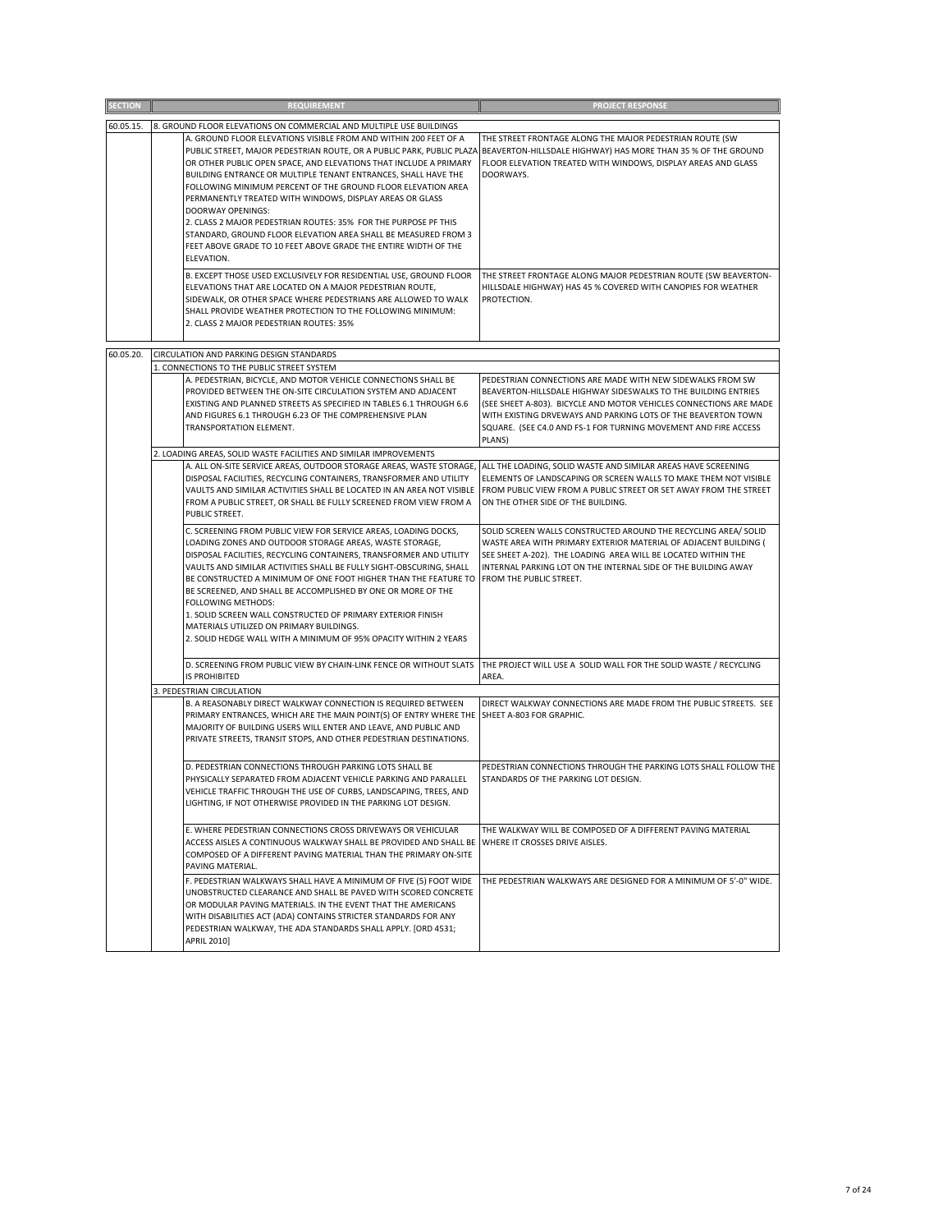| SECTION | | REQUIREMENT | PROJECT RESPONSE |
|---|---|---|---|
| 60.05.15. | 8. GROUND FLOOR ELEVATIONS ON COMMERCIAL AND MULTIPLE USE BUILDINGS | | |
| | | A. GROUND FLOOR ELEVATIONS VISIBLE FROM AND WITHIN 200 FEET OF A PUBLIC STREET, MAJOR PEDESTRIAN ROUTE, OR A PUBLIC PARK, PUBLIC PLAZA OR OTHER PUBLIC OPEN SPACE, AND ELEVATIONS THAT INCLUDE A PRIMARY BUILDING ENTRANCE OR MULTIPLE TENANT ENTRANCES, SHALL HAVE THE FOLLOWING MINIMUM PERCENT OF THE GROUND FLOOR ELEVATION AREA PERMANENTLY TREATED WITH WINDOWS, DISPLAY AREAS OR GLASS DOORWAY OPENINGS:<br>2. CLASS 2 MAJOR PEDESTRIAN ROUTES: 35% FOR THE PURPOSE PF THIS STANDARD, GROUND FLOOR ELEVATION AREA SHALL BE MEASURED FROM 3 FEET ABOVE GRADE TO 10 FEET ABOVE GRADE THE ENTIRE WIDTH OF THE ELEVATION. | THE STREET FRONTAGE ALONG THE MAJOR PEDESTRIAN ROUTE (SW BEAVERTON-HILLSDALE HIGHWAY) HAS MORE THAN 35 % OF THE GROUND FLOOR ELEVATION TREATED WITH WINDOWS, DISPLAY AREAS AND GLASS DOORWAYS. |
| | | B. EXCEPT THOSE USED EXCLUSIVELY FOR RESIDENTIAL USE, GROUND FLOOR ELEVATIONS THAT ARE LOCATED ON A MAJOR PEDESTRIAN ROUTE, SIDEWALK, OR OTHER SPACE WHERE PEDESTRIANS ARE ALLOWED TO WALK SHALL PROVIDE WEATHER PROTECTION TO THE FOLLOWING MINIMUM:<br>2. CLASS 2 MAJOR PEDESTRIAN ROUTES: 35% | THE STREET FRONTAGE ALONG MAJOR PEDESTRIAN ROUTE (SW BEAVERTON-HILLSDALE HIGHWAY) HAS 45 % COVERED WITH CANOPIES FOR WEATHER PROTECTION. |
| 60.05.20. | CIRCULATION AND PARKING DESIGN STANDARDS | | |
| | 1. CONNECTIONS TO THE PUBLIC STREET SYSTEM | | |
| | | A. PEDESTRIAN, BICYCLE, AND MOTOR VEHICLE CONNECTIONS SHALL BE PROVIDED BETWEEN THE ON-SITE CIRCULATION SYSTEM AND ADJACENT EXISTING AND PLANNED STREETS AS SPECIFIED IN TABLES 6.1 THROUGH 6.6 AND FIGURES 6.1 THROUGH 6.23 OF THE COMPREHENSIVE PLAN TRANSPORTATION ELEMENT. | PEDESTRIAN CONNECTIONS ARE MADE WITH NEW SIDEWALKS FROM SW BEAVERTON-HILLSDALE HIGHWAY SIDESWALKS TO THE BUILDING ENTRIES (SEE SHEET A-803). BICYCLE AND MOTOR VEHICLES CONNECTIONS ARE MADE WITH EXISTING DRVEWAYS AND PARKING LOTS OF THE BEAVERTON TOWN SQUARE. (SEE C4.0 AND FS-1 FOR TURNING MOVEMENT AND FIRE ACCESS PLANS) |
| | 2. LOADING AREAS, SOLID WASTE FACILITIES AND SIMILAR IMPROVEMENTS | | |
| | | A. ALL ON-SITE SERVICE AREAS, OUTDOOR STORAGE AREAS, WASTE STORAGE, DISPOSAL FACILITIES, RECYCLING CONTAINERS, TRANSFORMER AND UTILITY VAULTS AND SIMILAR ACTIVITIES SHALL BE LOCATED IN AN AREA NOT VISIBLE FROM A PUBLIC STREET, OR SHALL BE FULLY SCREENED FROM VIEW FROM A PUBLIC STREET. | ALL THE LOADING, SOLID WASTE AND SIMILAR AREAS HAVE SCREENING ELEMENTS OF LANDSCAPING OR SCREEN WALLS TO MAKE THEM NOT VISIBLE FROM PUBLIC VIEW FROM A PUBLIC STREET OR SET AWAY FROM THE STREET ON THE OTHER SIDE OF THE BUILDING. |
| | | C. SCREENING FROM PUBLIC VIEW FOR SERVICE AREAS, LOADING DOCKS, LOADING ZONES AND OUTDOOR STORAGE AREAS, WASTE STORAGE, DISPOSAL FACILITIES, RECYCLING CONTAINERS, TRANSFORMER AND UTILITY VAULTS AND SIMILAR ACTIVITIES SHALL BE FULLY SIGHT-OBSCURING, SHALL BE CONSTRUCTED A MINIMUM OF ONE FOOT HIGHER THAN THE FEATURE TO BE SCREENED, AND SHALL BE ACCOMPLISHED BY ONE OR MORE OF THE FOLLOWING METHODS:<br>1. SOLID SCREEN WALL CONSTRUCTED OF PRIMARY EXTERIOR FINISH MATERIALS UTILIZED ON PRIMARY BUILDINGS.<br>2. SOLID HEDGE WALL WITH A MINIMUM OF 95% OPACITY WITHIN 2 YEARS | SOLID SCREEN WALLS CONSTRUCTED AROUND THE RECYCLING AREA/ SOLID WASTE AREA WITH PRIMARY EXTERIOR MATERIAL OF ADJACENT BUILDING ( SEE SHEET A-202). THE LOADING AREA WILL BE LOCATED WITHIN THE INTERNAL PARKING LOT ON THE INTERNAL SIDE OF THE BUILDING AWAY FROM THE PUBLIC STREET. |
| | | D. SCREENING FROM PUBLIC VIEW BY CHAIN-LINK FENCE OR WITHOUT SLATS IS PROHIBITED | THE PROJECT WILL USE A SOLID WALL FOR THE SOLID WASTE / RECYCLING AREA. |
| | 3. PEDESTRIAN CIRCULATION | | |
| | | B. A REASONABLY DIRECT WALKWAY CONNECTION IS REQUIRED BETWEEN PRIMARY ENTRANCES, WHICH ARE THE MAIN POINT(S) OF ENTRY WHERE THE MAJORITY OF BUILDING USERS WILL ENTER AND LEAVE, AND PUBLIC AND PRIVATE STREETS, TRANSIT STOPS, AND OTHER PEDESTRIAN DESTINATIONS. | DIRECT WALKWAY CONNECTIONS ARE MADE FROM THE PUBLIC STREETS. SEE SHEET A-803 FOR GRAPHIC. |
| | | D. PEDESTRIAN CONNECTIONS THROUGH PARKING LOTS SHALL BE PHYSICALLY SEPARATED FROM ADJACENT VEHICLE PARKING AND PARALLEL VEHICLE TRAFFIC THROUGH THE USE OF CURBS, LANDSCAPING, TREES, AND LIGHTING, IF NOT OTHERWISE PROVIDED IN THE PARKING LOT DESIGN. | PEDESTRIAN CONNECTIONS THROUGH THE PARKING LOTS SHALL FOLLOW THE STANDARDS OF THE PARKING LOT DESIGN. |
| | | E. WHERE PEDESTRIAN CONNECTIONS CROSS DRIVEWAYS OR VEHICULAR ACCESS AISLES A CONTINUOUS WALKWAY SHALL BE PROVIDED AND SHALL BE COMPOSED OF A DIFFERENT PAVING MATERIAL THAN THE PRIMARY ON-SITE PAVING MATERIAL. | THE WALKWAY WILL BE COMPOSED OF A DIFFERENT PAVING MATERIAL WHERE IT CROSSES DRIVE AISLES. |
| | | F. PEDESTRIAN WALKWAYS SHALL HAVE A MINIMUM OF FIVE (5) FOOT WIDE UNOBSTRUCTED CLEARANCE AND SHALL BE PAVED WITH SCORED CONCRETE OR MODULAR PAVING MATERIALS. IN THE EVENT THAT THE AMERICANS WITH DISABILITIES ACT (ADA) CONTAINS STRICTER STANDARDS FOR ANY PEDESTRIAN WALKWAY, THE ADA STANDARDS SHALL APPLY. [ORD 4531; APRIL 2010] | THE PEDESTRIAN WALKWAYS ARE DESIGNED FOR A MINIMUM OF 5'-0" WIDE. |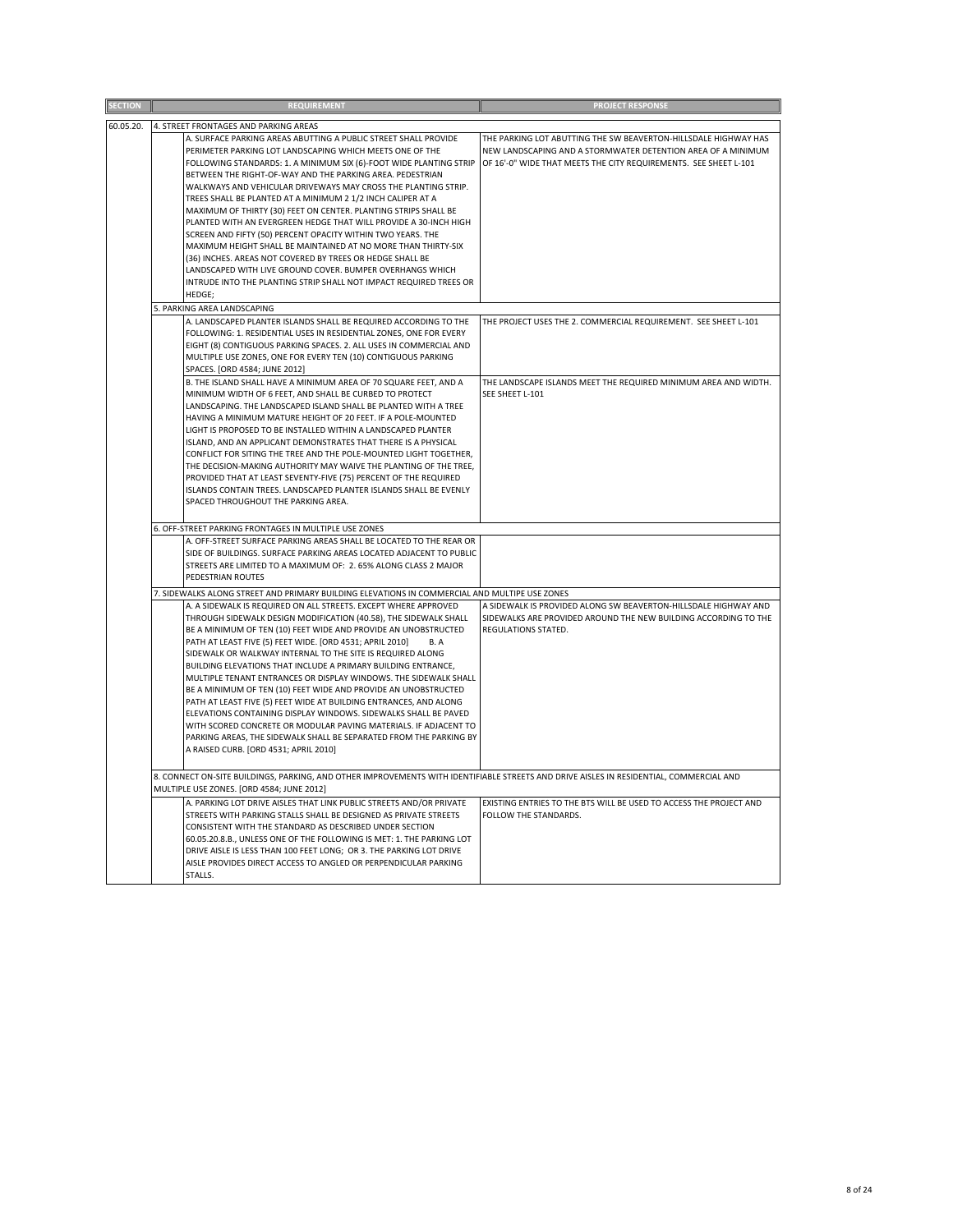| SECTION | REQUIREMENT | PROJECT RESPONSE |
|---|---|---|
| 60.05.20. | 4. STREET FRONTAGES AND PARKING AREAS | |
| | A. SURFACE PARKING AREAS ABUTTING A PUBLIC STREET SHALL PROVIDE PERIMETER PARKING LOT LANDSCAPING WHICH MEETS ONE OF THE FOLLOWING STANDARDS: 1. A MINIMUM SIX (6)-FOOT WIDE PLANTING STRIP BETWEEN THE RIGHT-OF-WAY AND THE PARKING AREA. PEDESTRIAN WALKWAYS AND VEHICULAR DRIVEWAYS MAY CROSS THE PLANTING STRIP. TREES SHALL BE PLANTED AT A MINIMUM 2 1/2 INCH CALIPER AT A MAXIMUM OF THIRTY (30) FEET ON CENTER. PLANTING STRIPS SHALL BE PLANTED WITH AN EVERGREEN HEDGE THAT WILL PROVIDE A 30-INCH HIGH SCREEN AND FIFTY (50) PERCENT OPACITY WITHIN TWO YEARS. THE MAXIMUM HEIGHT SHALL BE MAINTAINED AT NO MORE THAN THIRTY-SIX (36) INCHES. AREAS NOT COVERED BY TREES OR HEDGE SHALL BE LANDSCAPED WITH LIVE GROUND COVER. BUMPER OVERHANGS WHICH INTRUDE INTO THE PLANTING STRIP SHALL NOT IMPACT REQUIRED TREES OR HEDGE; | THE PARKING LOT ABUTTING THE SW BEAVERTON-HILLSDALE HIGHWAY HAS NEW LANDSCAPING AND A STORMWATER DETENTION AREA OF A MINIMUM OF 16'-0" WIDE THAT MEETS THE CITY REQUIREMENTS. SEE SHEET L-101 |
| | 5. PARKING AREA LANDSCAPING | |
| | A. LANDSCAPED PLANTER ISLANDS SHALL BE REQUIRED ACCORDING TO THE FOLLOWING: 1. RESIDENTIAL USES IN RESIDENTIAL ZONES, ONE FOR EVERY EIGHT (8) CONTIGUOUS PARKING SPACES. 2. ALL USES IN COMMERCIAL AND MULTIPLE USE ZONES, ONE FOR EVERY TEN (10) CONTIGUOUS PARKING SPACES. [ORD 4584; JUNE 2012] | THE PROJECT USES THE 2. COMMERCIAL REQUIREMENT. SEE SHEET L-101 |
| | B. THE ISLAND SHALL HAVE A MINIMUM AREA OF 70 SQUARE FEET, AND A MINIMUM WIDTH OF 6 FEET, AND SHALL BE CURBED TO PROTECT LANDSCAPING. THE LANDSCAPED ISLAND SHALL BE PLANTED WITH A TREE HAVING A MINIMUM MATURE HEIGHT OF 20 FEET. IF A POLE-MOUNTED LIGHT IS PROPOSED TO BE INSTALLED WITHIN A LANDSCAPED PLANTER ISLAND, AND AN APPLICANT DEMONSTRATES THAT THERE IS A PHYSICAL CONFLICT FOR SITING THE TREE AND THE POLE-MOUNTED LIGHT TOGETHER, THE DECISION-MAKING AUTHORITY MAY WAIVE THE PLANTING OF THE TREE, PROVIDED THAT AT LEAST SEVENTY-FIVE (75) PERCENT OF THE REQUIRED ISLANDS CONTAIN TREES. LANDSCAPED PLANTER ISLANDS SHALL BE EVENLY SPACED THROUGHOUT THE PARKING AREA. | THE LANDSCAPE ISLANDS MEET THE REQUIRED MINIMUM AREA AND WIDTH. SEE SHEET L-101 |
| | 6. OFF-STREET PARKING FRONTAGES IN MULTIPLE USE ZONES | |
| | A. OFF-STREET SURFACE PARKING AREAS SHALL BE LOCATED TO THE REAR OR SIDE OF BUILDINGS. SURFACE PARKING AREAS LOCATED ADJACENT TO PUBLIC STREETS ARE LIMITED TO A MAXIMUM OF: 2. 65% ALONG CLASS 2 MAJOR PEDESTRIAN ROUTES | |
| | 7. SIDEWALKS ALONG STREET AND PRIMARY BUILDING ELEVATIONS IN COMMERCIAL AND MULTIPLE USE ZONES | |
| | A. A SIDEWALK IS REQUIRED ON ALL STREETS. EXCEPT WHERE APPROVED THROUGH SIDEWALK DESIGN MODIFICATION (40.58), THE SIDEWALK SHALL BE A MINIMUM OF TEN (10) FEET WIDE AND PROVIDE AN UNOBSTRUCTED PATH AT LEAST FIVE (5) FEET WIDE. [ORD 4531; APRIL 2010] B. A SIDEWALK OR WALKWAY INTERNAL TO THE SITE IS REQUIRED ALONG BUILDING ELEVATIONS THAT INCLUDE A PRIMARY BUILDING ENTRANCE, MULTIPLE TENANT ENTRANCES OR DISPLAY WINDOWS. THE SIDEWALK SHALL BE A MINIMUM OF TEN (10) FEET WIDE AND PROVIDE AN UNOBSTRUCTED PATH AT LEAST FIVE (5) FEET WIDE AT BUILDING ENTRANCES, AND ALONG ELEVATIONS CONTAINING DISPLAY WINDOWS. SIDEWALKS SHALL BE PAVED WITH SCORED CONCRETE OR MODULAR PAVING MATERIALS. IF ADJACENT TO PARKING AREAS, THE SIDEWALK SHALL BE SEPARATED FROM THE PARKING BY A RAISED CURB. [ORD 4531; APRIL 2010] | A SIDEWALK IS PROVIDED ALONG SW BEAVERTON-HILLSDALE HIGHWAY AND SIDEWALKS ARE PROVIDED AROUND THE NEW BUILDING ACCORDING TO THE REGULATIONS STATED. |
| | 8. CONNECT ON-SITE BUILDINGS, PARKING, AND OTHER IMPROVEMENTS WITH IDENTIFIABLE STREETS AND DRIVE AISLES IN RESIDENTIAL, COMMERCIAL AND MULTIPLE USE ZONES. [ORD 4584; JUNE 2012] | |
| | A. PARKING LOT DRIVE AISLES THAT LINK PUBLIC STREETS AND/OR PRIVATE STREETS WITH PARKING STALLS SHALL BE DESIGNED AS PRIVATE STREETS CONSISTENT WITH THE STANDARD AS DESCRIBED UNDER SECTION 60.05.20.8.B., UNLESS ONE OF THE FOLLOWING IS MET: 1. THE PARKING LOT DRIVE AISLE IS LESS THAN 100 FEET LONG; OR 3. THE PARKING LOT DRIVE AISLE PROVIDES DIRECT ACCESS TO ANGLED OR PERPENDICULAR PARKING STALLS. | EXISTING ENTRIES TO THE BTS WILL BE USED TO ACCESS THE PROJECT AND FOLLOW THE STANDARDS. |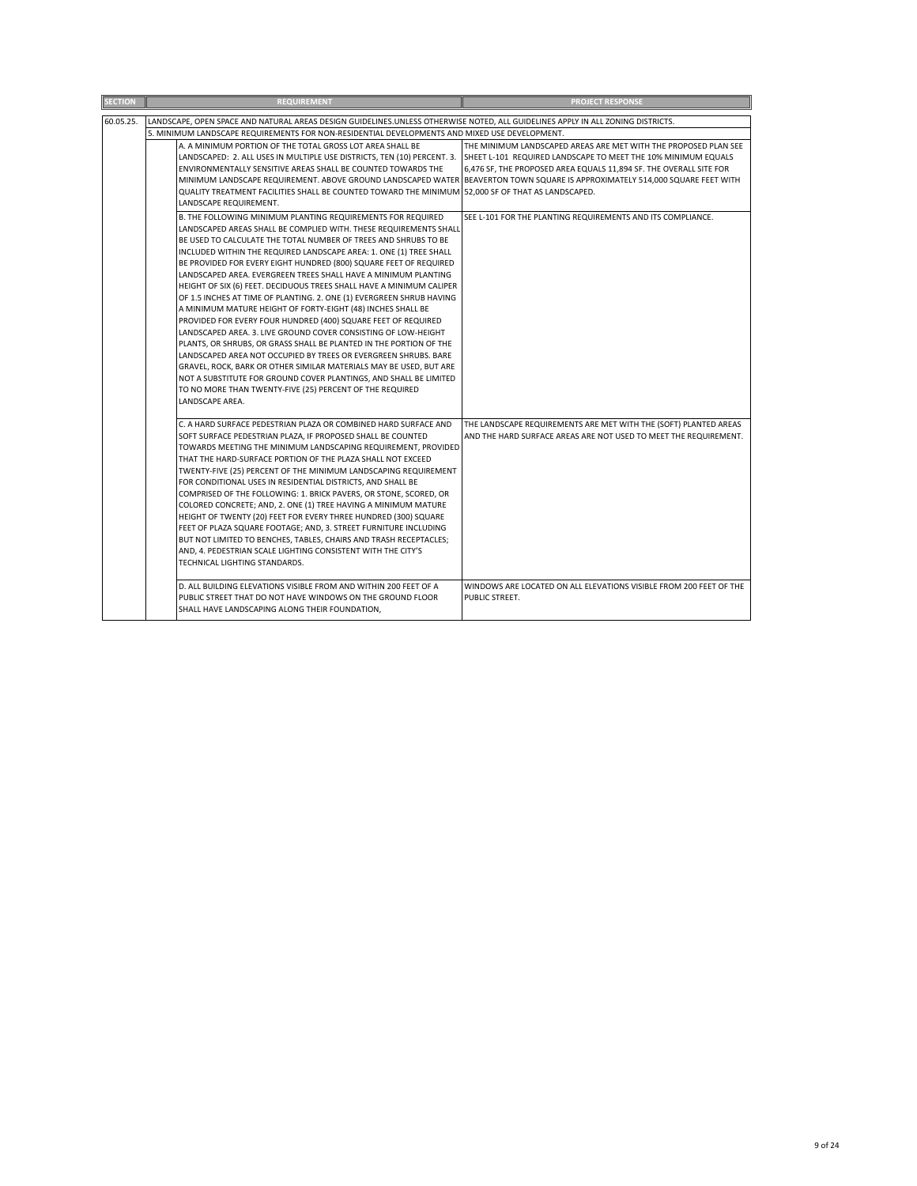| SECTION | | REQUIREMENT | PROJECT RESPONSE |
|---|---|---|---|
| 60.05.25. | LANDSCAPE, OPEN SPACE AND NATURAL AREAS DESIGN GUIDELINES.UNLESS OTHERWISE NOTED, ALL GUIDELINES APPLY IN ALL ZONING DISTRICTS. | | |
| | 5. MINIMUM LANDSCAPE REQUIREMENTS FOR NON-RESIDENTIAL DEVELOPMENTS AND MIXED USE DEVELOPMENT. | | |
| | | A. A MINIMUM PORTION OF THE TOTAL GROSS LOT AREA SHALL BE LANDSCAPED: 2. ALL USES IN MULTIPLE USE DISTRICTS, TEN (10) PERCENT. 3. ENVIRONMENTALLY SENSITIVE AREAS SHALL BE COUNTED TOWARDS THE MINIMUM LANDSCAPE REQUIREMENT. ABOVE GROUND LANDSCAPED WATER QUALITY TREATMENT FACILITIES SHALL BE COUNTED TOWARD THE MINIMUM LANDSCAPE REQUIREMENT. | THE MINIMUM LANDSCAPED AREAS ARE MET WITH THE PROPOSED PLAN SEE SHEET L-101 REQUIRED LANDSCAPE TO MEET THE 10% MINIMUM EQUALS 6,476 SF, THE PROPOSED AREA EQUALS 11,894 SF. THE OVERALL SITE FOR BEAVERTON TOWN SQUARE IS APPROXIMATELY 514,000 SQUARE FEET WITH 52,000 SF OF THAT AS LANDSCAPED. |
| | | B. THE FOLLOWING MINIMUM PLANTING REQUIREMENTS FOR REQUIRED LANDSCAPED AREAS SHALL BE COMPLIED WITH. THESE REQUIREMENTS SHALL BE USED TO CALCULATE THE TOTAL NUMBER OF TREES AND SHRUBS TO BE INCLUDED WITHIN THE REQUIRED LANDSCAPE AREA: 1. ONE (1) TREE SHALL BE PROVIDED FOR EVERY EIGHT HUNDRED (800) SQUARE FEET OF REQUIRED LANDSCAPED AREA. EVERGREEN TREES SHALL HAVE A MINIMUM PLANTING HEIGHT OF SIX (6) FEET. DECIDUOUS TREES SHALL HAVE A MINIMUM CALIPER OF 1.5 INCHES AT TIME OF PLANTING. 2. ONE (1) EVERGREEN SHRUB HAVING A MINIMUM MATURE HEIGHT OF FORTY-EIGHT (48) INCHES SHALL BE PROVIDED FOR EVERY FOUR HUNDRED (400) SQUARE FEET OF REQUIRED LANDSCAPED AREA. 3. LIVE GROUND COVER CONSISTING OF LOW-HEIGHT PLANTS, OR SHRUBS, OR GRASS SHALL BE PLANTED IN THE PORTION OF THE LANDSCAPED AREA NOT OCCUPIED BY TREES OR EVERGREEN SHRUBS. BARE GRAVEL, ROCK, BARK OR OTHER SIMILAR MATERIALS MAY BE USED, BUT ARE NOT A SUBSTITUTE FOR GROUND COVER PLANTINGS, AND SHALL BE LIMITED TO NO MORE THAN TWENTY-FIVE (25) PERCENT OF THE REQUIRED LANDSCAPE AREA. | SEE L-101 FOR THE PLANTING REQUIREMENTS AND ITS COMPLIANCE. |
| | | C. A HARD SURFACE PEDESTRIAN PLAZA OR COMBINED HARD SURFACE AND SOFT SURFACE PEDESTRIAN PLAZA, IF PROPOSED SHALL BE COUNTED TOWARDS MEETING THE MINIMUM LANDSCAPING REQUIREMENT, PROVIDED THAT THE HARD-SURFACE PORTION OF THE PLAZA SHALL NOT EXCEED TWENTY-FIVE (25) PERCENT OF THE MINIMUM LANDSCAPING REQUIREMENT FOR CONDITIONAL USES IN RESIDENTIAL DISTRICTS, AND SHALL BE COMPRISED OF THE FOLLOWING: 1. BRICK PAVERS, OR STONE, SCORED, OR COLORED CONCRETE; AND, 2. ONE (1) TREE HAVING A MINIMUM MATURE HEIGHT OF TWENTY (20) FEET FOR EVERY THREE HUNDRED (300) SQUARE FEET OF PLAZA SQUARE FOOTAGE; AND, 3. STREET FURNITURE INCLUDING BUT NOT LIMITED TO BENCHES, TABLES, CHAIRS AND TRASH RECEPTACLES; AND, 4. PEDESTRIAN SCALE LIGHTING CONSISTENT WITH THE CITY'S TECHNICAL LIGHTING STANDARDS. | THE LANDSCAPE REQUIREMENTS ARE MET WITH THE (SOFT) PLANTED AREAS AND THE HARD SURFACE AREAS ARE NOT USED TO MEET THE REQUIREMENT. |
| | | D. ALL BUILDING ELEVATIONS VISIBLE FROM AND WITHIN 200 FEET OF A PUBLIC STREET THAT DO NOT HAVE WINDOWS ON THE GROUND FLOOR SHALL HAVE LANDSCAPING ALONG THEIR FOUNDATION, | WINDOWS ARE LOCATED ON ALL ELEVATIONS VISIBLE FROM 200 FEET OF THE PUBLIC STREET. |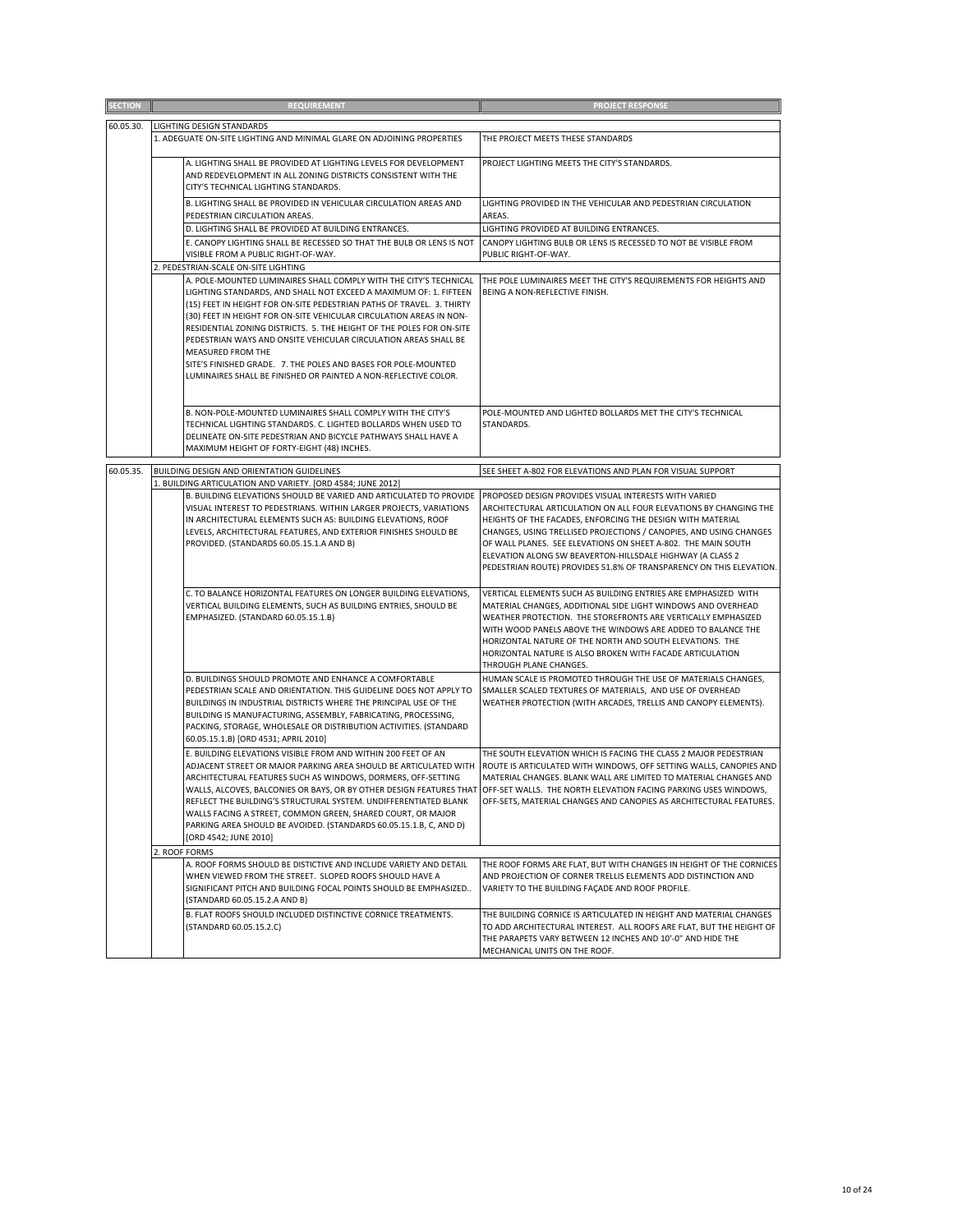| SECTION | | REQUIREMENT | PROJECT RESPONSE |
|---|---|---|---|
| 60.05.30. | LIGHTING DESIGN STANDARDS | | |
| | 1. ADEGUATE ON-SITE LIGHTING AND MINIMAL GLARE ON ADJOINING PROPERTIES | | THE PROJECT MEETS THESE STANDARDS |
| | | A. LIGHTING SHALL BE PROVIDED AT LIGHTING LEVELS FOR DEVELOPMENT AND REDEVELOPMENT IN ALL ZONING DISTRICTS CONSISTENT WITH THE CITY'S TECHNICAL LIGHTING STANDARDS. | PROJECT LIGHTING MEETS THE CITY'S STANDARDS. |
| | | B. LIGHTING SHALL BE PROVIDED IN VEHICULAR CIRCULATION AREAS AND PEDESTRIAN CIRCULATION AREAS. | LIGHTING PROVIDED IN THE VEHICULAR AND PEDESTRIAN CIRCULATION AREAS. |
| | | D. LIGHTING SHALL BE PROVIDED AT BUILDING ENTRANCES. | LIGHTING PROVIDED AT BUILDING ENTRANCES. |
| | | E. CANOPY LIGHTING SHALL BE RECESSED SO THAT THE BULB OR LENS IS NOT VISIBLE FROM A PUBLIC RIGHT-OF-WAY. | CANOPY LIGHTING BULB OR LENS IS RECESSED TO NOT BE VISIBLE FROM PUBLIC RIGHT-OF-WAY. |
| | 2. PEDESTRIAN-SCALE ON-SITE LIGHTING | | |
| | | A. POLE-MOUNTED LUMINAIRES SHALL COMPLY WITH THE CITY'S TECHNICAL LIGHTING STANDARDS, AND SHALL NOT EXCEED A MAXIMUM OF: 1. FIFTEEN (15) FEET IN HEIGHT FOR ON-SITE PEDESTRIAN PATHS OF TRAVEL. 3. THIRTY (30) FEET IN HEIGHT FOR ON-SITE VEHICULAR CIRCULATION AREAS IN NON-RESIDENTIAL ZONING DISTRICTS. 5. THE HEIGHT OF THE POLES FOR ON-SITE PEDESTRIAN WAYS AND ONSITE VEHICULAR CIRCULATION AREAS SHALL BE MEASURED FROM THE SITE'S FINISHED GRADE. 7. THE POLES AND BASES FOR POLE-MOUNTED LUMINAIRES SHALL BE FINISHED OR PAINTED A NON-REFLECTIVE COLOR. | THE POLE LUMINAIRES MEET THE CITY'S REQUIREMENTS FOR HEIGHTS AND BEING A NON-REFLECTIVE FINISH. |
| | | B. NON-POLE-MOUNTED LUMINAIRES SHALL COMPLY WITH THE CITY'S TECHNICAL LIGHTING STANDARDS. C. LIGHTED BOLLARDS WHEN USED TO DELINEATE ON-SITE PEDESTRIAN AND BICYCLE PATHWAYS SHALL HAVE A MAXIMUM HEIGHT OF FORTY-EIGHT (48) INCHES. | POLE-MOUNTED AND LIGHTED BOLLARDS MET THE CITY'S TECHNICAL STANDARDS. |
| 60.05.35. | BUILDING DESIGN AND ORIENTATION GUIDELINES | | SEE SHEET A-802 FOR ELEVATIONS AND PLAN FOR VISUAL SUPPORT |
| | 1. BUILDING ARTICULATION AND VARIETY. [ORD 4584; JUNE 2012] | | |
| | | B. BUILDING ELEVATIONS SHOULD BE VARIED AND ARTICULATED TO PROVIDE VISUAL INTEREST TO PEDESTRIANS. WITHIN LARGER PROJECTS, VARIATIONS IN ARCHITECTURAL ELEMENTS SUCH AS: BUILDING ELEVATIONS, ROOF LEVELS, ARCHITECTURAL FEATURES, AND EXTERIOR FINISHES SHOULD BE PROVIDED. (STANDARDS 60.05.15.1.A AND B) | PROPOSED DESIGN PROVIDES VISUAL INTERESTS WITH VARIED ARCHITECTURAL ARTICULATION ON ALL FOUR ELEVATIONS BY CHANGING THE HEIGHTS OF THE FACADES, ENFORCING THE DESIGN WITH MATERIAL CHANGES, USING TRELLISED PROJECTIONS / CANOPIES, AND USING CHANGES OF WALL PLANES. SEE ELEVATIONS ON SHEET A-802. THE MAIN SOUTH ELEVATION ALONG SW BEAVERTON-HILLSDALE HIGHWAY (A CLASS 2 PEDESTRIAN ROUTE) PROVIDES 51.8% OF TRANSPARENCY ON THIS ELEVATION. |
| | | C. TO BALANCE HORIZONTAL FEATURES ON LONGER BUILDING ELEVATIONS, VERTICAL BUILDING ELEMENTS, SUCH AS BUILDING ENTRIES, SHOULD BE EMPHASIZED. (STANDARD 60.05.15.1.B) | VERTICAL ELEMENTS SUCH AS BUILDING ENTRIES ARE EMPHASIZED WITH MATERIAL CHANGES, ADDITIONAL SIDE LIGHT WINDOWS AND OVERHEAD WEATHER PROTECTION. THE STOREFRONTS ARE VERTICALLY EMPHASIZED WITH WOOD PANELS ABOVE THE WINDOWS ARE ADDED TO BALANCE THE HORIZONTAL NATURE OF THE NORTH AND SOUTH ELEVATIONS. THE HORIZONTAL NATURE IS ALSO BROKEN WITH FACADE ARTICULATION THROUGH PLANE CHANGES. |
| | | D. BUILDINGS SHOULD PROMOTE AND ENHANCE A COMFORTABLE PEDESTRIAN SCALE AND ORIENTATION. THIS GUIDELINE DOES NOT APPLY TO BUILDINGS IN INDUSTRIAL DISTRICTS WHERE THE PRINCIPAL USE OF THE BUILDING IS MANUFACTURING, ASSEMBLY, FABRICATING, PROCESSING, PACKING, STORAGE, WHOLESALE OR DISTRIBUTION ACTIVITIES. (STANDARD 60.05.15.1.B) [ORD 4531; APRIL 2010] | HUMAN SCALE IS PROMOTED THROUGH THE USE OF MATERIALS CHANGES, SMALLER SCALED TEXTURES OF MATERIALS, AND USE OF OVERHEAD WEATHER PROTECTION (WITH ARCADES, TRELLIS AND CANOPY ELEMENTS). |
| | | E. BUILDING ELEVATIONS VISIBLE FROM AND WITHIN 200 FEET OF AN ADJACENT STREET OR MAJOR PARKING AREA SHOULD BE ARTICULATED WITH ARCHITECTURAL FEATURES SUCH AS WINDOWS, DORMERS, OFF-SETTING WALLS, ALCOVES, BALCONIES OR BAYS, OR BY OTHER DESIGN FEATURES THAT REFLECT THE BUILDING'S STRUCTURAL SYSTEM. UNDIFFERENTIATED BLANK WALLS FACING A STREET, COMMON GREEN, SHARED COURT, OR MAJOR PARKING AREA SHOULD BE AVOIDED. (STANDARDS 60.05.15.1.B, C, AND D) [ORD 4542; JUNE 2010] | THE SOUTH ELEVATION WHICH IS FACING THE CLASS 2 MAJOR PEDESTRIAN ROUTE IS ARTICULATED WITH WINDOWS, OFF SETTING WALLS, CANOPIES AND MATERIAL CHANGES. BLANK WALL ARE LIMITED TO MATERIAL CHANGES AND OFF-SET WALLS. THE NORTH ELEVATION FACING PARKING USES WINDOWS, OFF-SETS, MATERIAL CHANGES AND CANOPIES AS ARCHITECTURAL FEATURES. |
| | 2. ROOF FORMS | | |
| | | A. ROOF FORMS SHOULD BE DISTICTIVE AND INCLUDE VARIETY AND DETAIL WHEN VIEWED FROM THE STREET. SLOPED ROOFS SHOULD HAVE A SIGNIFICANT PITCH AND BUILDING FOCAL POINTS SHOULD BE EMPHASIZED.. (STANDARD 60.05.15.2.A AND B) | THE ROOF FORMS ARE FLAT, BUT WITH CHANGES IN HEIGHT OF THE CORNICES AND PROJECTION OF CORNER TRELLIS ELEMENTS ADD DISTINCTION AND VARIETY TO THE BUILDING FAÇADE AND ROOF PROFILE. |
| | | B. FLAT ROOFS SHOULD INCLUDED DISTINCTIVE CORNICE TREATMENTS. (STANDARD 60.05.15.2.C) | THE BUILDING CORNICE IS ARTICULATED IN HEIGHT AND MATERIAL CHANGES TO ADD ARCHITECTURAL INTEREST. ALL ROOFS ARE FLAT, BUT THE HEIGHT OF THE PARAPETS VARY BETWEEN 12 INCHES AND 10'-0" AND HIDE THE MECHANICAL UNITS ON THE ROOF. |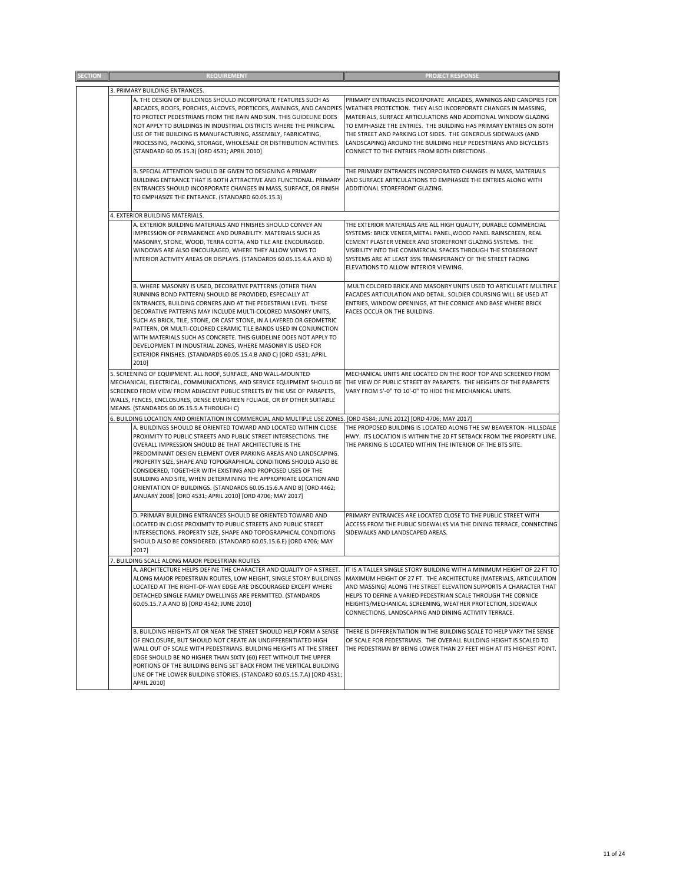| SECTION | REQUIREMENT | PROJECT RESPONSE |
|---|---|---|
| | 3. PRIMARY BUILDING ENTRANCES. | |
| | A. THE DESIGN OF BUILDINGS SHOULD INCORPORATE FEATURES SUCH AS ARCADES, ROOFS, PORCHES, ALCOVES, PORTICOES, AWNINGS, AND CANOPIES TO PROTECT PEDESTRIANS FROM THE RAIN AND SUN. THIS GUIDELINE DOES NOT APPLY TO BUILDINGS IN INDUSTRIAL DISTRICTS WHERE THE PRINCIPAL USE OF THE BUILDING IS MANUFACTURING, ASSEMBLY, FABRICATING, PROCESSING, PACKING, STORAGE, WHOLESALE OR DISTRIBUTION ACTIVITIES. (STANDARD 60.05.15.3) [ORD 4531; APRIL 2010] | PRIMARY ENTRANCES INCORPORATE ARCADES, AWNINGS AND CANOPIES FOR WEATHER PROTECTION. THEY ALSO INCORPORATE CHANGES IN MASSING, MATERIALS, SURFACE ARTICULATIONS AND ADDITIONAL WINDOW GLAZING TO EMPHASIZE THE ENTRIES. THE BUILDING HAS PRIMARY ENTRIES ON BOTH THE STREET AND PARKING LOT SIDES. THE GENEROUS SIDEWALKS (AND LANDSCAPING) AROUND THE BUILDING HELP PEDESTRIANS AND BICYCLISTS CONNECT TO THE ENTRIES FROM BOTH DIRECTIONS. |
| | B. SPECIAL ATTENTION SHOULD BE GIVEN TO DESIGNING A PRIMARY BUILDING ENTRANCE THAT IS BOTH ATTRACTIVE AND FUNCTIONAL. PRIMARY ENTRANCES SHOULD INCORPORATE CHANGES IN MASS, SURFACE, OR FINISH TO EMPHASIZE THE ENTRANCE. (STANDARD 60.05.15.3) | THE PRIMARY ENTRANCES INCORPORATED CHANGES IN MASS, MATERIALS AND SURFACE ARTICULATIONS TO EMPHASIZE THE ENTRIES ALONG WITH ADDITIONAL STOREFRONT GLAZING. |
| | 4. EXTERIOR BUILDING MATERIALS. | |
| | A. EXTERIOR BUILDING MATERIALS AND FINISHES SHOULD CONVEY AN IMPRESSION OF PERMANENCE AND DURABILITY. MATERIALS SUCH AS MASONRY, STONE, WOOD, TERRA COTTA, AND TILE ARE ENCOURAGED. WINDOWS ARE ALSO ENCOURAGED, WHERE THEY ALLOW VIEWS TO INTERIOR ACTIVITY AREAS OR DISPLAYS. (STANDARDS 60.05.15.4.A AND B) | THE EXTERIOR MATERIALS ARE ALL HIGH QUALITY, DURABLE COMMERCIAL SYSTEMS: BRICK VENEER,METAL PANEL,WOOD PANEL RAINSCREEN, REAL CEMENT PLASTER VENEER AND STOREFRONT GLAZING SYSTEMS. THE VISIBILITY INTO THE COMMERCIAL SPACES THROUGH THE STOREFRONT SYSTEMS ARE AT LEAST 35% TRANSPERANCY OF THE STREET FACING ELEVATIONS TO ALLOW INTERIOR VIEWING. |
| | B. WHERE MASONRY IS USED, DECORATIVE PATTERNS (OTHER THAN RUNNING BOND PATTERN) SHOULD BE PROVIDED, ESPECIALLY AT ENTRANCES, BUILDING CORNERS AND AT THE PEDESTRIAN LEVEL. THESE DECORATIVE PATTERNS MAY INCLUDE MULTI-COLORED MASONRY UNITS, SUCH AS BRICK, TILE, STONE, OR CAST STONE, IN A LAYERED OR GEOMETRIC PATTERN, OR MULTI-COLORED CERAMIC TILE BANDS USED IN CONJUNCTION WITH MATERIALS SUCH AS CONCRETE. THIS GUIDELINE DOES NOT APPLY TO DEVELOPMENT IN INDUSTRIAL ZONES, WHERE MASONRY IS USED FOR EXTERIOR FINISHES. (STANDARDS 60.05.15.4.B AND C) [ORD 4531; APRIL 2010] | MULTI COLORED BRICK AND MASONRY UNITS USED TO ARTICULATE MULTIPLE FACADES ARTICULATION AND DETAIL. SOLDIER COURSING WILL BE USED AT ENTRIES, WINDOW OPENINGS, AT THE CORNICE AND BASE WHERE BRICK FACES OCCUR ON THE BUILDING. |
| | 5. SCREENING OF EQUIPMENT. ALL ROOF, SURFACE, AND WALL-MOUNTED MECHANICAL, ELECTRICAL, COMMUNICATIONS, AND SERVICE EQUIPMENT SHOULD BE SCREENED FROM VIEW FROM ADJACENT PUBLIC STREETS BY THE USE OF PARAPETS, WALLS, FENCES, ENCLOSURES, DENSE EVERGREEN FOLIAGE, OR BY OTHER SUITABLE MEANS. (STANDARDS 60.05.15.5.A THROUGH C) | MECHANICAL UNITS ARE LOCATED ON THE ROOF TOP AND SCREENED FROM THE VIEW OF PUBLIC STREET BY PARAPETS. THE HEIGHTS OF THE PARAPETS VARY FROM 5'-0" TO 10'-0" TO HIDE THE MECHANICAL UNITS. |
| | 6. BUILDING LOCATION AND ORIENTATION IN COMMERCIAL AND MULTIPLE USE ZONES. [ORD 4584; JUNE 2012] [ORD 4706; MAY 2017] | |
| | A. BUILDINGS SHOULD BE ORIENTED TOWARD AND LOCATED WITHIN CLOSE PROXIMITY TO PUBLIC STREETS AND PUBLIC STREET INTERSECTIONS. THE OVERALL IMPRESSION SHOULD BE THAT ARCHITECTURE IS THE PREDOMINANT DESIGN ELEMENT OVER PARKING AREAS AND LANDSCAPING. PROPERTY SIZE, SHAPE AND TOPOGRAPHICAL CONDITIONS SHOULD ALSO BE CONSIDERED, TOGETHER WITH EXISTING AND PROPOSED USES OF THE BUILDING AND SITE, WHEN DETERMINING THE APPROPRIATE LOCATION AND ORIENTATION OF BUILDINGS. (STANDARDS 60.05.15.6.A AND B) [ORD 4462; JANUARY 2008] [ORD 4531; APRIL 2010] [ORD 4706; MAY 2017] | THE PROPOSED BUILDING IS LOCATED ALONG THE SW BEAVERTON- HILLSDALE HWY. ITS LOCATION IS WITHIN THE 20 FT SETBACK FROM THE PROPERTY LINE. THE PARKING IS LOCATED WITHIN THE INTERIOR OF THE BTS SITE. |
| | D. PRIMARY BUILDING ENTRANCES SHOULD BE ORIENTED TOWARD AND LOCATED IN CLOSE PROXIMITY TO PUBLIC STREETS AND PUBLIC STREET INTERSECTIONS. PROPERTY SIZE, SHAPE AND TOPOGRAPHICAL CONDITIONS SHOULD ALSO BE CONSIDERED. (STANDARD 60.05.15.6.E) [ORD 4706; MAY 2017] | PRIMARY ENTRANCES ARE LOCATED CLOSE TO THE PUBLIC STREET WITH ACCESS FROM THE PUBLIC SIDEWALKS VIA THE DINING TERRACE, CONNECTING SIDEWALKS AND LANDSCAPED AREAS. |
| | 7. BUILDING SCALE ALONG MAJOR PEDESTRIAN ROUTES | |
| | A. ARCHITECTURE HELPS DEFINE THE CHARACTER AND QUALITY OF A STREET. ALONG MAJOR PEDESTRIAN ROUTES, LOW HEIGHT, SINGLE STORY BUILDINGS LOCATED AT THE RIGHT-OF-WAY EDGE ARE DISCOURAGED EXCEPT WHERE DETACHED SINGLE FAMILY DWELLINGS ARE PERMITTED. (STANDARDS 60.05.15.7.A AND B) [ORD 4542; JUNE 2010] | IT IS A TALLER SINGLE STORY BUILDING WITH A MINIMUM HEIGHT OF 22 FT TO MAXIMUM HEIGHT OF 27 FT. THE ARCHITECTURE (MATERIALS, ARTICULATION AND MASSING) ALONG THE STREET ELEVATION SUPPORTS A CHARACTER THAT HELPS TO DEFINE A VARIED PEDESTRIAN SCALE THROUGH THE CORNICE HEIGHTS/MECHANICAL SCREENING, WEATHER PROTECTION, SIDEWALK CONNECTIONS, LANDSCAPING AND DINING ACTIVITY TERRACE. |
| | B. BUILDING HEIGHTS AT OR NEAR THE STREET SHOULD HELP FORM A SENSE OF ENCLOSURE, BUT SHOULD NOT CREATE AN UNDIFFERENTIATED HIGH WALL OUT OF SCALE WITH PEDESTRIANS. BUILDING HEIGHTS AT THE STREET EDGE SHOULD BE NO HIGHER THAN SIXTY (60) FEET WITHOUT THE UPPER PORTIONS OF THE BUILDING BEING SET BACK FROM THE VERTICAL BUILDING LINE OF THE LOWER BUILDING STORIES. (STANDARD 60.05.15.7.A) [ORD 4531; APRIL 2010] | THERE IS DIFFERENTIATION IN THE BUILDING SCALE TO HELP VARY THE SENSE OF SCALE FOR PEDESTRIANS. THE OVERALL BUILDING HEIGHT IS SCALED TO THE PEDESTRIAN BY BEING LOWER THAN 27 FEET HIGH AT ITS HIGHEST POINT. |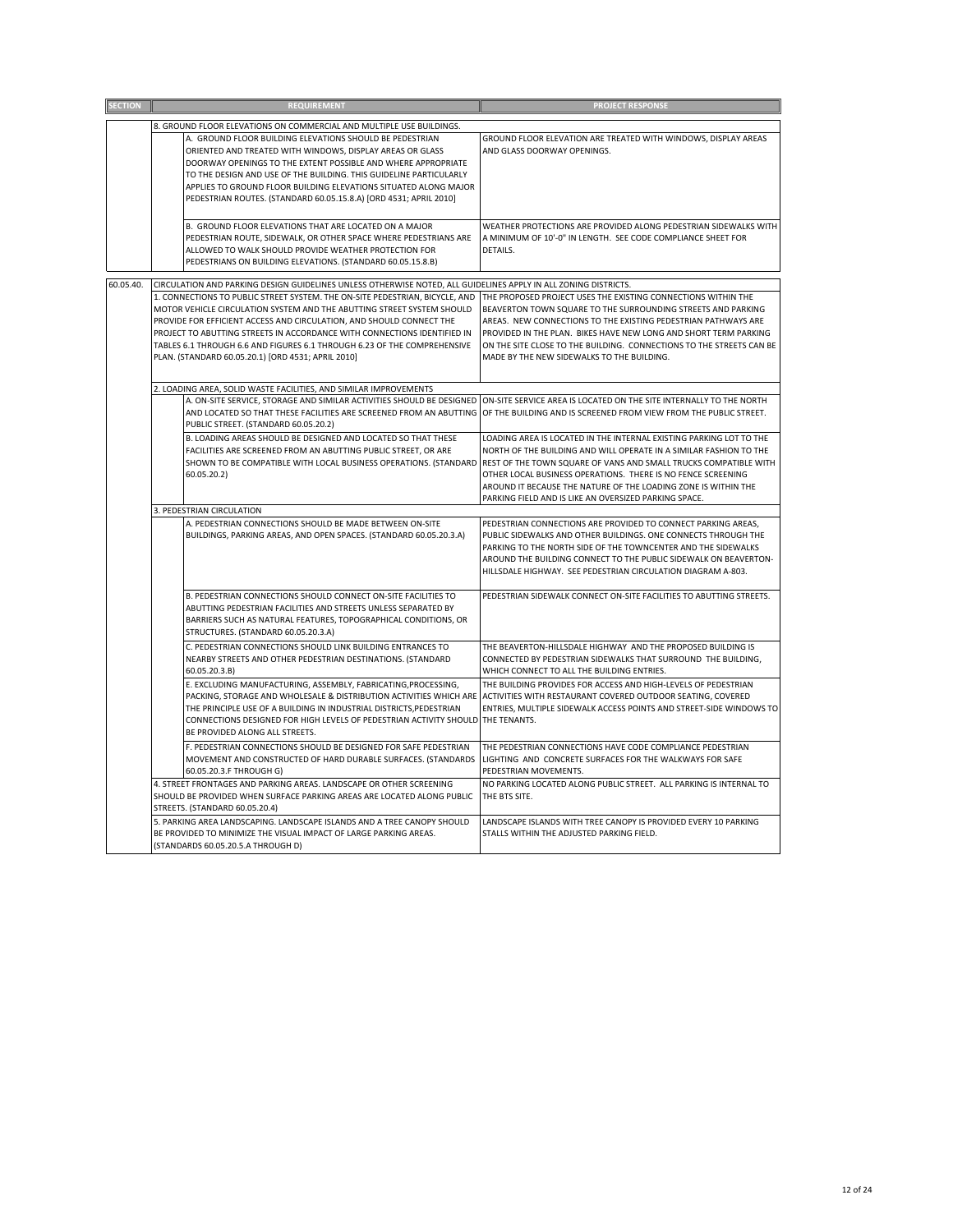| SECTION | | REQUIREMENT | PROJECT RESPONSE |
|---|---|---|---|
| | 8. GROUND FLOOR ELEVATIONS ON COMMERCIAL AND MULTIPLE USE BUILDINGS. | | |
| | | A. GROUND FLOOR BUILDING ELEVATIONS SHOULD BE PEDESTRIAN ORIENTED AND TREATED WITH WINDOWS, DISPLAY AREAS OR GLASS DOORWAY OPENINGS TO THE EXTENT POSSIBLE AND WHERE APPROPRIATE TO THE DESIGN AND USE OF THE BUILDING. THIS GUIDELINE PARTICULARLY APPLIES TO GROUND FLOOR BUILDING ELEVATIONS SITUATED ALONG MAJOR PEDESTRIAN ROUTES. (STANDARD 60.05.15.8.A) [ORD 4531; APRIL 2010] | GROUND FLOOR ELEVATION ARE TREATED WITH WINDOWS, DISPLAY AREAS AND GLASS DOORWAY OPENINGS. |
| | | B. GROUND FLOOR ELEVATIONS THAT ARE LOCATED ON A MAJOR PEDESTRIAN ROUTE, SIDEWALK, OR OTHER SPACE WHERE PEDESTRIANS ARE ALLOWED TO WALK SHOULD PROVIDE WEATHER PROTECTION FOR PEDESTRIANS ON BUILDING ELEVATIONS. (STANDARD 60.05.15.8.B) | WEATHER PROTECTIONS ARE PROVIDED ALONG PEDESTRIAN SIDEWALKS WITH A MINIMUM OF 10'-0" IN LENGTH. SEE CODE COMPLIANCE SHEET FOR DETAILS. |
| 60.05.40. | CIRCULATION AND PARKING DESIGN GUIDELINES UNLESS OTHERWISE NOTED, ALL GUIDELINES APPLY IN ALL ZONING DISTRICTS. | | |
| | 1. CONNECTIONS TO PUBLIC STREET SYSTEM. THE ON-SITE PEDESTRIAN, BICYCLE, AND MOTOR VEHICLE CIRCULATION SYSTEM AND THE ABUTTING STREET SYSTEM SHOULD PROVIDE FOR EFFICIENT ACCESS AND CIRCULATION, AND SHOULD CONNECT THE PROJECT TO ABUTTING STREETS IN ACCORDANCE WITH CONNECTIONS IDENTIFIED IN TABLES 6.1 THROUGH 6.6 AND FIGURES 6.1 THROUGH 6.23 OF THE COMPREHENSIVE PLAN. (STANDARD 60.05.20.1) [ORD 4531; APRIL 2010] | | THE PROPOSED PROJECT USES THE EXISTING CONNECTIONS WITHIN THE BEAVERTON TOWN SQUARE TO THE SURROUNDING STREETS AND PARKING AREAS. NEW CONNECTIONS TO THE EXISTING PEDESTRIAN PATHWAYS ARE PROVIDED IN THE PLAN. BIKES HAVE NEW LONG AND SHORT TERM PARKING ON THE SITE CLOSE TO THE BUILDING. CONNECTIONS TO THE STREETS CAN BE MADE BY THE NEW SIDEWALKS TO THE BUILDING. |
| | 2. LOADING AREA, SOLID WASTE FACILITIES, AND SIMILAR IMPROVEMENTS | | |
| | | A. ON-SITE SERVICE, STORAGE AND SIMILAR ACTIVITIES SHOULD BE DESIGNED AND LOCATED SO THAT THESE FACILITIES ARE SCREENED FROM AN ABUTTING PUBLIC STREET. (STANDARD 60.05.20.2) | ON-SITE SERVICE AREA IS LOCATED ON THE SITE INTERNALLY TO THE NORTH OF THE BUILDING AND IS SCREENED FROM VIEW FROM THE PUBLIC STREET. |
| | | B. LOADING AREAS SHOULD BE DESIGNED AND LOCATED SO THAT THESE FACILITIES ARE SCREENED FROM AN ABUTTING PUBLIC STREET, OR ARE SHOWN TO BE COMPATIBLE WITH LOCAL BUSINESS OPERATIONS. (STANDARD 60.05.20.2) | LOADING AREA IS LOCATED IN THE INTERNAL EXISTING PARKING LOT TO THE NORTH OF THE BUILDING AND WILL OPERATE IN A SIMILAR FASHION TO THE REST OF THE TOWN SQUARE OF VANS AND SMALL TRUCKS COMPATIBLE WITH OTHER LOCAL BUSINESS OPERATIONS. THERE IS NO FENCE SCREENING AROUND IT BECAUSE THE NATURE OF THE LOADING ZONE IS WITHIN THE PARKING FIELD AND IS LIKE AN OVERSIZED PARKING SPACE. |
| | 3. PEDESTRIAN CIRCULATION | | |
| | | A. PEDESTRIAN CONNECTIONS SHOULD BE MADE BETWEEN ON-SITE BUILDINGS, PARKING AREAS, AND OPEN SPACES. (STANDARD 60.05.20.3.A) | PEDESTRIAN CONNECTIONS ARE PROVIDED TO CONNECT PARKING AREAS, PUBLIC SIDEWALKS AND OTHER BUILDINGS. ONE CONNECTS THROUGH THE PARKING TO THE NORTH SIDE OF THE TOWNCENTER AND THE SIDEWALKS AROUND THE BUILDING CONNECT TO THE PUBLIC SIDEWALK ON BEAVERTON-HILLSDALE HIGHWAY. SEE PEDESTRIAN CIRCULATION DIAGRAM A-803. |
| | | B. PEDESTRIAN CONNECTIONS SHOULD CONNECT ON-SITE FACILITIES TO ABUTTING PEDESTRIAN FACILITIES AND STREETS UNLESS SEPARATED BY BARRIERS SUCH AS NATURAL FEATURES, TOPOGRAPHICAL CONDITIONS, OR STRUCTURES. (STANDARD 60.05.20.3.A) | PEDESTRIAN SIDEWALK CONNECT ON-SITE FACILITIES TO ABUTTING STREETS. |
| | | C. PEDESTRIAN CONNECTIONS SHOULD LINK BUILDING ENTRANCES TO NEARBY STREETS AND OTHER PEDESTRIAN DESTINATIONS. (STANDARD 60.05.20.3.B) | THE BEAVERTON-HILLSDALE HIGHWAY AND THE PROPOSED BUILDING IS CONNECTED BY PEDESTRIAN SIDEWALKS THAT SURROUND THE BUILDING, WHICH CONNECT TO ALL THE BUILDING ENTRIES. |
| | | E. EXCLUDING MANUFACTURING, ASSEMBLY, FABRICATING,PROCESSING, PACKING, STORAGE AND WHOLESALE & DISTRIBUTION ACTIVITIES WHICH ARE THE PRINCIPLE USE OF A BUILDING IN INDUSTRIAL DISTRICTS,PEDESTRIAN CONNECTIONS DESIGNED FOR HIGH LEVELS OF PEDESTRIAN ACTIVITY SHOULD BE PROVIDED ALONG ALL STREETS. | THE BUILDING PROVIDES FOR ACCESS AND HIGH-LEVELS OF PEDESTRIAN ACTIVITIES WITH RESTAURANT COVERED OUTDOOR SEATING, COVERED ENTRIES, MULTIPLE SIDEWALK ACCESS POINTS AND STREET-SIDE WINDOWS TO THE TENANTS. |
| | | F. PEDESTRIAN CONNECTIONS SHOULD BE DESIGNED FOR SAFE PEDESTRIAN MOVEMENT AND CONSTRUCTED OF HARD DURABLE SURFACES. (STANDARDS 60.05.20.3.F THROUGH G) | THE PEDESTRIAN CONNECTIONS HAVE CODE COMPLIANCE PEDESTRIAN LIGHTING AND CONCRETE SURFACES FOR THE WALKWAYS FOR SAFE PEDESTRIAN MOVEMENTS. |
| | 4. STREET FRONTAGES AND PARKING AREAS. LANDSCAPE OR OTHER SCREENING SHOULD BE PROVIDED WHEN SURFACE PARKING AREAS ARE LOCATED ALONG PUBLIC STREETS. (STANDARD 60.05.20.4) | | NO PARKING LOCATED ALONG PUBLIC STREET. ALL PARKING IS INTERNAL TO THE BTS SITE. |
| | 5. PARKING AREA LANDSCAPING. LANDSCAPE ISLANDS AND A TREE CANOPY SHOULD BE PROVIDED TO MINIMIZE THE VISUAL IMPACT OF LARGE PARKING AREAS. (STANDARDS 60.05.20.5.A THROUGH D) | | LANDSCAPE ISLANDS WITH TREE CANOPY IS PROVIDED EVERY 10 PARKING STALLS WITHIN THE ADJUSTED PARKING FIELD. |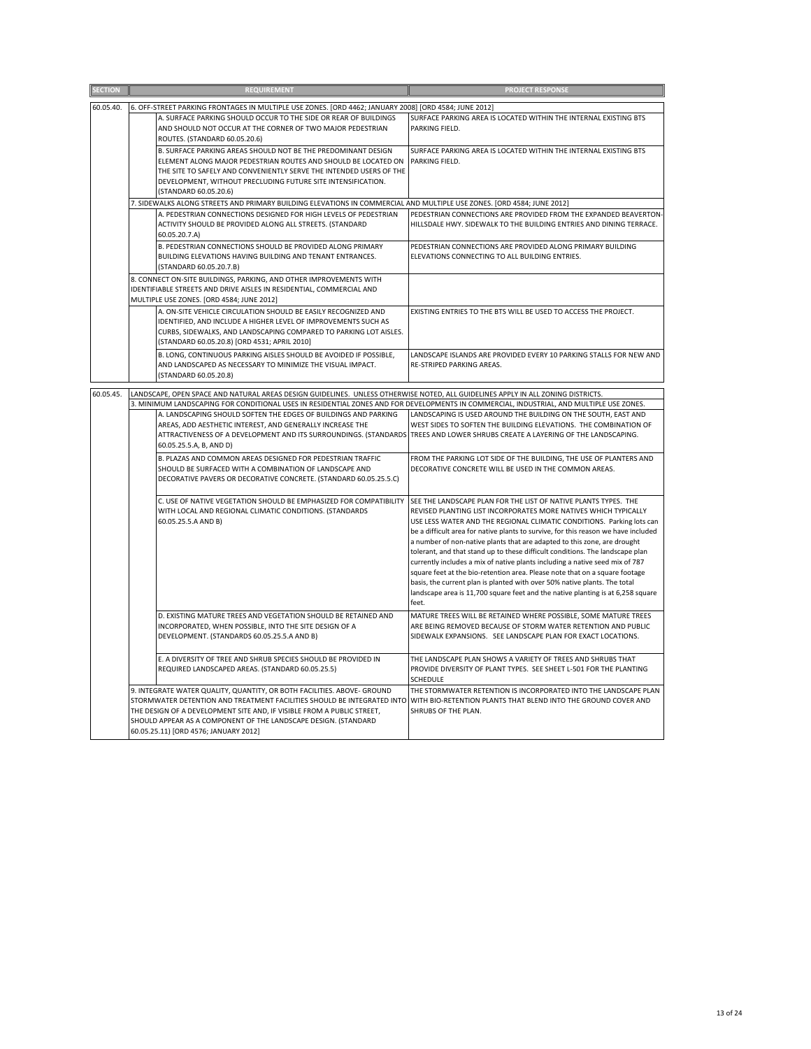| SECTION | REQUIREMENT | PROJECT RESPONSE |
|---|---|---|
| 60.05.40. | 6. OFF-STREET PARKING FRONTAGES IN MULTIPLE USE ZONES. [ORD 4462; JANUARY 2008] [ORD 4584; JUNE 2012] | |
| | A. SURFACE PARKING SHOULD OCCUR TO THE SIDE OR REAR OF BUILDINGS AND SHOULD NOT OCCUR AT THE CORNER OF TWO MAJOR PEDESTRIAN ROUTES. (STANDARD 60.05.20.6) | SURFACE PARKING AREA IS LOCATED WITHIN THE INTERNAL EXISTING BTS PARKING FIELD. |
| | B. SURFACE PARKING AREAS SHOULD NOT BE THE PREDOMINANT DESIGN ELEMENT ALONG MAJOR PEDESTRIAN ROUTES AND SHOULD BE LOCATED ON THE SITE TO SAFELY AND CONVENIENTLY SERVE THE INTENDED USERS OF THE DEVELOPMENT, WITHOUT PRECLUDING FUTURE SITE INTENSIFICATION. (STANDARD 60.05.20.6) | SURFACE PARKING AREA IS LOCATED WITHIN THE INTERNAL EXISTING BTS PARKING FIELD. |
| | 7. SIDEWALKS ALONG STREETS AND PRIMARY BUILDING ELEVATIONS IN COMMERCIAL AND MULTIPLE USE ZONES. [ORD 4584; JUNE 2012] | |
| | A. PEDESTRIAN CONNECTIONS DESIGNED FOR HIGH LEVELS OF PEDESTRIAN ACTIVITY SHOULD BE PROVIDED ALONG ALL STREETS. (STANDARD 60.05.20.7.A) | PEDESTRIAN CONNECTIONS ARE PROVIDED FROM THE EXPANDED BEAVERTON-HILLSDALE HWY. SIDEWALK TO THE BUILDING ENTRIES AND DINING TERRACE. |
| | B. PEDESTRIAN CONNECTIONS SHOULD BE PROVIDED ALONG PRIMARY BUILDING ELEVATIONS HAVING BUILDING AND TENANT ENTRANCES. (STANDARD 60.05.20.7.B) | PEDESTRIAN CONNECTIONS ARE PROVIDED ALONG PRIMARY BUILDING ELEVATIONS CONNECTING TO ALL BUILDING ENTRIES. |
| | 8. CONNECT ON-SITE BUILDINGS, PARKING, AND OTHER IMPROVEMENTS WITH IDENTIFIABLE STREETS AND DRIVE AISLES IN RESIDENTIAL, COMMERCIAL AND MULTIPLE USE ZONES. [ORD 4584; JUNE 2012] | |
| | A. ON-SITE VEHICLE CIRCULATION SHOULD BE EASILY RECOGNIZED AND IDENTIFIED, AND INCLUDE A HIGHER LEVEL OF IMPROVEMENTS SUCH AS CURBS, SIDEWALKS, AND LANDSCAPING COMPARED TO PARKING LOT AISLES. (STANDARD 60.05.20.8) [ORD 4531; APRIL 2010] | EXISTING ENTRIES TO THE BTS WILL BE USED TO ACCESS THE PROJECT. |
| | B. LONG, CONTINUOUS PARKING AISLES SHOULD BE AVOIDED IF POSSIBLE, AND LANDSCAPED AS NECESSARY TO MINIMIZE THE VISUAL IMPACT. (STANDARD 60.05.20.8) | LANDSCAPE ISLANDS ARE PROVIDED EVERY 10 PARKING STALLS FOR NEW AND RE-STRIPED PARKING AREAS. |
| 60.05.45. | LANDSCAPE, OPEN SPACE AND NATURAL AREAS DESIGN GUIDELINES. UNLESS OTHERWISE NOTED, ALL GUIDELINES APPLY IN ALL ZONING DISTRICTS. | |
| | 3. MINIMUM LANDSCAPING FOR CONDITIONAL USES IN RESIDENTIAL ZONES AND FOR DEVELOPMENTS IN COMMERCIAL, INDUSTRIAL, AND MULTIPLE USE ZONES. | |
| | A. LANDSCAPING SHOULD SOFTEN THE EDGES OF BUILDINGS AND PARKING AREAS, ADD AESTHETIC INTEREST, AND GENERALLY INCREASE THE ATTRACTIVENESS OF A DEVELOPMENT AND ITS SURROUNDINGS. (STANDARDS 60.05.25.5.A, B, AND D) | LANDSCAPING IS USED AROUND THE BUILDING ON THE SOUTH, EAST AND WEST SIDES TO SOFTEN THE BUILDING ELEVATIONS. THE COMBINATION OF TREES AND LOWER SHRUBS CREATE A LAYERING OF THE LANDSCAPING. |
| | B. PLAZAS AND COMMON AREAS DESIGNED FOR PEDESTRIAN TRAFFIC SHOULD BE SURFACED WITH A COMBINATION OF LANDSCAPE AND DECORATIVE PAVERS OR DECORATIVE CONCRETE. (STANDARD 60.05.25.5.C) | FROM THE PARKING LOT SIDE OF THE BUILDING, THE USE OF PLANTERS AND DECORATIVE CONCRETE WILL BE USED IN THE COMMON AREAS. |
| | C. USE OF NATIVE VEGETATION SHOULD BE EMPHASIZED FOR COMPATIBILITY WITH LOCAL AND REGIONAL CLIMATIC CONDITIONS. (STANDARDS 60.05.25.5.A AND B) | SEE THE LANDSCAPE PLAN FOR THE LIST OF NATIVE PLANTS TYPES. THE REVISED PLANTING LIST INCORPORATES MORE NATIVES WHICH TYPICALLY USE LESS WATER AND THE REGIONAL CLIMATIC CONDITIONS. Parking lots can be a difficult area for native plants to survive, for this reason we have included a number of non-native plants that are adapted to this zone, are drought tolerant, and that stand up to these difficult conditions. The landscape plan currently includes a mix of native plants including a native seed mix of 787 square feet at the bio-retention area. Please note that on a square footage basis, the current plan is planted with over 50% native plants. The total landscape area is 11,700 square feet and the native planting is at 6,258 square feet. |
| | D. EXISTING MATURE TREES AND VEGETATION SHOULD BE RETAINED AND INCORPORATED, WHEN POSSIBLE, INTO THE SITE DESIGN OF A DEVELOPMENT. (STANDARDS 60.05.25.5.A AND B) | MATURE TREES WILL BE RETAINED WHERE POSSIBLE, SOME MATURE TREES ARE BEING REMOVED BECAUSE OF STORM WATER RETENTION AND PUBLIC SIDEWALK EXPANSIONS. SEE LANDSCAPE PLAN FOR EXACT LOCATIONS. |
| | E. A DIVERSITY OF TREE AND SHRUB SPECIES SHOULD BE PROVIDED IN REQUIRED LANDSCAPED AREAS. (STANDARD 60.05.25.5) | THE LANDSCAPE PLAN SHOWS A VARIETY OF TREES AND SHRUBS THAT PROVIDE DIVERSITY OF PLANT TYPES. SEE SHEET L-501 FOR THE PLANTING SCHEDULE |
| | 9. INTEGRATE WATER QUALITY, QUANTITY, OR BOTH FACILITIES. ABOVE- GROUND STORMWATER DETENTION AND TREATMENT FACILITIES SHOULD BE INTEGRATED INTO THE DESIGN OF A DEVELOPMENT SITE AND, IF VISIBLE FROM A PUBLIC STREET, SHOULD APPEAR AS A COMPONENT OF THE LANDSCAPE DESIGN. (STANDARD 60.05.25.11) [ORD 4576; JANUARY 2012] | THE STORMWATER RETENTION IS INCORPORATED INTO THE LANDSCAPE PLAN WITH BIO-RETENTION PLANTS THAT BLEND INTO THE GROUND COVER AND SHRUBS OF THE PLAN. |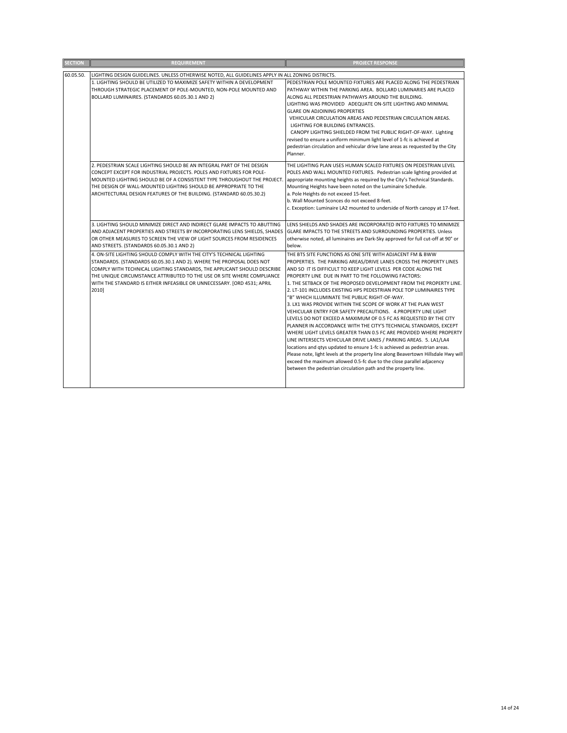| SECTION | REQUIREMENT | PROJECT RESPONSE |
|---|---|---|
| 60.05.50. | LIGHTING DESIGN GUIDELINES. UNLESS OTHERWISE NOTED, ALL GUIDELINES APPLY IN ALL ZONING DISTRICTS. | |
| | 1. LIGHTING SHOULD BE UTILIZED TO MAXIMIZE SAFETY WITHIN A DEVELOPMENT THROUGH STRATEGIC PLACEMENT OF POLE-MOUNTED, NON-POLE MOUNTED AND BOLLARD LUMINAIRES. (STANDARDS 60.05.30.1 AND 2) | PEDESTRIAN POLE MOUNTED FIXTURES ARE PLACED ALONG THE PEDESTRIAN PATHWAY WITHIN THE PARKING AREA. BOLLARD LUMINARIES ARE PLACED ALONG ALL PEDESTRIAN PATHWAYS AROUND THE BUILDING.<br>LIGHTING WAS PROVIDED ADEQUATE ON-SITE LIGHTING AND MINIMAL GLARE ON ADJOINING PROPERTIES<br>VEHICULAR CIRCULATION AREAS AND PEDESTRIAN CIRCULATION AREAS.<br>LIGHTING FOR BUILDING ENTRANCES.<br>CANOPY LIGHTING SHIELDED FROM THE PUBLIC RIGHT-OF-WAY. Lighting revised to ensure a uniform minimum light level of 1-fc is achieved at pedestrian circulation and vehicular drive lane areas as requested by the City Planner. |
| | 2. PEDESTRIAN SCALE LIGHTING SHOULD BE AN INTEGRAL PART OF THE DESIGN CONCEPT EXCEPT FOR INDUSTRIAL PROJECTS. POLES AND FIXTURES FOR POLE-MOUNTED LIGHTING SHOULD BE OF A CONSISTENT TYPE THROUGHOUT THE PROJECT. THE DESIGN OF WALL-MOUNTED LIGHTING SHOULD BE APPROPRIATE TO THE ARCHITECTURAL DESIGN FEATURES OF THE BUILDING. (STANDARD 60.05.30.2) | THE LIGHTING PLAN USES HUMAN SCALED FIXTURES ON PEDESTRIAN LEVEL POLES AND WALL MOUNTED FIXTURES. Pedestrian scale lighting provided at appropriate mounting heights as required by the City's Technical Standards. Mounting Heights have been noted on the Luminaire Schedule.<br>a. Pole Heights do not exceed 15-feet.<br>b. Wall Mounted Sconces do not exceed 8-feet.<br>c. Exception: Luminaire LA2 mounted to underside of North canopy at 17-feet. |
| | 3. LIGHTING SHOULD MINIMIZE DIRECT AND INDIRECT GLARE IMPACTS TO ABUTTING AND ADJACENT PROPERTIES AND STREETS BY INCORPORATING LENS SHIELDS, SHADES OR OTHER MEASURES TO SCREEN THE VIEW OF LIGHT SOURCES FROM RESIDENCES AND STREETS. (STANDARDS 60.05.30.1 AND 2) | LENS SHIELDS AND SHADES ARE INCORPORATED INTO FIXTURES TO MINIMIZE GLARE IMPACTS TO THE STREETS AND SURROUNDING PROPERTIES. Unless otherwise noted, all luminaires are Dark-Sky approved for full cut-off at 90° or below. |
| | 4. ON-SITE LIGHTING SHOULD COMPLY WITH THE CITY'S TECHNICAL LIGHTING STANDARDS. (STANDARDS 60.05.30.1 AND 2). WHERE THE PROPOSAL DOES NOT COMPLY WITH TECHNICAL LIGHTING STANDARDS, THE APPLICANT SHOULD DESCRIBE THE UNIQUE CIRCUMSTANCE ATTRIBUTED TO THE USE OR SITE WHERE COMPLIANCE WITH THE STANDARD IS EITHER INFEASIBLE OR UNNECESSARY. [ORD 4531; APRIL 2010] | THE BTS SITE FUNCTIONS AS ONE SITE WITH ADJACENT FM & BWW PROPERTIES. THE PARKING AREAS/DRIVE LANES CROSS THE PROPERTY LINES AND SO IT IS DIFFICULT TO KEEP LIGHT LEVELS PER CODE ALONG THE PROPERTY LINE DUE IN PART TO THE FOLLOWING FACTORS:<br>1. THE SETBACK OF THE PROPOSED DEVELOPMENT FROM THE PROPERTY LINE.<br>2. LT-101 INCLUDES EXISTING HPS PEDESTRIAN POLE TOP LUMINAIRES TYPE "B" WHICH ILLUMINATE THE PUBLIC RIGHT-OF-WAY.<br>3. LX1 WAS PROVIDE WITHIN THE SCOPE OF WORK AT THE PLAN WEST VEHICULAR ENTRY FOR SAFETY PRECAUTIONS. 4.PROPERTY LINE LIGHT LEVELS DO NOT EXCEED A MAXIMUM OF 0.5 FC AS REQUESTED BY THE CITY PLANNER IN ACCORDANCE WITH THE CITY'S TECHNICAL STANDARDS, EXCEPT WHERE LIGHT LEVELS GREATER THAN 0.5 FC ARE PROVIDED WHERE PROPERTY LINE INTERSECTS VEHICULAR DRIVE LANES / PARKING AREAS. 5. LA1/LA4 locations and qtys updated to ensure 1-fc is achieved as pedestrian areas. Please note, light levels at the property line along Beavertown Hillsdale Hwy will exceed the maximum allowed 0.5-fc due to the close parallel adjacency between the pedestrian circulation path and the property line. |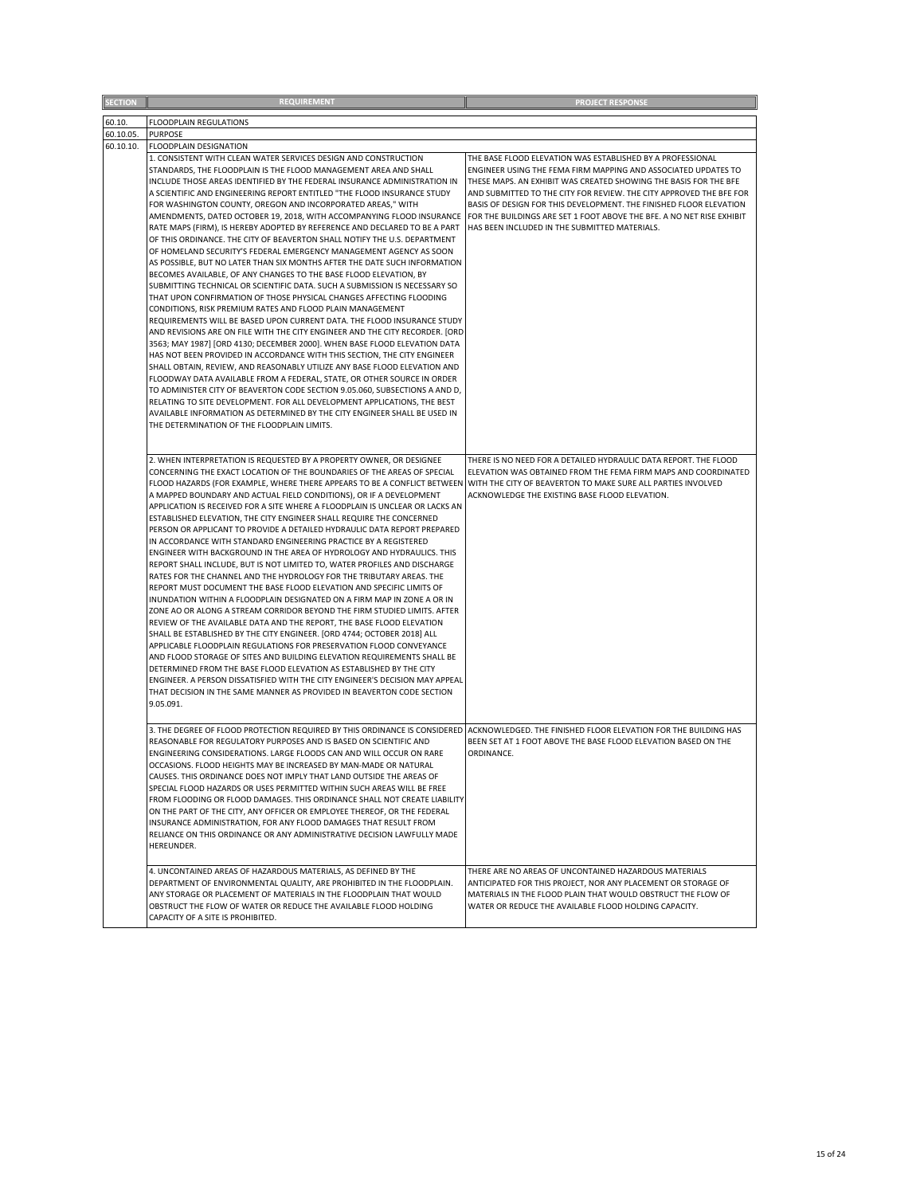| SECTION | REQUIREMENT | PROJECT RESPONSE |
|---|---|---|
| 60.10. | FLOODPLAIN REGULATIONS | |
| 60.10.05. | PURPOSE | |
| 60.10.10. | FLOODPLAIN DESIGNATION | |
| | 1. CONSISTENT WITH CLEAN WATER SERVICES DESIGN AND CONSTRUCTION STANDARDS, THE FLOODPLAIN IS THE FLOOD MANAGEMENT AREA AND SHALL INCLUDE THOSE AREAS IDENTIFIED BY THE FEDERAL INSURANCE ADMINISTRATION IN A SCIENTIFIC AND ENGINEERING REPORT ENTITLED "THE FLOOD INSURANCE STUDY FOR WASHINGTON COUNTY, OREGON AND INCORPORATED AREAS," WITH AMENDMENTS, DATED OCTOBER 19, 2018, WITH ACCOMPANYING FLOOD INSURANCE RATE MAPS (FIRM), IS HEREBY ADOPTED BY REFERENCE AND DECLARED TO BE A PART OF THIS ORDINANCE. THE CITY OF BEAVERTON SHALL NOTIFY THE U.S. DEPARTMENT OF HOMELAND SECURITY'S FEDERAL EMERGENCY MANAGEMENT AGENCY AS SOON AS POSSIBLE, BUT NO LATER THAN SIX MONTHS AFTER THE DATE SUCH INFORMATION BECOMES AVAILABLE, OF ANY CHANGES TO THE BASE FLOOD ELEVATION, BY SUBMITTING TECHNICAL OR SCIENTIFIC DATA. SUCH A SUBMISSION IS NECESSARY SO THAT UPON CONFIRMATION OF THOSE PHYSICAL CHANGES AFFECTING FLOODING CONDITIONS, RISK PREMIUM RATES AND FLOOD PLAIN MANAGEMENT REQUIREMENTS WILL BE BASED UPON CURRENT DATA. THE FLOOD INSURANCE STUDY AND REVISIONS ARE ON FILE WITH THE CITY ENGINEER AND THE CITY RECORDER. [ORD 3563; MAY 1987] [ORD 4130; DECEMBER 2000]. WHEN BASE FLOOD ELEVATION DATA HAS NOT BEEN PROVIDED IN ACCORDANCE WITH THIS SECTION, THE CITY ENGINEER SHALL OBTAIN, REVIEW, AND REASONABLY UTILIZE ANY BASE FLOOD ELEVATION AND FLOODWAY DATA AVAILABLE FROM A FEDERAL, STATE, OR OTHER SOURCE IN ORDER TO ADMINISTER CITY OF BEAVERTON CODE SECTION 9.05.060, SUBSECTIONS A AND D, RELATING TO SITE DEVELOPMENT. FOR ALL DEVELOPMENT APPLICATIONS, THE BEST AVAILABLE INFORMATION AS DETERMINED BY THE CITY ENGINEER SHALL BE USED IN THE DETERMINATION OF THE FLOODPLAIN LIMITS. | THE BASE FLOOD ELEVATION WAS ESTABLISHED BY A PROFESSIONAL ENGINEER USING THE FEMA FIRM MAPPING AND ASSOCIATED UPDATES TO THESE MAPS. AN EXHIBIT WAS CREATED SHOWING THE BASIS FOR THE BFE AND SUBMITTED TO THE CITY FOR REVIEW. THE CITY APPROVED THE BFE FOR BASIS OF DESIGN FOR THIS DEVELOPMENT. THE FINISHED FLOOR ELEVATION FOR THE BUILDINGS ARE SET 1 FOOT ABOVE THE BFE. A NO NET RISE EXHIBIT HAS BEEN INCLUDED IN THE SUBMITTED MATERIALS. |
| | 2. WHEN INTERPRETATION IS REQUESTED BY A PROPERTY OWNER, OR DESIGNEE CONCERNING THE EXACT LOCATION OF THE BOUNDARIES OF THE AREAS OF SPECIAL FLOOD HAZARDS (FOR EXAMPLE, WHERE THERE APPEARS TO BE A CONFLICT BETWEEN A MAPPED BOUNDARY AND ACTUAL FIELD CONDITIONS), OR IF A DEVELOPMENT APPLICATION IS RECEIVED FOR A SITE WHERE A FLOODPLAIN IS UNCLEAR OR LACKS AN ESTABLISHED ELEVATION, THE CITY ENGINEER SHALL REQUIRE THE CONCERNED PERSON OR APPLICANT TO PROVIDE A DETAILED HYDRAULIC DATA REPORT PREPARED IN ACCORDANCE WITH STANDARD ENGINEERING PRACTICE BY A REGISTERED ENGINEER WITH BACKGROUND IN THE AREA OF HYDROLOGY AND HYDRAULICS. THIS REPORT SHALL INCLUDE, BUT IS NOT LIMITED TO, WATER PROFILES AND DISCHARGE RATES FOR THE CHANNEL AND THE HYDROLOGY FOR THE TRIBUTARY AREAS. THE REPORT MUST DOCUMENT THE BASE FLOOD ELEVATION AND SPECIFIC LIMITS OF INUNDATION WITHIN A FLOODPLAIN DESIGNATED ON A FIRM MAP IN ZONE A OR IN ZONE AO OR ALONG A STREAM CORRIDOR BEYOND THE FIRM STUDIED LIMITS. AFTER REVIEW OF THE AVAILABLE DATA AND THE REPORT, THE BASE FLOOD ELEVATION SHALL BE ESTABLISHED BY THE CITY ENGINEER. [ORD 4744; OCTOBER 2018] ALL APPLICABLE FLOODPLAIN REGULATIONS FOR PRESERVATION FLOOD CONVEYANCE AND FLOOD STORAGE OF SITES AND BUILDING ELEVATION REQUIREMENTS SHALL BE DETERMINED FROM THE BASE FLOOD ELEVATION AS ESTABLISHED BY THE CITY ENGINEER. A PERSON DISSATISFIED WITH THE CITY ENGINEER'S DECISION MAY APPEAL THAT DECISION IN THE SAME MANNER AS PROVIDED IN BEAVERTON CODE SECTION 9.05.091. | THERE IS NO NEED FOR A DETAILED HYDRAULIC DATA REPORT. THE FLOOD ELEVATION WAS OBTAINED FROM THE FEMA FIRM MAPS AND COORDINATED WITH THE CITY OF BEAVERTON TO MAKE SURE ALL PARTIES INVOLVED ACKNOWLEDGE THE EXISTING BASE FLOOD ELEVATION. |
| | 3. THE DEGREE OF FLOOD PROTECTION REQUIRED BY THIS ORDINANCE IS CONSIDERED REASONABLE FOR REGULATORY PURPOSES AND IS BASED ON SCIENTIFIC AND ENGINEERING CONSIDERATIONS. LARGE FLOODS CAN AND WILL OCCUR ON RARE OCCASIONS. FLOOD HEIGHTS MAY BE INCREASED BY MAN-MADE OR NATURAL CAUSES. THIS ORDINANCE DOES NOT IMPLY THAT LAND OUTSIDE THE AREAS OF SPECIAL FLOOD HAZARDS OR USES PERMITTED WITHIN SUCH AREAS WILL BE FREE FROM FLOODING OR FLOOD DAMAGES. THIS ORDINANCE SHALL NOT CREATE LIABILITY ON THE PART OF THE CITY, ANY OFFICER OR EMPLOYEE THEREOF, OR THE FEDERAL INSURANCE ADMINISTRATION, FOR ANY FLOOD DAMAGES THAT RESULT FROM RELIANCE ON THIS ORDINANCE OR ANY ADMINISTRATIVE DECISION LAWFULLY MADE HEREUNDER. | ACKNOWLEDGED. THE FINISHED FLOOR ELEVATION FOR THE BUILDING HAS BEEN SET AT 1 FOOT ABOVE THE BASE FLOOD ELEVATION BASED ON THE ORDINANCE. |
| | 4. UNCONTAINED AREAS OF HAZARDOUS MATERIALS, AS DEFINED BY THE DEPARTMENT OF ENVIRONMENTAL QUALITY, ARE PROHIBITED IN THE FLOODPLAIN. ANY STORAGE OR PLACEMENT OF MATERIALS IN THE FLOODPLAIN THAT WOULD OBSTRUCT THE FLOW OF WATER OR REDUCE THE AVAILABLE FLOOD HOLDING CAPACITY OF A SITE IS PROHIBITED. | THERE ARE NO AREAS OF UNCONTAINED HAZARDOUS MATERIALS ANTICIPATED FOR THIS PROJECT, NOR ANY PLACEMENT OR STORAGE OF MATERIALS IN THE FLOOD PLAIN THAT WOULD OBSTRUCT THE FLOW OF WATER OR REDUCE THE AVAILABLE FLOOD HOLDING CAPACITY. |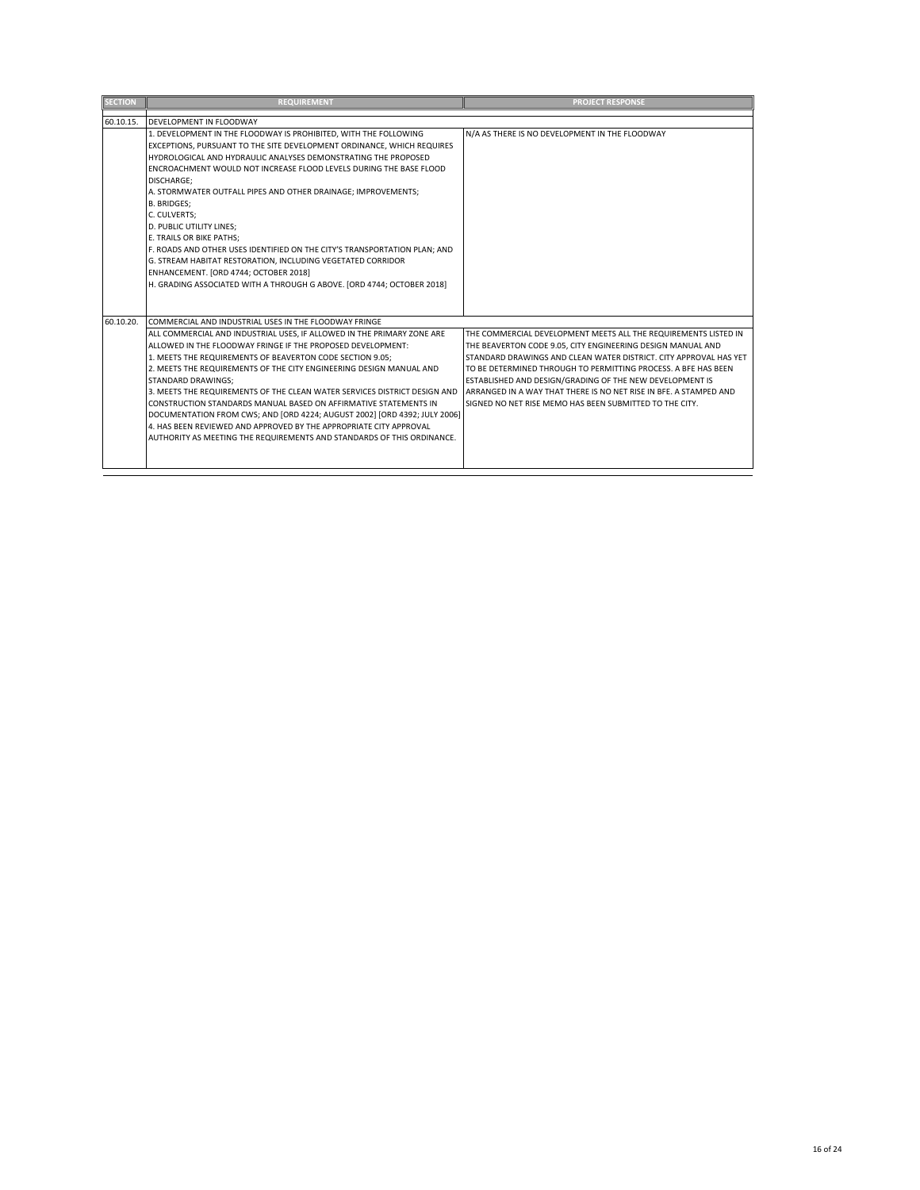| SECTION | REQUIREMENT | PROJECT RESPONSE |
|---|---|---|
| 60.10.15. | DEVELOPMENT IN FLOODWAY | |
| | 1. DEVELOPMENT IN THE FLOODWAY IS PROHIBITED, WITH THE FOLLOWING EXCEPTIONS, PURSUANT TO THE SITE DEVELOPMENT ORDINANCE, WHICH REQUIRES HYDROLOGICAL AND HYDRAULIC ANALYSES DEMONSTRATING THE PROPOSED ENCROACHMENT WOULD NOT INCREASE FLOOD LEVELS DURING THE BASE FLOOD DISCHARGE;<br>A. STORMWATER OUTFALL PIPES AND OTHER DRAINAGE; IMPROVEMENTS;<br>B. BRIDGES;<br>C. CULVERTS;<br>D. PUBLIC UTILITY LINES;<br>E. TRAILS OR BIKE PATHS;<br>F. ROADS AND OTHER USES IDENTIFIED ON THE CITY'S TRANSPORTATION PLAN; AND<br>G. STREAM HABITAT RESTORATION, INCLUDING VEGETATED CORRIDOR ENHANCEMENT. [ORD 4744; OCTOBER 2018]<br>H. GRADING ASSOCIATED WITH A THROUGH G ABOVE. [ORD 4744; OCTOBER 2018] | N/A AS THERE IS NO DEVELOPMENT IN THE FLOODWAY |
| 60.10.20. | COMMERCIAL AND INDUSTRIAL USES IN THE FLOODWAY FRINGE | |
| | ALL COMMERCIAL AND INDUSTRIAL USES, IF ALLOWED IN THE PRIMARY ZONE ARE ALLOWED IN THE FLOODWAY FRINGE IF THE PROPOSED DEVELOPMENT:<br>1. MEETS THE REQUIREMENTS OF BEAVERTON CODE SECTION 9.05;<br>2. MEETS THE REQUIREMENTS OF THE CITY ENGINEERING DESIGN MANUAL AND STANDARD DRAWINGS;<br>3. MEETS THE REQUIREMENTS OF THE CLEAN WATER SERVICES DISTRICT DESIGN AND CONSTRUCTION STANDARDS MANUAL BASED ON AFFIRMATIVE STATEMENTS IN DOCUMENTATION FROM CWS; AND [ORD 4224; AUGUST 2002] [ORD 4392; JULY 2006]<br>4. HAS BEEN REVIEWED AND APPROVED BY THE APPROPRIATE CITY APPROVAL AUTHORITY AS MEETING THE REQUIREMENTS AND STANDARDS OF THIS ORDINANCE. | THE COMMERCIAL DEVELOPMENT MEETS ALL THE REQUIREMENTS LISTED IN THE BEAVERTON CODE 9.05, CITY ENGINEERING DESIGN MANUAL AND STANDARD DRAWINGS AND CLEAN WATER DISTRICT. CITY APPROVAL HAS YET TO BE DETERMINED THROUGH TO PERMITTING PROCESS. A BFE HAS BEEN ESTABLISHED AND DESIGN/GRADING OF THE NEW DEVELOPMENT IS ARRANGED IN A WAY THAT THERE IS NO NET RISE IN BFE. A STAMPED AND SIGNED NO NET RISE MEMO HAS BEEN SUBMITTED TO THE CITY. |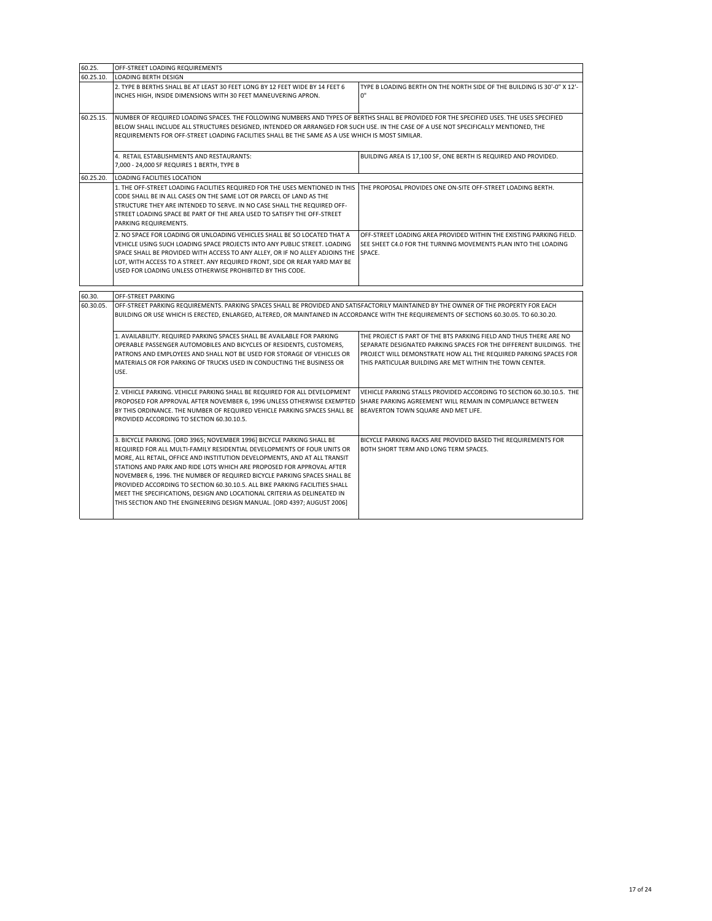| | | |
|---|---|---|
| 60.25. | OFF-STREET LOADING REQUIREMENTS | |
| 60.25.10. | LOADING BERTH DESIGN | |
| | 2. TYPE B BERTHS SHALL BE AT LEAST 30 FEET LONG BY 12 FEET WIDE BY 14 FEET 6 INCHES HIGH, INSIDE DIMENSIONS WITH 30 FEET MANEUVERING APRON. | TYPE B LOADING BERTH ON THE NORTH SIDE OF THE BUILDING IS 30'-0" X 12'-0" |
| 60.25.15. | NUMBER OF REQUIRED LOADING SPACES. THE FOLLOWING NUMBERS AND TYPES OF BERTHS SHALL BE PROVIDED FOR THE SPECIFIED USES. THE USES SPECIFIED BELOW SHALL INCLUDE ALL STRUCTURES DESIGNED, INTENDED OR ARRANGED FOR SUCH USE. IN THE CASE OF A USE NOT SPECIFICALLY MENTIONED, THE REQUIREMENTS FOR OFF-STREET LOADING FACILITIES SHALL BE THE SAME AS A USE WHICH IS MOST SIMILAR. | |
| | 4. RETAIL ESTABLISHMENTS AND RESTAURANTS: 7,000 - 24,000 SF REQUIRES 1 BERTH, TYPE B | BUILDING AREA IS 17,100 SF, ONE BERTH IS REQUIRED AND PROVIDED. |
| 60.25.20. | LOADING FACILITIES LOCATION | |
| | 1. THE OFF-STREET LOADING FACILITIES REQUIRED FOR THE USES MENTIONED IN THIS CODE SHALL BE IN ALL CASES ON THE SAME LOT OR PARCEL OF LAND AS THE STRUCTURE THEY ARE INTENDED TO SERVE. IN NO CASE SHALL THE REQUIRED OFF-STREET LOADING SPACE BE PART OF THE AREA USED TO SATISFY THE OFF-STREET PARKING REQUIREMENTS. | THE PROPOSAL PROVIDES ONE ON-SITE OFF-STREET LOADING BERTH. |
| | 2. NO SPACE FOR LOADING OR UNLOADING VEHICLES SHALL BE SO LOCATED THAT A VEHICLE USING SUCH LOADING SPACE PROJECTS INTO ANY PUBLIC STREET. LOADING SPACE SHALL BE PROVIDED WITH ACCESS TO ANY ALLEY, OR IF NO ALLEY ADJOINS THE LOT, WITH ACCESS TO A STREET. ANY REQUIRED FRONT, SIDE OR REAR YARD MAY BE USED FOR LOADING UNLESS OTHERWISE PROHIBITED BY THIS CODE. | OFF-STREET LOADING AREA PROVIDED WITHIN THE EXISTING PARKING FIELD. SEE SHEET C4.0 FOR THE TURNING MOVEMENTS PLAN INTO THE LOADING SPACE. |

| | | |
|---|---|---|
| 60.30. | OFF-STREET PARKING | |
| 60.30.05. | OFF-STREET PARKING REQUIREMENTS. PARKING SPACES SHALL BE PROVIDED AND SATISFACTORILY MAINTAINED BY THE OWNER OF THE PROPERTY FOR EACH BUILDING OR USE WHICH IS ERECTED, ENLARGED, ALTERED, OR MAINTAINED IN ACCORDANCE WITH THE REQUIREMENTS OF SECTIONS 60.30.05. TO 60.30.20. | |
| | 1. AVAILABILITY. REQUIRED PARKING SPACES SHALL BE AVAILABLE FOR PARKING OPERABLE PASSENGER AUTOMOBILES AND BICYCLES OF RESIDENTS, CUSTOMERS, PATRONS AND EMPLOYEES AND SHALL NOT BE USED FOR STORAGE OF VEHICLES OR MATERIALS OR FOR PARKING OF TRUCKS USED IN CONDUCTING THE BUSINESS OR USE. | THE PROJECT IS PART OF THE BTS PARKING FIELD AND THUS THERE ARE NO SEPARATE DESIGNATED PARKING SPACES FOR THE DIFFERENT BUILDINGS. THE PROJECT WILL DEMONSTRATE HOW ALL THE REQUIRED PARKING SPACES FOR THIS PARTICULAR BUILDING ARE MET WITHIN THE TOWN CENTER. |
| | 2. VEHICLE PARKING. VEHICLE PARKING SHALL BE REQUIRED FOR ALL DEVELOPMENT PROPOSED FOR APPROVAL AFTER NOVEMBER 6, 1996 UNLESS OTHERWISE EXEMPTED BY THIS ORDINANCE. THE NUMBER OF REQUIRED VEHICLE PARKING SPACES SHALL BE PROVIDED ACCORDING TO SECTION 60.30.10.5. | VEHICLE PARKING STALLS PROVIDED ACCORDING TO SECTION 60.30.10.5. THE SHARE PARKING AGREEMENT WILL REMAIN IN COMPLIANCE BETWEEN BEAVERTON TOWN SQUARE AND MET LIFE. |
| | 3. BICYCLE PARKING. [ORD 3965; NOVEMBER 1996] BICYCLE PARKING SHALL BE REQUIRED FOR ALL MULTI-FAMILY RESIDENTIAL DEVELOPMENTS OF FOUR UNITS OR MORE, ALL RETAIL, OFFICE AND INSTITUTION DEVELOPMENTS, AND AT ALL TRANSIT STATIONS AND PARK AND RIDE LOTS WHICH ARE PROPOSED FOR APPROVAL AFTER NOVEMBER 6, 1996. THE NUMBER OF REQUIRED BICYCLE PARKING SPACES SHALL BE PROVIDED ACCORDING TO SECTION 60.30.10.5. ALL BIKE PARKING FACILITIES SHALL MEET THE SPECIFICATIONS, DESIGN AND LOCATIONAL CRITERIA AS DELINEATED IN THIS SECTION AND THE ENGINEERING DESIGN MANUAL. [ORD 4397; AUGUST 2006] | BICYCLE PARKING RACKS ARE PROVIDED BASED THE REQUIREMENTS FOR BOTH SHORT TERM AND LONG TERM SPACES. |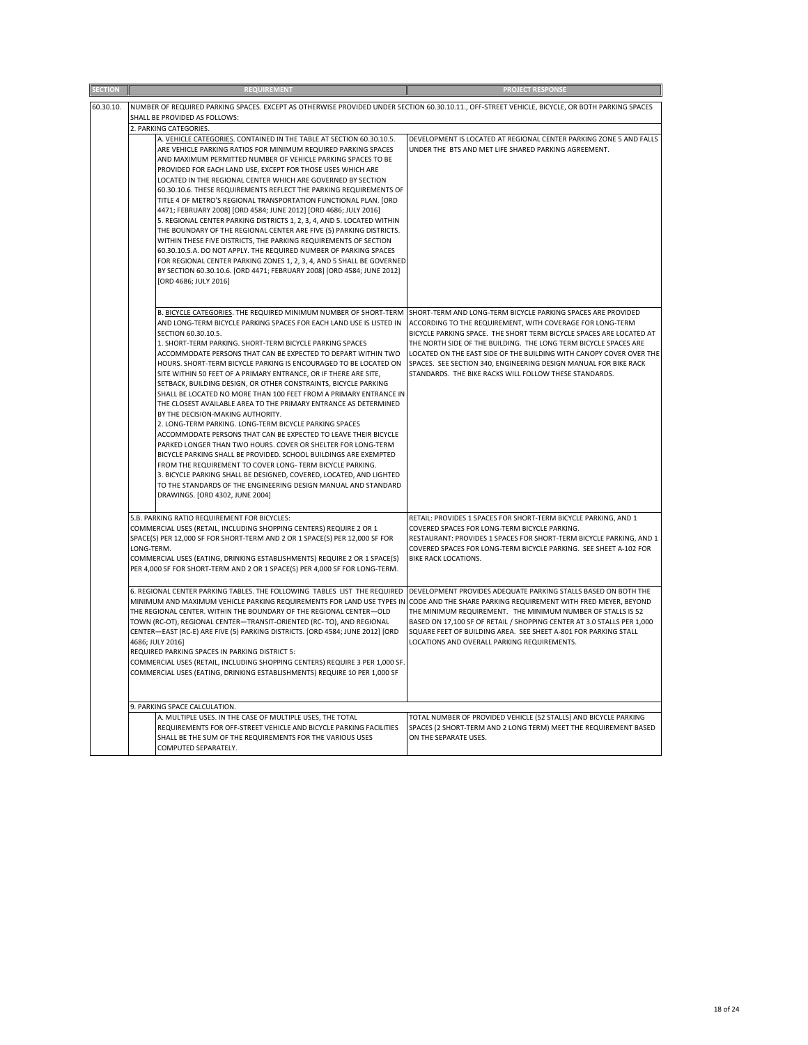| SECTION | | REQUIREMENT | PROJECT RESPONSE |
|---|---|---|---|
| 60.30.10. | NUMBER OF REQUIRED PARKING SPACES. EXCEPT AS OTHERWISE PROVIDED UNDER SECTION 60.30.10.11., OFF-STREET VEHICLE, BICYCLE, OR BOTH PARKING SPACES SHALL BE PROVIDED AS FOLLOWS: | | |
| | 2. PARKING CATEGORIES. | | |
| | | A. VEHICLE CATEGORIES. CONTAINED IN THE TABLE AT SECTION 60.30.10.5. ARE VEHICLE PARKING RATIOS FOR MINIMUM REQUIRED PARKING SPACES AND MAXIMUM PERMITTED NUMBER OF VEHICLE PARKING SPACES TO BE PROVIDED FOR EACH LAND USE, EXCEPT FOR THOSE USES WHICH ARE LOCATED IN THE REGIONAL CENTER WHICH ARE GOVERNED BY SECTION 60.30.10.6. THESE REQUIREMENTS REFLECT THE PARKING REQUIREMENTS OF TITLE 4 OF METRO'S REGIONAL TRANSPORTATION FUNCTIONAL PLAN. [ORD 4471; FEBRUARY 2008] [ORD 4584; JUNE 2012] [ORD 4686; JULY 2016]<br>5. REGIONAL CENTER PARKING DISTRICTS 1, 2, 3, 4, AND 5. LOCATED WITHIN THE BOUNDARY OF THE REGIONAL CENTER ARE FIVE (5) PARKING DISTRICTS. WITHIN THESE FIVE DISTRICTS, THE PARKING REQUIREMENTS OF SECTION 60.30.10.5.A. DO NOT APPLY. THE REQUIRED NUMBER OF PARKING SPACES FOR REGIONAL CENTER PARKING ZONES 1, 2, 3, 4, AND 5 SHALL BE GOVERNED BY SECTION 60.30.10.6. [ORD 4471; FEBRUARY 2008] [ORD 4584; JUNE 2012] [ORD 4686; JULY 2016] | DEVELOPMENT IS LOCATED AT REGIONAL CENTER PARKING ZONE 5 AND FALLS UNDER THE BTS AND MET LIFE SHARED PARKING AGREEMENT. |
| | | B. BICYCLE CATEGORIES. THE REQUIRED MINIMUM NUMBER OF SHORT-TERM AND LONG-TERM BICYCLE PARKING SPACES FOR EACH LAND USE IS LISTED IN SECTION 60.30.10.5.<br>1. SHORT-TERM PARKING. SHORT-TERM BICYCLE PARKING SPACES ACCOMMODATE PERSONS THAT CAN BE EXPECTED TO DEPART WITHIN TWO HOURS. SHORT-TERM BICYCLE PARKING IS ENCOURAGED TO BE LOCATED ON SITE WITHIN 50 FEET OF A PRIMARY ENTRANCE, OR IF THERE ARE SITE, SETBACK, BUILDING DESIGN, OR OTHER CONSTRAINTS, BICYCLE PARKING SHALL BE LOCATED NO MORE THAN 100 FEET FROM A PRIMARY ENTRANCE IN THE CLOSEST AVAILABLE AREA TO THE PRIMARY ENTRANCE AS DETERMINED BY THE DECISION-MAKING AUTHORITY.<br>2. LONG-TERM PARKING. LONG-TERM BICYCLE PARKING SPACES ACCOMMODATE PERSONS THAT CAN BE EXPECTED TO LEAVE THEIR BICYCLE PARKED LONGER THAN TWO HOURS. COVER OR SHELTER FOR LONG-TERM BICYCLE PARKING SHALL BE PROVIDED. SCHOOL BUILDINGS ARE EXEMPTED FROM THE REQUIREMENT TO COVER LONG- TERM BICYCLE PARKING.<br>3. BICYCLE PARKING SHALL BE DESIGNED, COVERED, LOCATED, AND LIGHTED TO THE STANDARDS OF THE ENGINEERING DESIGN MANUAL AND STANDARD DRAWINGS. [ORD 4302, JUNE 2004] | SHORT-TERM AND LONG-TERM BICYCLE PARKING SPACES ARE PROVIDED ACCORDING TO THE REQUIREMENT, WITH COVERAGE FOR LONG-TERM BICYCLE PARKING SPACE. THE SHORT TERM BICYCLE SPACES ARE LOCATED AT THE NORTH SIDE OF THE BUILDING. THE LONG TERM BICYCLE SPACES ARE LOCATED ON THE EAST SIDE OF THE BUILDING WITH CANOPY COVER OVER THE SPACES. SEE SECTION 340, ENGINEERING DESIGN MANUAL FOR BIKE RACK STANDARDS. THE BIKE RACKS WILL FOLLOW THESE STANDARDS. |
| | 5.B. PARKING RATIO REQUIREMENT FOR BICYCLES:<br>COMMERCIAL USES (RETAIL, INCLUDING SHOPPING CENTERS) REQUIRE 2 OR 1 SPACE(S) PER 12,000 SF FOR SHORT-TERM AND 2 OR 1 SPACE(S) PER 12,000 SF FOR LONG-TERM.<br>COMMERCIAL USES (EATING, DRINKING ESTABLISHMENTS) REQUIRE 2 OR 1 SPACE(S) PER 4,000 SF FOR SHORT-TERM AND 2 OR 1 SPACE(S) PER 4,000 SF FOR LONG-TERM. | | RETAIL: PROVIDES 1 SPACES FOR SHORT-TERM BICYCLE PARKING, AND 1 COVERED SPACES FOR LONG-TERM BICYCLE PARKING.<br>RESTAURANT: PROVIDES 1 SPACES FOR SHORT-TERM BICYCLE PARKING, AND 1 COVERED SPACES FOR LONG-TERM BICYCLE PARKING. SEE SHEET A-102 FOR BIKE RACK LOCATIONS. |
| | 6. REGIONAL CENTER PARKING TABLES. THE FOLLOWING TABLES LIST THE REQUIRED MINIMUM AND MAXIMUM VEHICLE PARKING REQUIREMENTS FOR LAND USE TYPES IN THE REGIONAL CENTER. WITHIN THE BOUNDARY OF THE REGIONAL CENTER—OLD TOWN (RC-OT), REGIONAL CENTER—TRANSIT-ORIENTED (RC- TO), AND REGIONAL CENTER—EAST (RC-E) ARE FIVE (5) PARKING DISTRICTS. [ORD 4584; JUNE 2012] [ORD 4686; JULY 2016]<br>REQUIRED PARKING SPACES IN PARKING DISTRICT 5:<br>COMMERCIAL USES (RETAIL, INCLUDING SHOPPING CENTERS) REQUIRE 3 PER 1,000 SF.<br>COMMERCIAL USES (EATING, DRINKING ESTABLISHMENTS) REQUIRE 10 PER 1,000 SF | | DEVELOPMENT PROVIDES ADEQUATE PARKING STALLS BASED ON BOTH THE CODE AND THE SHARE PARKING REQUIREMENT WITH FRED MEYER, BEYOND THE MINIMUM REQUIREMENT. THE MINIMUM NUMBER OF STALLS IS 52 BASED ON 17,100 SF OF RETAIL / SHOPPING CENTER AT 3.0 STALLS PER 1,000 SQUARE FEET OF BUILDING AREA. SEE SHEET A-801 FOR PARKING STALL LOCATIONS AND OVERALL PARKING REQUIREMENTS. |
| | 9. PARKING SPACE CALCULATION. | | |
| | | A. MULTIPLE USES. IN THE CASE OF MULTIPLE USES, THE TOTAL REQUIREMENTS FOR OFF-STREET VEHICLE AND BICYCLE PARKING FACILITIES SHALL BE THE SUM OF THE REQUIREMENTS FOR THE VARIOUS USES COMPUTED SEPARATELY. | TOTAL NUMBER OF PROVIDED VEHICLE (52 STALLS) AND BICYCLE PARKING SPACES (2 SHORT-TERM AND 2 LONG TERM) MEET THE REQUIREMENT BASED ON THE SEPARATE USES. |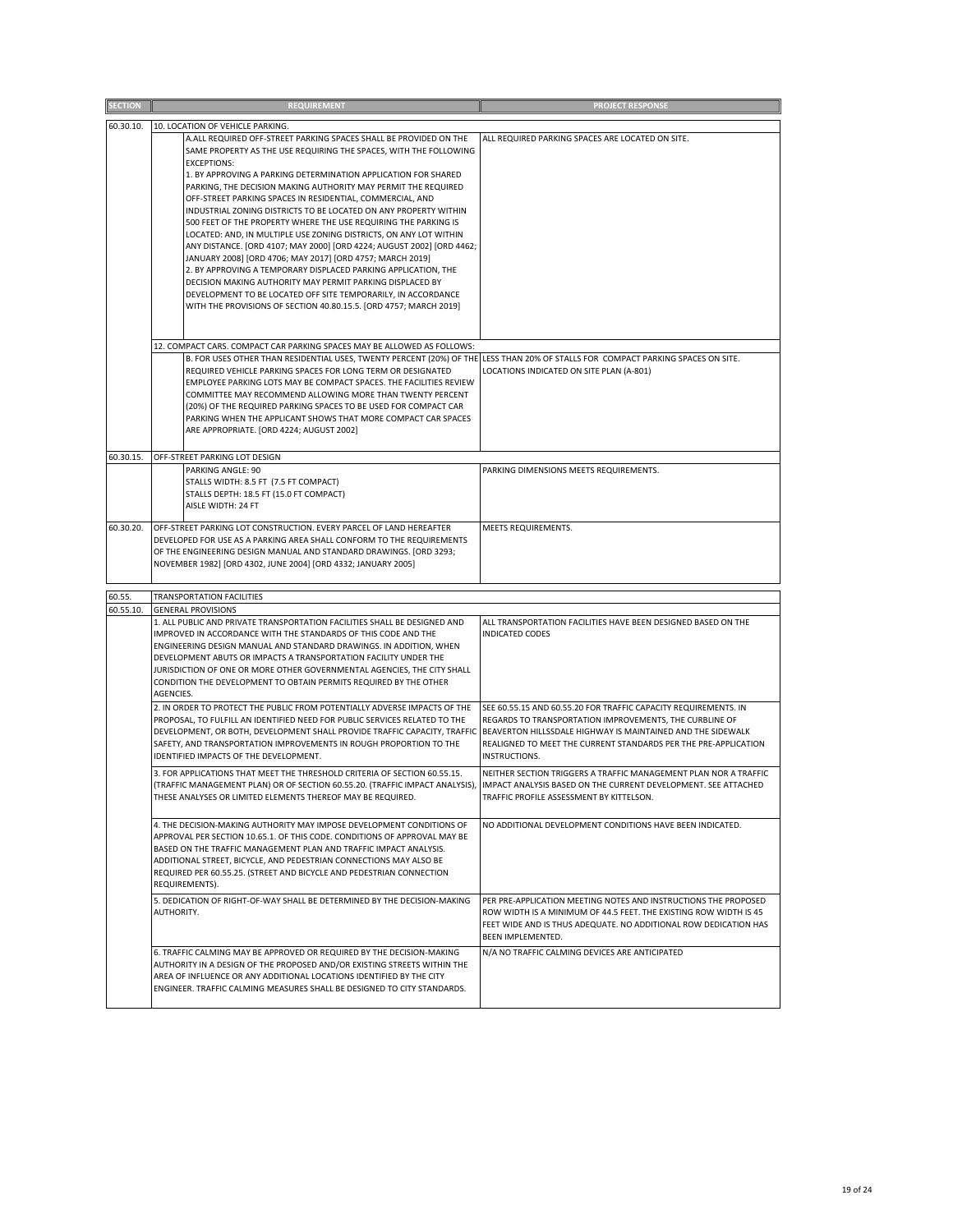| SECTION | REQUIREMENT | PROJECT RESPONSE |
|---|---|---|
| 60.30.10. | 10. LOCATION OF VEHICLE PARKING. | |
| | A.ALL REQUIRED OFF-STREET PARKING SPACES SHALL BE PROVIDED ON THE SAME PROPERTY AS THE USE REQUIRING THE SPACES, WITH THE FOLLOWING EXCEPTIONS:<br>1. BY APPROVING A PARKING DETERMINATION APPLICATION FOR SHARED PARKING, THE DECISION MAKING AUTHORITY MAY PERMIT THE REQUIRED OFF-STREET PARKING SPACES IN RESIDENTIAL, COMMERCIAL, AND INDUSTRIAL ZONING DISTRICTS TO BE LOCATED ON ANY PROPERTY WITHIN 500 FEET OF THE PROPERTY WHERE THE USE REQUIRING THE PARKING IS LOCATED: AND, IN MULTIPLE USE ZONING DISTRICTS, ON ANY LOT WITHIN ANY DISTANCE. [ORD 4107; MAY 2000] [ORD 4224; AUGUST 2002] [ORD 4462; JANUARY 2008] [ORD 4706; MAY 2017] [ORD 4757; MARCH 2019]<br>2. BY APPROVING A TEMPORARY DISPLACED PARKING APPLICATION, THE DECISION MAKING AUTHORITY MAY PERMIT PARKING DISPLACED BY DEVELOPMENT TO BE LOCATED OFF SITE TEMPORARILY, IN ACCORDANCE WITH THE PROVISIONS OF SECTION 40.80.15.5. [ORD 4757; MARCH 2019] | ALL REQUIRED PARKING SPACES ARE LOCATED ON SITE. |
| | 12. COMPACT CARS. COMPACT CAR PARKING SPACES MAY BE ALLOWED AS FOLLOWS: | |
| | B. FOR USES OTHER THAN RESIDENTIAL USES, TWENTY PERCENT (20%) OF THE REQUIRED VEHICLE PARKING SPACES FOR LONG TERM OR DESIGNATED EMPLOYEE PARKING LOTS MAY BE COMPACT SPACES. THE FACILITIES REVIEW COMMITTEE MAY RECOMMEND ALLOWING MORE THAN TWENTY PERCENT (20%) OF THE REQUIRED PARKING SPACES TO BE USED FOR COMPACT CAR PARKING WHEN THE APPLICANT SHOWS THAT MORE COMPACT CAR SPACES ARE APPROPRIATE. [ORD 4224; AUGUST 2002] | LESS THAN 20% OF STALLS FOR COMPACT PARKING SPACES ON SITE. LOCATIONS INDICATED ON SITE PLAN (A-801) |
| 60.30.15. | OFF-STREET PARKING LOT DESIGN | |
| | PARKING ANGLE: 90<br>STALLS WIDTH: 8.5 FT (7.5 FT COMPACT)<br>STALLS DEPTH: 18.5 FT (15.0 FT COMPACT)<br>AISLE WIDTH: 24 FT | PARKING DIMENSIONS MEETS REQUIREMENTS. |
| 60.30.20. | OFF-STREET PARKING LOT CONSTRUCTION. EVERY PARCEL OF LAND HEREAFTER DEVELOPED FOR USE AS A PARKING AREA SHALL CONFORM TO THE REQUIREMENTS OF THE ENGINEERING DESIGN MANUAL AND STANDARD DRAWINGS. [ORD 3293; NOVEMBER 1982] [ORD 4302, JUNE 2004] [ORD 4332; JANUARY 2005] | MEETS REQUIREMENTS. |
| 60.55. | TRANSPORTATION FACILITIES | |
| 60.55.10. | GENERAL PROVISIONS | |
| | 1. ALL PUBLIC AND PRIVATE TRANSPORTATION FACILITIES SHALL BE DESIGNED AND IMPROVED IN ACCORDANCE WITH THE STANDARDS OF THIS CODE AND THE ENGINEERING DESIGN MANUAL AND STANDARD DRAWINGS. IN ADDITION, WHEN DEVELOPMENT ABUTS OR IMPACTS A TRANSPORTATION FACILITY UNDER THE JURISDICTION OF ONE OR MORE OTHER GOVERNMENTAL AGENCIES, THE CITY SHALL CONDITION THE DEVELOPMENT TO OBTAIN PERMITS REQUIRED BY THE OTHER AGENCIES. | ALL TRANSPORTATION FACILITIES HAVE BEEN DESIGNED BASED ON THE INDICATED CODES |
| | 2. IN ORDER TO PROTECT THE PUBLIC FROM POTENTIALLY ADVERSE IMPACTS OF THE PROPOSAL, TO FULFILL AN IDENTIFIED NEED FOR PUBLIC SERVICES RELATED TO THE DEVELOPMENT, OR BOTH, DEVELOPMENT SHALL PROVIDE TRAFFIC CAPACITY, TRAFFIC SAFETY, AND TRANSPORTATION IMPROVEMENTS IN ROUGH PROPORTION TO THE IDENTIFIED IMPACTS OF THE DEVELOPMENT. | SEE 60.55.15 AND 60.55.20 FOR TRAFFIC CAPACITY REQUIREMENTS. IN REGARDS TO TRANSPORTATION IMPROVEMENTS, THE CURBLINE OF BEAVERTON HILLSSDALE HIGHWAY IS MAINTAINED AND THE SIDEWALK REALIGNED TO MEET THE CURRENT STANDARDS PER THE PRE-APPLICATION INSTRUCTIONS. |
| | 3. FOR APPLICATIONS THAT MEET THE THRESHOLD CRITERIA OF SECTION 60.55.15. (TRAFFIC MANAGEMENT PLAN) OR OF SECTION 60.55.20. (TRAFFIC IMPACT ANALYSIS), THESE ANALYSES OR LIMITED ELEMENTS THEREOF MAY BE REQUIRED. | NEITHER SECTION TRIGGERS A TRAFFIC MANAGEMENT PLAN NOR A TRAFFIC IMPACT ANALYSIS BASED ON THE CURRENT DEVELOPMENT. SEE ATTACHED TRAFFIC PROFILE ASSESSMENT BY KITTELSON. |
| | 4. THE DECISION-MAKING AUTHORITY MAY IMPOSE DEVELOPMENT CONDITIONS OF APPROVAL PER SECTION 10.65.1. OF THIS CODE. CONDITIONS OF APPROVAL MAY BE BASED ON THE TRAFFIC MANAGEMENT PLAN AND TRAFFIC IMPACT ANALYSIS. ADDITIONAL STREET, BICYCLE, AND PEDESTRIAN CONNECTIONS MAY ALSO BE REQUIRED PER 60.55.25. (STREET AND BICYCLE AND PEDESTRIAN CONNECTION REQUIREMENTS). | NO ADDITIONAL DEVELOPMENT CONDITIONS HAVE BEEN INDICATED. |
| | 5. DEDICATION OF RIGHT-OF-WAY SHALL BE DETERMINED BY THE DECISION-MAKING AUTHORITY. | PER PRE-APPLICATION MEETING NOTES AND INSTRUCTIONS THE PROPOSED ROW WIDTH IS A MINIMUM OF 44.5 FEET. THE EXISTING ROW WIDTH IS 45 FEET WIDE AND IS THUS ADEQUATE. NO ADDITIONAL ROW DEDICATION HAS BEEN IMPLEMENTED. |
| | 6. TRAFFIC CALMING MAY BE APPROVED OR REQUIRED BY THE DECISION-MAKING AUTHORITY IN A DESIGN OF THE PROPOSED AND/OR EXISTING STREETS WITHIN THE AREA OF INFLUENCE OR ANY ADDITIONAL LOCATIONS IDENTIFIED BY THE CITY ENGINEER. TRAFFIC CALMING MEASURES SHALL BE DESIGNED TO CITY STANDARDS. | N/A NO TRAFFIC CALMING DEVICES ARE ANTICIPATED |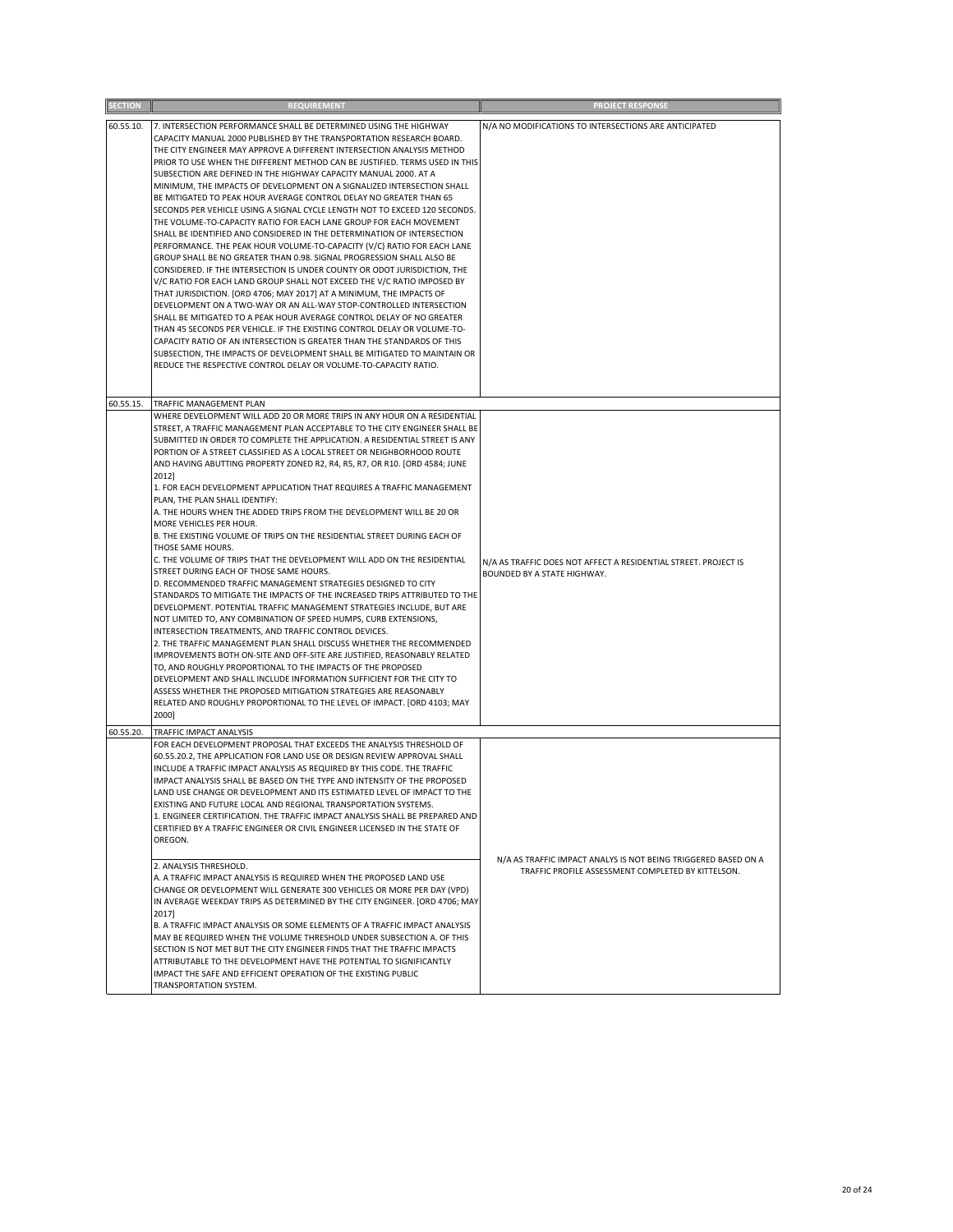| SECTION | REQUIREMENT | PROJECT RESPONSE |
|---|---|---|
| 60.55.10. | 7. INTERSECTION PERFORMANCE SHALL BE DETERMINED USING THE HIGHWAY CAPACITY MANUAL 2000 PUBLISHED BY THE TRANSPORTATION RESEARCH BOARD. THE CITY ENGINEER MAY APPROVE A DIFFERENT INTERSECTION ANALYSIS METHOD PRIOR TO USE WHEN THE DIFFERENT METHOD CAN BE JUSTIFIED. TERMS USED IN THIS SUBSECTION ARE DEFINED IN THE HIGHWAY CAPACITY MANUAL 2000. AT A MINIMUM, THE IMPACTS OF DEVELOPMENT ON A SIGNALIZED INTERSECTION SHALL BE MITIGATED TO PEAK HOUR AVERAGE CONTROL DELAY NO GREATER THAN 65 SECONDS PER VEHICLE USING A SIGNAL CYCLE LENGTH NOT TO EXCEED 120 SECONDS. THE VOLUME-TO-CAPACITY RATIO FOR EACH LANE GROUP FOR EACH MOVEMENT SHALL BE IDENTIFIED AND CONSIDERED IN THE DETERMINATION OF INTERSECTION PERFORMANCE. THE PEAK HOUR VOLUME-TO-CAPACITY (V/C) RATIO FOR EACH LANE GROUP SHALL BE NO GREATER THAN 0.98. SIGNAL PROGRESSION SHALL ALSO BE CONSIDERED. IF THE INTERSECTION IS UNDER COUNTY OR ODOT JURISDICTION, THE V/C RATIO FOR EACH LAND GROUP SHALL NOT EXCEED THE V/C RATIO IMPOSED BY THAT JURISDICTION. [ORD 4706; MAY 2017] AT A MINIMUM, THE IMPACTS OF DEVELOPMENT ON A TWO-WAY OR AN ALL-WAY STOP-CONTROLLED INTERSECTION SHALL BE MITIGATED TO A PEAK HOUR AVERAGE CONTROL DELAY OF NO GREATER THAN 45 SECONDS PER VEHICLE. IF THE EXISTING CONTROL DELAY OR VOLUME-TO-CAPACITY RATIO OF AN INTERSECTION IS GREATER THAN THE STANDARDS OF THIS SUBSECTION, THE IMPACTS OF DEVELOPMENT SHALL BE MITIGATED TO MAINTAIN OR REDUCE THE RESPECTIVE CONTROL DELAY OR VOLUME-TO-CAPACITY RATIO. | N/A NO MODIFICATIONS TO INTERSECTIONS ARE ANTICIPATED |
| 60.55.15. | TRAFFIC MANAGEMENT PLAN | |
| | WHERE DEVELOPMENT WILL ADD 20 OR MORE TRIPS IN ANY HOUR ON A RESIDENTIAL STREET, A TRAFFIC MANAGEMENT PLAN ACCEPTABLE TO THE CITY ENGINEER SHALL BE SUBMITTED IN ORDER TO COMPLETE THE APPLICATION. A RESIDENTIAL STREET IS ANY PORTION OF A STREET CLASSIFIED AS A LOCAL STREET OR NEIGHBORHOOD ROUTE AND HAVING ABUTTING PROPERTY ZONED R2, R4, R5, R7, OR R10. [ORD 4584; JUNE 2012]<br>1. FOR EACH DEVELOPMENT APPLICATION THAT REQUIRES A TRAFFIC MANAGEMENT PLAN, THE PLAN SHALL IDENTIFY:<br>A. THE HOURS WHEN THE ADDED TRIPS FROM THE DEVELOPMENT WILL BE 20 OR MORE VEHICLES PER HOUR.<br>B. THE EXISTING VOLUME OF TRIPS ON THE RESIDENTIAL STREET DURING EACH OF THOSE SAME HOURS.<br>C. THE VOLUME OF TRIPS THAT THE DEVELOPMENT WILL ADD ON THE RESIDENTIAL STREET DURING EACH OF THOSE SAME HOURS.<br>D. RECOMMENDED TRAFFIC MANAGEMENT STRATEGIES DESIGNED TO CITY STANDARDS TO MITIGATE THE IMPACTS OF THE INCREASED TRIPS ATTRIBUTED TO THE DEVELOPMENT. POTENTIAL TRAFFIC MANAGEMENT STRATEGIES INCLUDE, BUT ARE NOT LIMITED TO, ANY COMBINATION OF SPEED HUMPS, CURB EXTENSIONS, INTERSECTION TREATMENTS, AND TRAFFIC CONTROL DEVICES.<br>2. THE TRAFFIC MANAGEMENT PLAN SHALL DISCUSS WHETHER THE RECOMMENDED IMPROVEMENTS BOTH ON-SITE AND OFF-SITE ARE JUSTIFIED, REASONABLY RELATED TO, AND ROUGHLY PROPORTIONAL TO THE IMPACTS OF THE PROPOSED DEVELOPMENT AND SHALL INCLUDE INFORMATION SUFFICIENT FOR THE CITY TO ASSESS WHETHER THE PROPOSED MITIGATION STRATEGIES ARE REASONABLY RELATED AND ROUGHLY PROPORTIONAL TO THE LEVEL OF IMPACT. [ORD 4103; MAY 2000] | N/A AS TRAFFIC DOES NOT AFFECT A RESIDENTIAL STREET. PROJECT IS BOUNDED BY A STATE HIGHWAY. |
| 60.55.20. | TRAFFIC IMPACT ANALYSIS | |
| | FOR EACH DEVELOPMENT PROPOSAL THAT EXCEEDS THE ANALYSIS THRESHOLD OF 60.55.20.2, THE APPLICATION FOR LAND USE OR DESIGN REVIEW APPROVAL SHALL INCLUDE A TRAFFIC IMPACT ANALYSIS AS REQUIRED BY THIS CODE. THE TRAFFIC IMPACT ANALYSIS SHALL BE BASED ON THE TYPE AND INTENSITY OF THE PROPOSED LAND USE CHANGE OR DEVELOPMENT AND ITS ESTIMATED LEVEL OF IMPACT TO THE EXISTING AND FUTURE LOCAL AND REGIONAL TRANSPORTATION SYSTEMS.<br>1. ENGINEER CERTIFICATION. THE TRAFFIC IMPACT ANALYSIS SHALL BE PREPARED AND CERTIFIED BY A TRAFFIC ENGINEER OR CIVIL ENGINEER LICENSED IN THE STATE OF OREGON.<br><br>2. ANALYSIS THRESHOLD.<br>A. A TRAFFIC IMPACT ANALYSIS IS REQUIRED WHEN THE PROPOSED LAND USE CHANGE OR DEVELOPMENT WILL GENERATE 300 VEHICLES OR MORE PER DAY (VPD) IN AVERAGE WEEKDAY TRIPS AS DETERMINED BY THE CITY ENGINEER. [ORD 4706; MAY 2017]<br>B. A TRAFFIC IMPACT ANALYSIS OR SOME ELEMENTS OF A TRAFFIC IMPACT ANALYSIS MAY BE REQUIRED WHEN THE VOLUME THRESHOLD UNDER SUBSECTION A. OF THIS SECTION IS NOT MET BUT THE CITY ENGINEER FINDS THAT THE TRAFFIC IMPACTS ATTRIBUTABLE TO THE DEVELOPMENT HAVE THE POTENTIAL TO SIGNIFICANTLY IMPACT THE SAFE AND EFFICIENT OPERATION OF THE EXISTING PUBLIC TRANSPORTATION SYSTEM. | N/A AS TRAFFIC IMPACT ANALYS IS NOT BEING TRIGGERED BASED ON A TRAFFIC PROFILE ASSESSMENT COMPLETED BY KITTELSON. |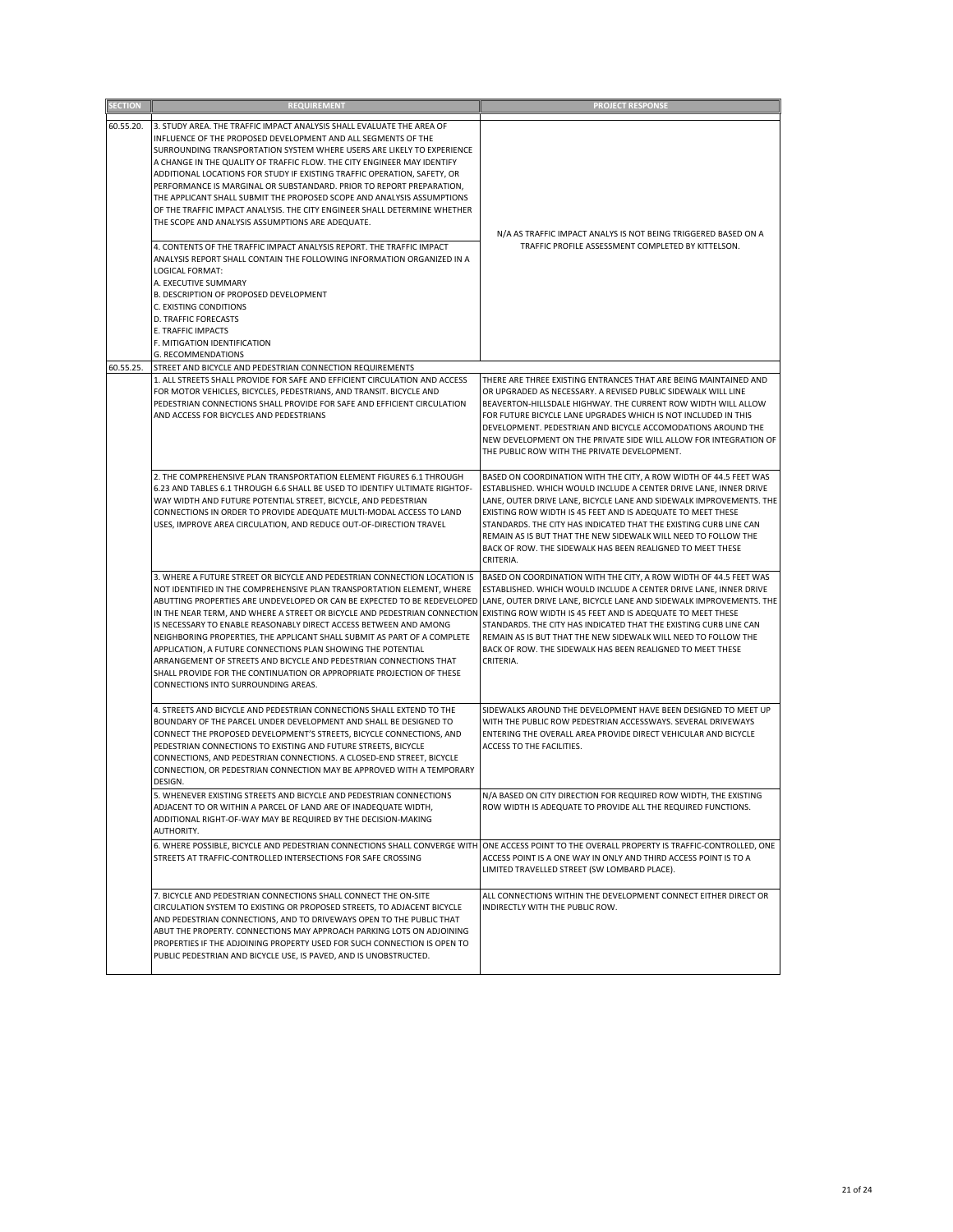| SECTION | REQUIREMENT | PROJECT RESPONSE |
|---|---|---|
| 60.55.20. | 3. STUDY AREA. THE TRAFFIC IMPACT ANALYSIS SHALL EVALUATE THE AREA OF INFLUENCE OF THE PROPOSED DEVELOPMENT AND ALL SEGMENTS OF THE SURROUNDING TRANSPORTATION SYSTEM WHERE USERS ARE LIKELY TO EXPERIENCE A CHANGE IN THE QUALITY OF TRAFFIC FLOW. THE CITY ENGINEER MAY IDENTIFY ADDITIONAL LOCATIONS FOR STUDY IF EXISTING TRAFFIC OPERATION, SAFETY, OR PERFORMANCE IS MARGINAL OR SUBSTANDARD. PRIOR TO REPORT PREPARATION, THE APPLICANT SHALL SUBMIT THE PROPOSED SCOPE AND ANALYSIS ASSUMPTIONS OF THE TRAFFIC IMPACT ANALYSIS. THE CITY ENGINEER SHALL DETERMINE WHETHER THE SCOPE AND ANALYSIS ASSUMPTIONS ARE ADEQUATE.<br><br>4. CONTENTS OF THE TRAFFIC IMPACT ANALYSIS REPORT. THE TRAFFIC IMPACT ANALYSIS REPORT SHALL CONTAIN THE FOLLOWING INFORMATION ORGANIZED IN A LOGICAL FORMAT:<br>A. EXECUTIVE SUMMARY<br>B. DESCRIPTION OF PROPOSED DEVELOPMENT<br>C. EXISTING CONDITIONS<br>D. TRAFFIC FORECASTS<br>E. TRAFFIC IMPACTS<br>F. MITIGATION IDENTIFICATION<br>G. RECOMMENDATIONS | N/A AS TRAFFIC IMPACT ANALYS IS NOT BEING TRIGGERED BASED ON A TRAFFIC PROFILE ASSESSMENT COMPLETED BY KITTELSON. |
| 60.55.25. | STREET AND BICYCLE AND PEDESTRIAN CONNECTION REQUIREMENTS | |
| | 1. ALL STREETS SHALL PROVIDE FOR SAFE AND EFFICIENT CIRCULATION AND ACCESS FOR MOTOR VEHICLES, BICYCLES, PEDESTRIANS, AND TRANSIT. BICYCLE AND PEDESTRIAN CONNECTIONS SHALL PROVIDE FOR SAFE AND EFFICIENT CIRCULATION AND ACCESS FOR BICYCLES AND PEDESTRIANS | THERE ARE THREE EXISTING ENTRANCES THAT ARE BEING MAINTAINED AND OR UPGRADED AS NECESSARY. A REVISED PUBLIC SIDEWALK WILL LINE BEAVERTON-HILLSDALE HIGHWAY. THE CURRENT ROW WIDTH WILL ALLOW FOR FUTURE BICYCLE LANE UPGRADES WHICH IS NOT INCLUDED IN THIS DEVELOPMENT. PEDESTRIAN AND BICYCLE ACCOMODATIONS AROUND THE NEW DEVELOPMENT ON THE PRIVATE SIDE WILL ALLOW FOR INTEGRATION OF THE PUBLIC ROW WITH THE PRIVATE DEVELOPMENT. |
| | 2. THE COMPREHENSIVE PLAN TRANSPORTATION ELEMENT FIGURES 6.1 THROUGH 6.23 AND TABLES 6.1 THROUGH 6.6 SHALL BE USED TO IDENTIFY ULTIMATE RIGHTOF-WAY WIDTH AND FUTURE POTENTIAL STREET, BICYCLE, AND PEDESTRIAN CONNECTIONS IN ORDER TO PROVIDE ADEQUATE MULTI-MODAL ACCESS TO LAND USES, IMPROVE AREA CIRCULATION, AND REDUCE OUT-OF-DIRECTION TRAVEL | BASED ON COORDINATION WITH THE CITY, A ROW WIDTH OF 44.5 FEET WAS ESTABLISHED. WHICH WOULD INCLUDE A CENTER DRIVE LANE, INNER DRIVE LANE, OUTER DRIVE LANE, BICYCLE LANE AND SIDEWALK IMPROVEMENTS. THE EXISTING ROW WIDTH IS 45 FEET AND IS ADEQUATE TO MEET THESE STANDARDS. THE CITY HAS INDICATED THAT THE EXISTING CURB LINE CAN REMAIN AS IS BUT THAT THE NEW SIDEWALK WILL NEED TO FOLLOW THE BACK OF ROW. THE SIDEWALK HAS BEEN REALIGNED TO MEET THESE CRITERIA. |
| | 3. WHERE A FUTURE STREET OR BICYCLE AND PEDESTRIAN CONNECTION LOCATION IS NOT IDENTIFIED IN THE COMPREHENSIVE PLAN TRANSPORTATION ELEMENT, WHERE ABUTTING PROPERTIES ARE UNDEVELOPED OR CAN BE EXPECTED TO BE REDEVELOPED IN THE NEAR TERM, AND WHERE A STREET OR BICYCLE AND PEDESTRIAN CONNECTION IS NECESSARY TO ENABLE REASONABLY DIRECT ACCESS BETWEEN AND AMONG NEIGHBORING PROPERTIES, THE APPLICANT SHALL SUBMIT AS PART OF A COMPLETE APPLICATION, A FUTURE CONNECTIONS PLAN SHOWING THE POTENTIAL ARRANGEMENT OF STREETS AND BICYCLE AND PEDESTRIAN CONNECTIONS THAT SHALL PROVIDE FOR THE CONTINUATION OR APPROPRIATE PROJECTION OF THESE CONNECTIONS INTO SURROUNDING AREAS. | BASED ON COORDINATION WITH THE CITY, A ROW WIDTH OF 44.5 FEET WAS ESTABLISHED. WHICH WOULD INCLUDE A CENTER DRIVE LANE, INNER DRIVE LANE, OUTER DRIVE LANE, BICYCLE LANE AND SIDEWALK IMPROVEMENTS. THE EXISTING ROW WIDTH IS 45 FEET AND IS ADEQUATE TO MEET THESE STANDARDS. THE CITY HAS INDICATED THAT THE EXISTING CURB LINE CAN REMAIN AS IS BUT THAT THE NEW SIDEWALK WILL NEED TO FOLLOW THE BACK OF ROW. THE SIDEWALK HAS BEEN REALIGNED TO MEET THESE CRITERIA. |
| | 4. STREETS AND BICYCLE AND PEDESTRIAN CONNECTIONS SHALL EXTEND TO THE BOUNDARY OF THE PARCEL UNDER DEVELOPMENT AND SHALL BE DESIGNED TO CONNECT THE PROPOSED DEVELOPMENT'S STREETS, BICYCLE CONNECTIONS, AND PEDESTRIAN CONNECTIONS TO EXISTING AND FUTURE STREETS, BICYCLE CONNECTIONS, AND PEDESTRIAN CONNECTIONS. A CLOSED-END STREET, BICYCLE CONNECTION, OR PEDESTRIAN CONNECTION MAY BE APPROVED WITH A TEMPORARY DESIGN. | SIDEWALKS AROUND THE DEVELOPMENT HAVE BEEN DESIGNED TO MEET UP WITH THE PUBLIC ROW PEDESTRIAN ACCESSWAYS. SEVERAL DRIVEWAYS ENTERING THE OVERALL AREA PROVIDE DIRECT VEHICULAR AND BICYCLE ACCESS TO THE FACILITIES. |
| | 5. WHENEVER EXISTING STREETS AND BICYCLE AND PEDESTRIAN CONNECTIONS ADJACENT TO OR WITHIN A PARCEL OF LAND ARE OF INADEQUATE WIDTH, ADDITIONAL RIGHT-OF-WAY MAY BE REQUIRED BY THE DECISION-MAKING AUTHORITY. | N/A BASED ON CITY DIRECTION FOR REQUIRED ROW WIDTH, THE EXISTING ROW WIDTH IS ADEQUATE TO PROVIDE ALL THE REQUIRED FUNCTIONS. |
| | 6. WHERE POSSIBLE, BICYCLE AND PEDESTRIAN CONNECTIONS SHALL CONVERGE WITH STREETS AT TRAFFIC-CONTROLLED INTERSECTIONS FOR SAFE CROSSING | ONE ACCESS POINT TO THE OVERALL PROPERTY IS TRAFFIC-CONTROLLED, ONE ACCESS POINT IS A ONE WAY IN ONLY AND THIRD ACCESS POINT IS TO A LIMITED TRAVELLED STREET (SW LOMBARD PLACE). |
| | 7. BICYCLE AND PEDESTRIAN CONNECTIONS SHALL CONNECT THE ON-SITE CIRCULATION SYSTEM TO EXISTING OR PROPOSED STREETS, TO ADJACENT BICYCLE AND PEDESTRIAN CONNECTIONS, AND TO DRIVEWAYS OPEN TO THE PUBLIC THAT ABUT THE PROPERTY. CONNECTIONS MAY APPROACH PARKING LOTS ON ADJOINING PROPERTIES IF THE ADJOINING PROPERTY USED FOR SUCH CONNECTION IS OPEN TO PUBLIC PEDESTRIAN AND BICYCLE USE, IS PAVED, AND IS UNOBSTRUCTED. | ALL CONNECTIONS WITHIN THE DEVELOPMENT CONNECT EITHER DIRECT OR INDIRECTLY WITH THE PUBLIC ROW. |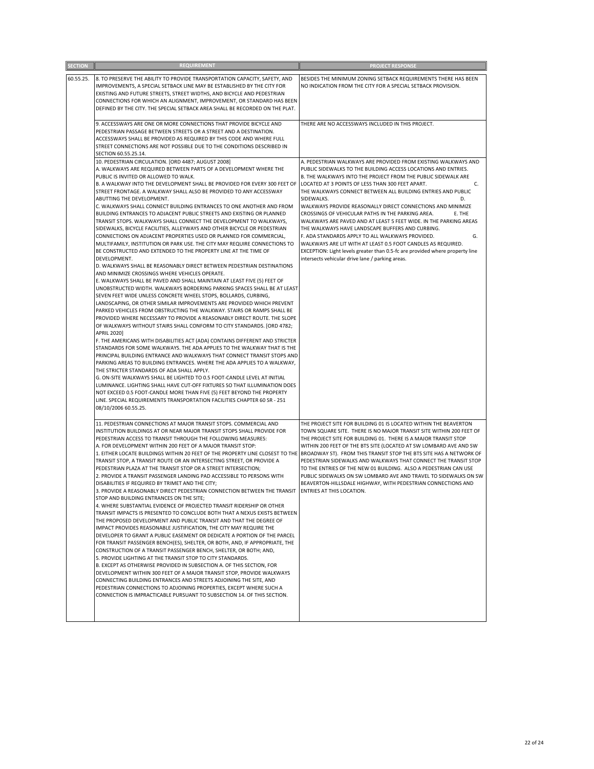| SECTION | REQUIREMENT | PROJECT RESPONSE |
|---|---|---|
| 60.55.25. | 8. TO PRESERVE THE ABILITY TO PROVIDE TRANSPORTATION CAPACITY, SAFETY, AND IMPROVEMENTS, A SPECIAL SETBACK LINE MAY BE ESTABLISHED BY THE CITY FOR EXISTING AND FUTURE STREETS, STREET WIDTHS, AND BICYCLE AND PEDESTRIAN CONNECTIONS FOR WHICH AN ALIGNMENT, IMPROVEMENT, OR STANDARD HAS BEEN DEFINED BY THE CITY. THE SPECIAL SETBACK AREA SHALL BE RECORDED ON THE PLAT. | BESIDES THE MINIMUM ZONING SETBACK REQUIREMENTS THERE HAS BEEN NO INDICATION FROM THE CITY FOR A SPECIAL SETBACK PROVISION. |
| | 9. ACCESSWAYS ARE ONE OR MORE CONNECTIONS THAT PROVIDE BICYCLE AND PEDESTRIAN PASSAGE BETWEEN STREETS OR A STREET AND A DESTINATION. ACCESSWAYS SHALL BE PROVIDED AS REQUIRED BY THIS CODE AND WHERE FULL STREET CONNECTIONS ARE NOT POSSIBLE DUE TO THE CONDITIONS DESCRIBED IN SECTION 60.55.25.14. | THERE ARE NO ACCESSWAYS INCLUDED IN THIS PROJECT. |
| | 10. PEDESTRIAN CIRCULATION. [ORD 4487; AUGUST 2008]<br>A. WALKWAYS ARE REQUIRED BETWEEN PARTS OF A DEVELOPMENT WHERE THE PUBLIC IS INVITED OR ALLOWED TO WALK.<br>B. A WALKWAY INTO THE DEVELOPMENT SHALL BE PROVIDED FOR EVERY 300 FEET OF STREET FRONTAGE. A WALKWAY SHALL ALSO BE PROVIDED TO ANY ACCESSWAY ABUTTING THE DEVELOPMENT.<br>C. WALKWAYS SHALL CONNECT BUILDING ENTRANCES TO ONE ANOTHER AND FROM BUILDING ENTRANCES TO ADJACENT PUBLIC STREETS AND EXISTING OR PLANNED TRANSIT STOPS. WALKWAYS SHALL CONNECT THE DEVELOPMENT TO WALKWAYS, SIDEWALKS, BICYCLE FACILITIES, ALLEYWAYS AND OTHER BICYCLE OR PEDESTRIAN CONNECTIONS ON ADJACENT PROPERTIES USED OR PLANNED FOR COMMERCIAL, MULTIFAMILY, INSTITUTION OR PARK USE. THE CITY MAY REQUIRE CONNECTIONS TO BE CONSTRUCTED AND EXTENDED TO THE PROPERTY LINE AT THE TIME OF DEVELOPMENT.<br>D. WALKWAYS SHALL BE REASONABLY DIRECT BETWEEN PEDESTRIAN DESTINATIONS AND MINIMIZE CROSSINGS WHERE VEHICLES OPERATE.<br>E. WALKWAYS SHALL BE PAVED AND SHALL MAINTAIN AT LEAST FIVE (5) FEET OF UNOBSTRUCTED WIDTH. WALKWAYS BORDERING PARKING SPACES SHALL BE AT LEAST SEVEN FEET WIDE UNLESS CONCRETE WHEEL STOPS, BOLLARDS, CURBING, LANDSCAPING, OR OTHER SIMILAR IMPROVEMENTS ARE PROVIDED WHICH PREVENT PARKED VEHICLES FROM OBSTRUCTING THE WALKWAY. STAIRS OR RAMPS SHALL BE PROVIDED WHERE NECESSARY TO PROVIDE A REASONABLY DIRECT ROUTE. THE SLOPE OF WALKWAYS WITHOUT STAIRS SHALL CONFORM TO CITY STANDARDS. [ORD 4782; APRIL 2020]<br>F. THE AMERICANS WITH DISABILITIES ACT (ADA) CONTAINS DIFFERENT AND STRICTER STANDARDS FOR SOME WALKWAYS. THE ADA APPLIES TO THE WALKWAY THAT IS THE PRINCIPAL BUILDING ENTRANCE AND WALKWAYS THAT CONNECT TRANSIT STOPS AND PARKING AREAS TO BUILDING ENTRANCES. WHERE THE ADA APPLIES TO A WALKWAY, THE STRICTER STANDARDS OF ADA SHALL APPLY.<br>G. ON-SITE WALKWAYS SHALL BE LIGHTED TO 0.5 FOOT-CANDLE LEVEL AT INITIAL LUMINANCE. LIGHTING SHALL HAVE CUT-OFF FIXTURES SO THAT ILLUMINATION DOES NOT EXCEED 0.5 FOOT-CANDLE MORE THAN FIVE (5) FEET BEYOND THE PROPERTY LINE. SPECIAL REQUIREMENTS TRANSPORTATION FACILITIES CHAPTER 60 SR - 251 08/10/2006 60.55.25. | A. PEDESTRIAN WALKWAYS ARE PROVIDED FROM EXISTING WALKWAYS AND PUBLIC SIDEWALKS TO THE BUILDING ACCESS LOCATIONS AND ENTRIES.<br>B. THE WALKWAYS INTO THE PROJECT FROM THE PUBLIC SIDEWALK ARE LOCATED AT 3 POINTS OF LESS THAN 300 FEET APART.<br>C. THE WALKWAYS CONNECT BETWEEN ALL BUILDING ENTRIES AND PUBLIC SIDEWALKS.<br>D. WALKWAYS PROVIDE REASONALLY DIRECT CONNECTIONS AND MINIMIZE CROSSINGS OF VEHICULAR PATHS IN THE PARKING AREA.<br>E. THE WALKWAYS ARE PAVED AND AT LEAST 5 FEET WIDE. IN THE PARKING AREAS THE WALKWAYS HAVE LANDSCAPE BUFFERS AND CURBING.<br>F. ADA STANDARDS APPLY TO ALL WALKWAYS PROVIDED.<br>G. WALKWAYS ARE LIT WITH AT LEAST 0.5 FOOT CANDLES AS REQUIRED. EXCEPTION: Light levels greater than 0.5-fc are provided where property line intersects vehicular drive lane / parking areas. |
| | 11. PEDESTRIAN CONNECTIONS AT MAJOR TRANSIT STOPS. COMMERCIAL AND INSTITUTION BUILDINGS AT OR NEAR MAJOR TRANSIT STOPS SHALL PROVIDE FOR PEDESTRIAN ACCESS TO TRANSIT THROUGH THE FOLLOWING MEASURES:<br>A. FOR DEVELOPMENT WITHIN 200 FEET OF A MAJOR TRANSIT STOP:<br>1. EITHER LOCATE BUILDINGS WITHIN 20 FEET OF THE PROPERTY LINE CLOSEST TO THE TRANSIT STOP, A TRANSIT ROUTE OR AN INTERSECTING STREET, OR PROVIDE A PEDESTRIAN PLAZA AT THE TRANSIT STOP OR A STREET INTERSECTION;<br>2. PROVIDE A TRANSIT PASSENGER LANDING PAD ACCESSIBLE TO PERSONS WITH DISABILITIES IF REQUIRED BY TRIMET AND THE CITY;<br>3. PROVIDE A REASONABLY DIRECT PEDESTRIAN CONNECTION BETWEEN THE TRANSIT STOP AND BUILDING ENTRANCES ON THE SITE;<br>4. WHERE SUBSTANTIAL EVIDENCE OF PROJECTED TRANSIT RIDERSHIP OR OTHER TRANSIT IMPACTS IS PRESENTED TO CONCLUDE BOTH THAT A NEXUS EXISTS BETWEEN THE PROPOSED DEVELOPMENT AND PUBLIC TRANSIT AND THAT THE DEGREE OF IMPACT PROVIDES REASONABLE JUSTIFICATION, THE CITY MAY REQUIRE THE DEVELOPER TO GRANT A PUBLIC EASEMENT OR DEDICATE A PORTION OF THE PARCEL FOR TRANSIT PASSENGER BENCH(ES), SHELTER, OR BOTH, AND, IF APPROPRIATE, THE CONSTRUCTION OF A TRANSIT PASSENGER BENCH, SHELTER, OR BOTH; AND,<br>5. PROVIDE LIGHTING AT THE TRANSIT STOP TO CITY STANDARDS.<br>B. EXCEPT AS OTHERWISE PROVIDED IN SUBSECTION A. OF THIS SECTION, FOR DEVELOPMENT WITHIN 300 FEET OF A MAJOR TRANSIT STOP, PROVIDE WALKWAYS CONNECTING BUILDING ENTRANCES AND STREETS ADJOINING THE SITE, AND PEDESTRIAN CONNECTIONS TO ADJOINING PROPERTIES, EXCEPT WHERE SUCH A CONNECTION IS IMPRACTICABLE PURSUANT TO SUBSECTION 14. OF THIS SECTION. | THE PROJECT SITE FOR BUILDING 01 IS LOCATED WITHIN THE BEAVERTON TOWN SQUARE SITE. THERE IS NO MAJOR TRANSIT SITE WITHIN 200 FEET OF THE PROJECT SITE FOR BUILDING 01. THERE IS A MAJOR TRANSIT STOP WITHIN 200 FEET OF THE BTS SITE (LOCATED AT SW LOMBARD AVE AND SW BROADWAY ST). FROM THIS TRANSIT STOP THE BTS SITE HAS A NETWORK OF PEDESTRIAN SIDEWALKS AND WALKWAYS THAT CONNECT THE TRANSIT STOP TO THE ENTRIES OF THE NEW 01 BUILDING. ALSO A PEDESTRIAN CAN USE PUBLIC SIDEWALKS ON SW LOMBARD AVE AND TRAVEL TO SIDEWALKS ON SW BEAVERTON-HILLSDALE HIGHWAY, WITH PEDESTRIAN CONNECTIONS AND ENTRIES AT THIS LOCATION. |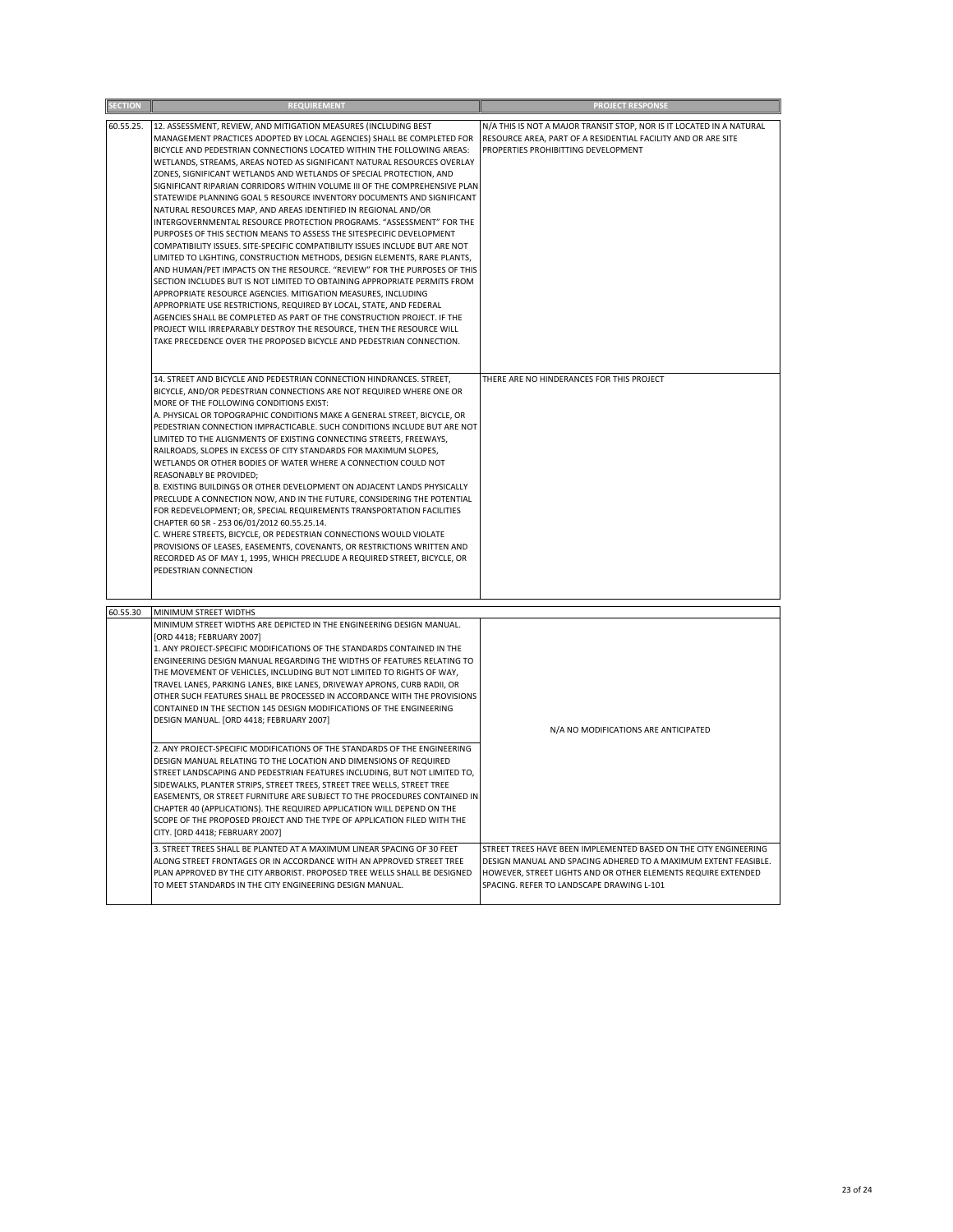| SECTION | REQUIREMENT | PROJECT RESPONSE |
|---|---|---|
| 60.55.25. | 12. ASSESSMENT, REVIEW, AND MITIGATION MEASURES (INCLUDING BEST MANAGEMENT PRACTICES ADOPTED BY LOCAL AGENCIES) SHALL BE COMPLETED FOR BICYCLE AND PEDESTRIAN CONNECTIONS LOCATED WITHIN THE FOLLOWING AREAS: WETLANDS, STREAMS, AREAS NOTED AS SIGNIFICANT NATURAL RESOURCES OVERLAY ZONES, SIGNIFICANT WETLANDS AND WETLANDS OF SPECIAL PROTECTION, AND SIGNIFICANT RIPARIAN CORRIDORS WITHIN VOLUME III OF THE COMPREHENSIVE PLAN STATEWIDE PLANNING GOAL 5 RESOURCE INVENTORY DOCUMENTS AND SIGNIFICANT NATURAL RESOURCES MAP, AND AREAS IDENTIFIED IN REGIONAL AND/OR INTERGOVERNMENTAL RESOURCE PROTECTION PROGRAMS. "ASSESSMENT" FOR THE PURPOSES OF THIS SECTION MEANS TO ASSESS THE SITESPECIFIC DEVELOPMENT COMPATIBILITY ISSUES. SITE-SPECIFIC COMPATIBILITY ISSUES INCLUDE BUT ARE NOT LIMITED TO LIGHTING, CONSTRUCTION METHODS, DESIGN ELEMENTS, RARE PLANTS, AND HUMAN/PET IMPACTS ON THE RESOURCE. "REVIEW" FOR THE PURPOSES OF THIS SECTION INCLUDES BUT IS NOT LIMITED TO OBTAINING APPROPRIATE PERMITS FROM APPROPRIATE RESOURCE AGENCIES. MITIGATION MEASURES, INCLUDING APPROPRIATE USE RESTRICTIONS, REQUIRED BY LOCAL, STATE, AND FEDERAL AGENCIES SHALL BE COMPLETED AS PART OF THE CONSTRUCTION PROJECT. IF THE PROJECT WILL IRREPARABLY DESTROY THE RESOURCE, THEN THE RESOURCE WILL TAKE PRECEDENCE OVER THE PROPOSED BICYCLE AND PEDESTRIAN CONNECTION. | N/A THIS IS NOT A MAJOR TRANSIT STOP, NOR IS IT LOCATED IN A NATURAL RESOURCE AREA, PART OF A RESIDENTIAL FACILITY AND OR ARE SITE PROPERTIES PROHIBITTING DEVELOPMENT |
| | 14. STREET AND BICYCLE AND PEDESTRIAN CONNECTION HINDRANCES. STREET, BICYCLE, AND/OR PEDESTRIAN CONNECTIONS ARE NOT REQUIRED WHERE ONE OR MORE OF THE FOLLOWING CONDITIONS EXIST:<br>A. PHYSICAL OR TOPOGRAPHIC CONDITIONS MAKE A GENERAL STREET, BICYCLE, OR PEDESTRIAN CONNECTION IMPRACTICABLE. SUCH CONDITIONS INCLUDE BUT ARE NOT LIMITED TO THE ALIGNMENTS OF EXISTING CONNECTING STREETS, FREEWAYS, RAILROADS, SLOPES IN EXCESS OF CITY STANDARDS FOR MAXIMUM SLOPES, WETLANDS OR OTHER BODIES OF WATER WHERE A CONNECTION COULD NOT REASONABLY BE PROVIDED;<br>B. EXISTING BUILDINGS OR OTHER DEVELOPMENT ON ADJACENT LANDS PHYSICALLY PRECLUDE A CONNECTION NOW, AND IN THE FUTURE, CONSIDERING THE POTENTIAL FOR REDEVELOPMENT; OR, SPECIAL REQUIREMENTS TRANSPORTATION FACILITIES CHAPTER 60 SR - 253 06/01/2012 60.55.25.14.<br>C. WHERE STREETS, BICYCLE, OR PEDESTRIAN CONNECTIONS WOULD VIOLATE PROVISIONS OF LEASES, EASEMENTS, COVENANTS, OR RESTRICTIONS WRITTEN AND RECORDED AS OF MAY 1, 1995, WHICH PRECLUDE A REQUIRED STREET, BICYCLE, OR PEDESTRIAN CONNECTION | THERE ARE NO HINDERANCES FOR THIS PROJECT |
| 60.55.30 | MINIMUM STREET WIDTHS | |
| | MINIMUM STREET WIDTHS ARE DEPICTED IN THE ENGINEERING DESIGN MANUAL. [ORD 4418; FEBRUARY 2007]<br>1. ANY PROJECT-SPECIFIC MODIFICATIONS OF THE STANDARDS CONTAINED IN THE ENGINEERING DESIGN MANUAL REGARDING THE WIDTHS OF FEATURES RELATING TO THE MOVEMENT OF VEHICLES, INCLUDING BUT NOT LIMITED TO RIGHTS OF WAY, TRAVEL LANES, PARKING LANES, BIKE LANES, DRIVEWAY APRONS, CURB RADII, OR OTHER SUCH FEATURES SHALL BE PROCESSED IN ACCORDANCE WITH THE PROVISIONS CONTAINED IN THE SECTION 145 DESIGN MODIFICATIONS OF THE ENGINEERING DESIGN MANUAL. [ORD 4418; FEBRUARY 2007]<br>2. ANY PROJECT-SPECIFIC MODIFICATIONS OF THE STANDARDS OF THE ENGINEERING DESIGN MANUAL RELATING TO THE LOCATION AND DIMENSIONS OF REQUIRED STREET LANDSCAPING AND PEDESTRIAN FEATURES INCLUDING, BUT NOT LIMITED TO, SIDEWALKS, PLANTER STRIPS, STREET TREES, STREET TREE WELLS, STREET TREE EASEMENTS, OR STREET FURNITURE ARE SUBJECT TO THE PROCEDURES CONTAINED IN CHAPTER 40 (APPLICATIONS). THE REQUIRED APPLICATION WILL DEPEND ON THE SCOPE OF THE PROPOSED PROJECT AND THE TYPE OF APPLICATION FILED WITH THE CITY. [ORD 4418; FEBRUARY 2007] | N/A NO MODIFICATIONS ARE ANTICIPATED |
| | 3. STREET TREES SHALL BE PLANTED AT A MAXIMUM LINEAR SPACING OF 30 FEET ALONG STREET FRONTAGES OR IN ACCORDANCE WITH AN APPROVED STREET TREE PLAN APPROVED BY THE CITY ARBORIST. PROPOSED TREE WELLS SHALL BE DESIGNED TO MEET STANDARDS IN THE CITY ENGINEERING DESIGN MANUAL. | STREET TREES HAVE BEEN IMPLEMENTED BASED ON THE CITY ENGINEERING DESIGN MANUAL AND SPACING ADHERED TO A MAXIMUM EXTENT FEASIBLE. HOWEVER, STREET LIGHTS AND OR OTHER ELEMENTS REQUIRE EXTENDED SPACING. REFER TO LANDSCAPE DRAWING L-101 |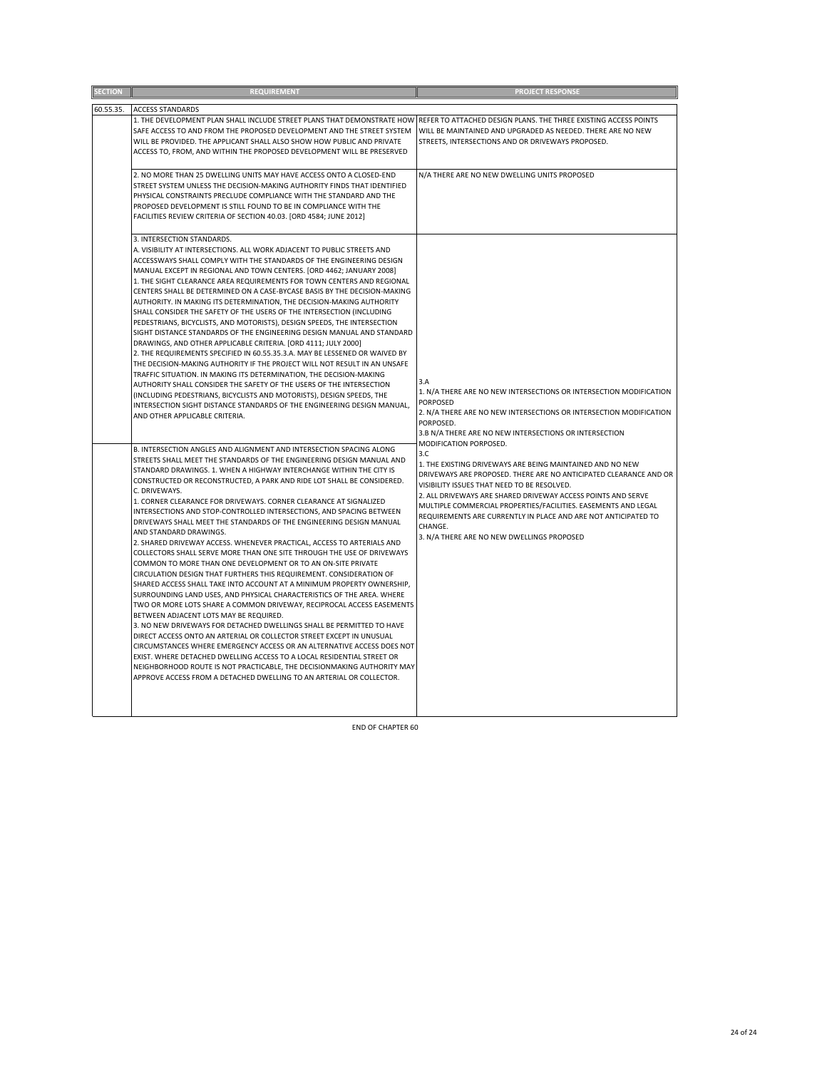| SECTION | REQUIREMENT | PROJECT RESPONSE |
| --- | --- | --- |
| 60.55.35. | ACCESS STANDARDS | |
| | 1. THE DEVELOPMENT PLAN SHALL INCLUDE STREET PLANS THAT DEMONSTRATE HOW SAFE ACCESS TO AND FROM THE PROPOSED DEVELOPMENT AND THE STREET SYSTEM WILL BE PROVIDED. THE APPLICANT SHALL ALSO SHOW HOW PUBLIC AND PRIVATE ACCESS TO, FROM, AND WITHIN THE PROPOSED DEVELOPMENT WILL BE PRESERVED | REFER TO ATTACHED DESIGN PLANS. THE THREE EXISTING ACCESS POINTS WILL BE MAINTAINED AND UPGRADED AS NEEDED. THERE ARE NO NEW STREETS, INTERSECTIONS AND OR DRIVEWAYS PROPOSED. |
| | 2. NO MORE THAN 25 DWELLING UNITS MAY HAVE ACCESS ONTO A CLOSED-END STREET SYSTEM UNLESS THE DECISION-MAKING AUTHORITY FINDS THAT IDENTIFIED PHYSICAL CONSTRAINTS PRECLUDE COMPLIANCE WITH THE STANDARD AND THE PROPOSED DEVELOPMENT IS STILL FOUND TO BE IN COMPLIANCE WITH THE FACILITIES REVIEW CRITERIA OF SECTION 40.03. [ORD 4584; JUNE 2012] | N/A THERE ARE NO NEW DWELLING UNITS PROPOSED |
| | 3. INTERSECTION STANDARDS.<br>A. VISIBILITY AT INTERSECTIONS. ALL WORK ADJACENT TO PUBLIC STREETS AND ACCESSWAYS SHALL COMPLY WITH THE STANDARDS OF THE ENGINEERING DESIGN MANUAL EXCEPT IN REGIONAL AND TOWN CENTERS. [ORD 4462; JANUARY 2008]<br>1. THE SIGHT CLEARANCE AREA REQUIREMENTS FOR TOWN CENTERS AND REGIONAL CENTERS SHALL BE DETERMINED ON A CASE-BYCASE BASIS BY THE DECISION-MAKING AUTHORITY. IN MAKING ITS DETERMINATION, THE DECISION-MAKING AUTHORITY SHALL CONSIDER THE SAFETY OF THE USERS OF THE INTERSECTION (INCLUDING PEDESTRIANS, BICYCLISTS, AND MOTORISTS), DESIGN SPEEDS, THE INTERSECTION SIGHT DISTANCE STANDARDS OF THE ENGINEERING DESIGN MANUAL AND STANDARD DRAWINGS, AND OTHER APPLICABLE CRITERIA. [ORD 4111; JULY 2000]<br>2. THE REQUIREMENTS SPECIFIED IN 60.55.35.3.A. MAY BE LESSENED OR WAIVED BY THE DECISION-MAKING AUTHORITY IF THE PROJECT WILL NOT RESULT IN AN UNSAFE TRAFFIC SITUATION. IN MAKING ITS DETERMINATION, THE DECISION-MAKING AUTHORITY SHALL CONSIDER THE SAFETY OF THE USERS OF THE INTERSECTION (INCLUDING PEDESTRIANS, BICYCLISTS AND MOTORISTS), DESIGN SPEEDS, THE INTERSECTION SIGHT DISTANCE STANDARDS OF THE ENGINEERING DESIGN MANUAL, AND OTHER APPLICABLE CRITERIA. | 3.A<br>1. N/A THERE ARE NO NEW INTERSECTIONS OR INTERSECTION MODIFICATION PORPOSED<br>2. N/A THERE ARE NO NEW INTERSECTIONS OR INTERSECTION MODIFICATION PORPOSED.<br>3.B N/A THERE ARE NO NEW INTERSECTIONS OR INTERSECTION MODIFICATION PORPOSED.<br>3.C<br>1. THE EXISTING DRIVEWAYS ARE BEING MAINTAINED AND NO NEW DRIVEWAYS ARE PROPOSED. THERE ARE NO ANTICIPATED CLEARANCE AND OR VISIBILITY ISSUES THAT NEED TO BE RESOLVED.<br>2. ALL DRIVEWAYS ARE SHARED DRIVEWAY ACCESS POINTS AND SERVE MULTIPLE COMMERCIAL PROPERTIES/FACILITIES. EASEMENTS AND LEGAL REQUIREMENTS ARE CURRENTLY IN PLACE AND ARE NOT ANTICIPATED TO CHANGE.<br>3. N/A THERE ARE NO NEW DWELLINGS PROPOSED |
| | B. INTERSECTION ANGLES AND ALIGNMENT AND INTERSECTION SPACING ALONG STREETS SHALL MEET THE STANDARDS OF THE ENGINEERING DESIGN MANUAL AND STANDARD DRAWINGS. 1. WHEN A HIGHWAY INTERCHANGE WITHIN THE CITY IS CONSTRUCTED OR RECONSTRUCTED, A PARK AND RIDE LOT SHALL BE CONSIDERED.<br>C. DRIVEWAYS.<br>1. CORNER CLEARANCE FOR DRIVEWAYS. CORNER CLEARANCE AT SIGNALIZED INTERSECTIONS AND STOP-CONTROLLED INTERSECTIONS, AND SPACING BETWEEN DRIVEWAYS SHALL MEET THE STANDARDS OF THE ENGINEERING DESIGN MANUAL AND STANDARD DRAWINGS.<br>2. SHARED DRIVEWAY ACCESS. WHENEVER PRACTICAL, ACCESS TO ARTERIALS AND COLLECTORS SHALL SERVE MORE THAN ONE SITE THROUGH THE USE OF DRIVEWAYS COMMON TO MORE THAN ONE DEVELOPMENT OR TO AN ON-SITE PRIVATE CIRCULATION DESIGN THAT FURTHERS THIS REQUIREMENT. CONSIDERATION OF SHARED ACCESS SHALL TAKE INTO ACCOUNT AT A MINIMUM PROPERTY OWNERSHIP, SURROUNDING LAND USES, AND PHYSICAL CHARACTERISTICS OF THE AREA. WHERE TWO OR MORE LOTS SHARE A COMMON DRIVEWAY, RECIPROCAL ACCESS EASEMENTS BETWEEN ADJACENT LOTS MAY BE REQUIRED.<br>3. NO NEW DRIVEWAYS FOR DETACHED DWELLINGS SHALL BE PERMITTED TO HAVE DIRECT ACCESS ONTO AN ARTERIAL OR COLLECTOR STREET EXCEPT IN UNUSUAL CIRCUMSTANCES WHERE EMERGENCY ACCESS OR AN ALTERNATIVE ACCESS DOES NOT EXIST. WHERE DETACHED DWELLING ACCESS TO A LOCAL RESIDENTIAL STREET OR NEIGHBORHOOD ROUTE IS NOT PRACTICABLE, THE DECISIONMAKING AUTHORITY MAY APPROVE ACCESS FROM A DETACHED DWELLING TO AN ARTERIAL OR COLLECTOR. | |

END OF CHAPTER 60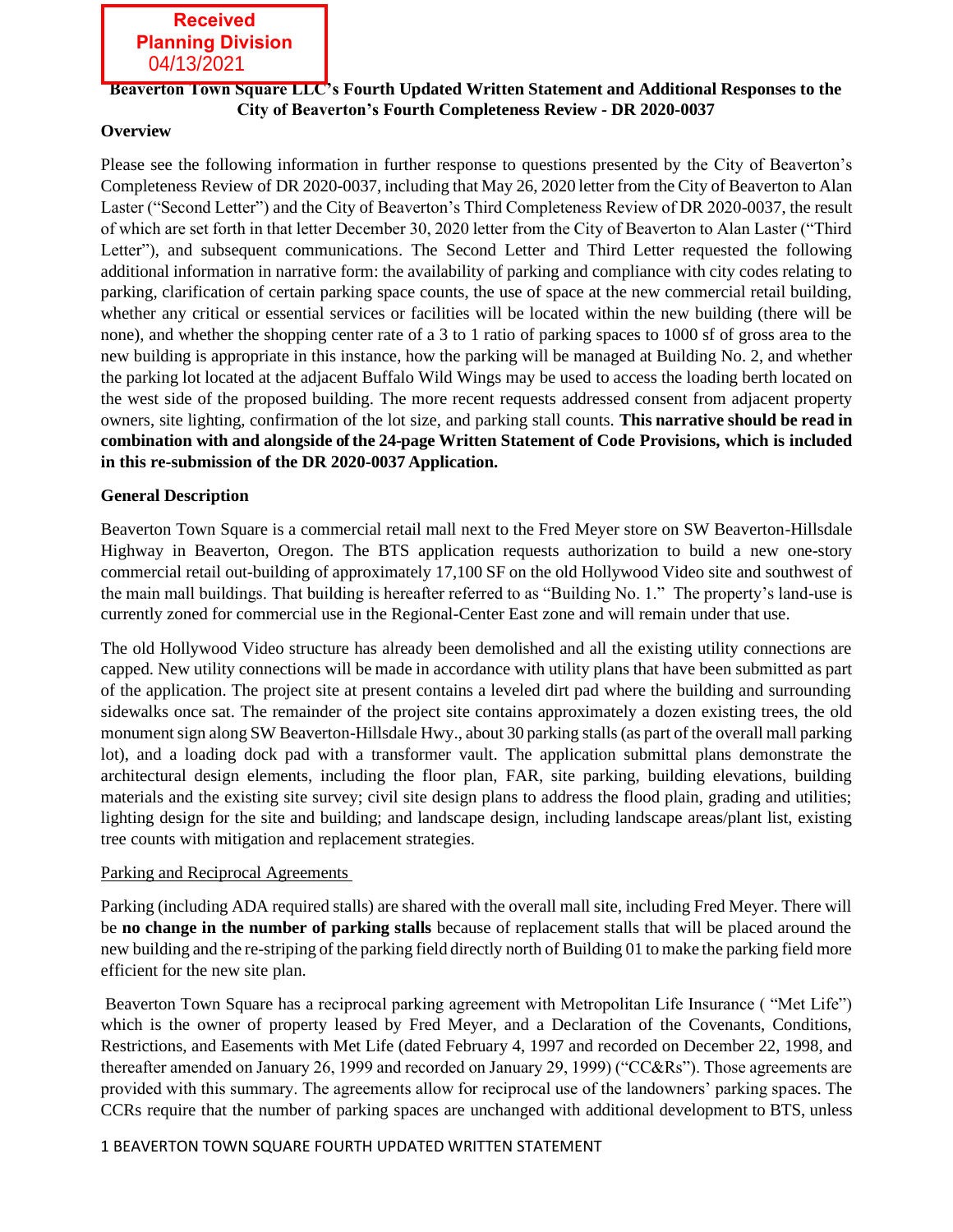Received
Planning Division
04/13/2021

**Beaverton Town Square LLC's Fourth Updated Written Statement and Additional Responses to the City of Beaverton's Fourth Completeness Review - DR 2020-0037**

**Overview**

Please see the following information in further response to questions presented by the City of Beaverton's Completeness Review of DR 2020-0037, including that May 26, 2020 letter from the City of Beaverton to Alan Laster ("Second Letter") and the City of Beaverton's Third Completeness Review of DR 2020-0037, the result of which are set forth in that letter December 30, 2020 letter from the City of Beaverton to Alan Laster ("Third Letter"), and subsequent communications. The Second Letter and Third Letter requested the following additional information in narrative form: the availability of parking and compliance with city codes relating to parking, clarification of certain parking space counts, the use of space at the new commercial retail building, whether any critical or essential services or facilities will be located within the new building (there will be none), and whether the shopping center rate of a 3 to 1 ratio of parking spaces to 1000 sf of gross area to the new building is appropriate in this instance, how the parking will be managed at Building No. 2, and whether the parking lot located at the adjacent Buffalo Wild Wings may be used to access the loading berth located on the west side of the proposed building. The more recent requests addressed consent from adjacent property owners, site lighting, confirmation of the lot size, and parking stall counts. **This narrative should be read in combination with and alongside of the 24-page Written Statement of Code Provisions, which is included in this re-submission of the DR 2020-0037 Application.**

**General Description**

Beaverton Town Square is a commercial retail mall next to the Fred Meyer store on SW Beaverton-Hillsdale Highway in Beaverton, Oregon. The BTS application requests authorization to build a new one-story commercial retail out-building of approximately 17,100 SF on the old Hollywood Video site and southwest of the main mall buildings. That building is hereafter referred to as "Building No. 1." The property's land-use is currently zoned for commercial use in the Regional-Center East zone and will remain under that use.

The old Hollywood Video structure has already been demolished and all the existing utility connections are capped. New utility connections will be made in accordance with utility plans that have been submitted as part of the application. The project site at present contains a leveled dirt pad where the building and surrounding sidewalks once sat. The remainder of the project site contains approximately a dozen existing trees, the old monument sign along SW Beaverton-Hillsdale Hwy., about 30 parking stalls (as part of the overall mall parking lot), and a loading dock pad with a transformer vault. The application submittal plans demonstrate the architectural design elements, including the floor plan, FAR, site parking, building elevations, building materials and the existing site survey; civil site design plans to address the flood plain, grading and utilities; lighting design for the site and building; and landscape design, including landscape areas/plant list, existing tree counts with mitigation and replacement strategies.

Parking and Reciprocal Agreements

Parking (including ADA required stalls) are shared with the overall mall site, including Fred Meyer. There will be **no change in the number of parking stalls** because of replacement stalls that will be placed around the new building and the re-striping of the parking field directly north of Building 01 to make the parking field more efficient for the new site plan.

Beaverton Town Square has a reciprocal parking agreement with Metropolitan Life Insurance ( "Met Life") which is the owner of property leased by Fred Meyer, and a Declaration of the Covenants, Conditions, Restrictions, and Easements with Met Life (dated February 4, 1997 and recorded on December 22, 1998, and thereafter amended on January 26, 1999 and recorded on January 29, 1999) ("CC&Rs"). Those agreements are provided with this summary. The agreements allow for reciprocal use of the landowners' parking spaces. The CCRs require that the number of parking spaces are unchanged with additional development to BTS, unless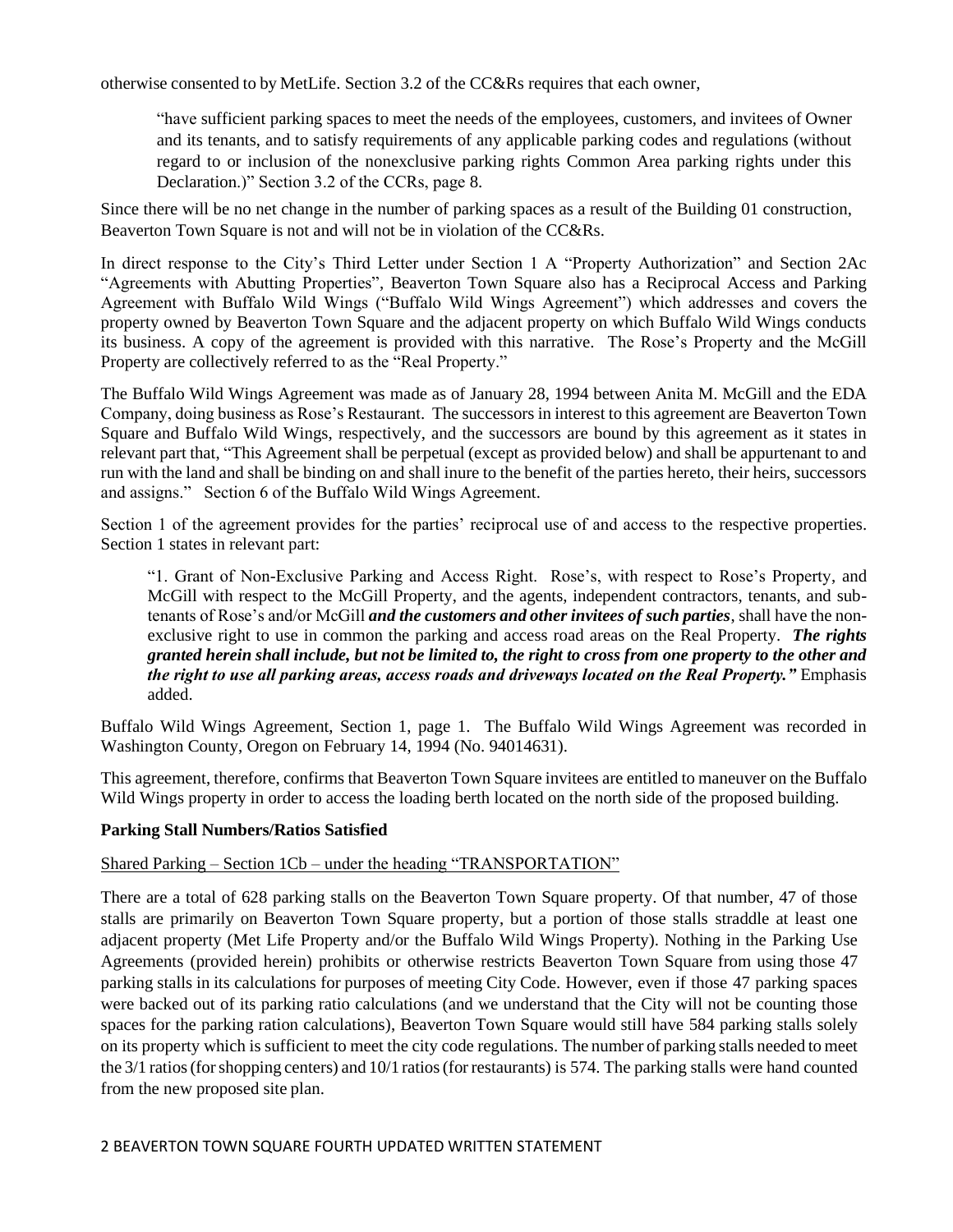otherwise consented to by MetLife. Section 3.2 of the CC&Rs requires that each owner,

> "have sufficient parking spaces to meet the needs of the employees, customers, and invitees of Owner and its tenants, and to satisfy requirements of any applicable parking codes and regulations (without regard to or inclusion of the nonexclusive parking rights Common Area parking rights under this Declaration.)" Section 3.2 of the CCRs, page 8.

Since there will be no net change in the number of parking spaces as a result of the Building 01 construction, Beaverton Town Square is not and will not be in violation of the CC&Rs.

In direct response to the City's Third Letter under Section 1 A "Property Authorization" and Section 2Ac "Agreements with Abutting Properties", Beaverton Town Square also has a Reciprocal Access and Parking Agreement with Buffalo Wild Wings ("Buffalo Wild Wings Agreement") which addresses and covers the property owned by Beaverton Town Square and the adjacent property on which Buffalo Wild Wings conducts its business. A copy of the agreement is provided with this narrative. The Rose's Property and the McGill Property are collectively referred to as the "Real Property."

The Buffalo Wild Wings Agreement was made as of January 28, 1994 between Anita M. McGill and the EDA Company, doing business as Rose's Restaurant. The successors in interest to this agreement are Beaverton Town Square and Buffalo Wild Wings, respectively, and the successors are bound by this agreement as it states in relevant part that, "This Agreement shall be perpetual (except as provided below) and shall be appurtenant to and run with the land and shall be binding on and shall inure to the benefit of the parties hereto, their heirs, successors and assigns." Section 6 of the Buffalo Wild Wings Agreement.

Section 1 of the agreement provides for the parties' reciprocal use of and access to the respective properties. Section 1 states in relevant part:

> "1. Grant of Non-Exclusive Parking and Access Right. Rose's, with respect to Rose's Property, and McGill with respect to the McGill Property, and the agents, independent contractors, tenants, and sub-tenants of Rose's and/or McGill ***and the customers and other invitees of such parties***, shall have the non-exclusive right to use in common the parking and access road areas on the Real Property. ***The rights granted herein shall include, but not be limited to, the right to cross from one property to the other and the right to use all parking areas, access roads and driveways located on the Real Property."*** Emphasis added.

Buffalo Wild Wings Agreement, Section 1, page 1. The Buffalo Wild Wings Agreement was recorded in Washington County, Oregon on February 14, 1994 (No. 94014631).

This agreement, therefore, confirms that Beaverton Town Square invitees are entitled to maneuver on the Buffalo Wild Wings property in order to access the loading berth located on the north side of the proposed building.

**Parking Stall Numbers/Ratios Satisfied**

<u>Shared Parking – Section 1Cb – under the heading "TRANSPORTATION"</u>

There are a total of 628 parking stalls on the Beaverton Town Square property. Of that number, 47 of those stalls are primarily on Beaverton Town Square property, but a portion of those stalls straddle at least one adjacent property (Met Life Property and/or the Buffalo Wild Wings Property). Nothing in the Parking Use Agreements (provided herein) prohibits or otherwise restricts Beaverton Town Square from using those 47 parking stalls in its calculations for purposes of meeting City Code. However, even if those 47 parking spaces were backed out of its parking ratio calculations (and we understand that the City will not be counting those spaces for the parking ration calculations), Beaverton Town Square would still have 584 parking stalls solely on its property which is sufficient to meet the city code regulations. The number of parking stalls needed to meet the 3/1 ratios (for shopping centers) and 10/1 ratios (for restaurants) is 574. The parking stalls were hand counted from the new proposed site plan.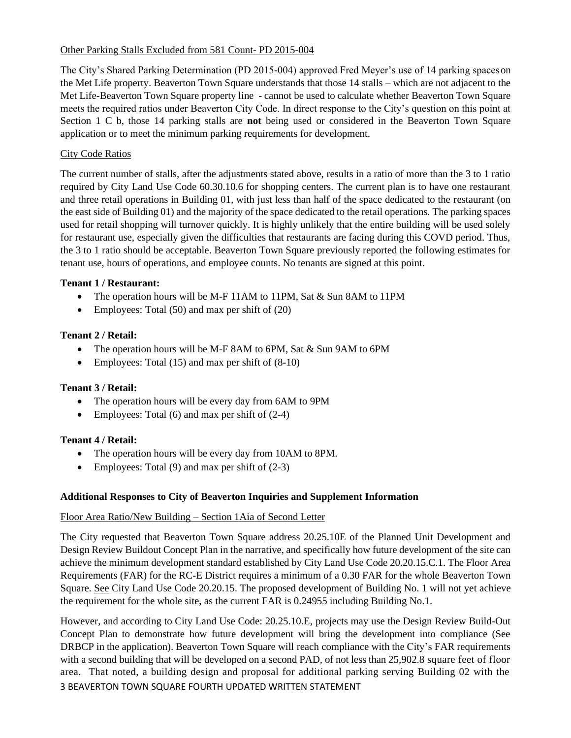Other Parking Stalls Excluded from 581 Count- PD 2015-004

The City's Shared Parking Determination (PD 2015-004) approved Fred Meyer's use of 14 parking spaces on the Met Life property. Beaverton Town Square understands that those 14 stalls – which are not adjacent to the Met Life-Beaverton Town Square property line - cannot be used to calculate whether Beaverton Town Square meets the required ratios under Beaverton City Code. In direct response to the City's question on this point at Section 1 C b, those 14 parking stalls are **not** being used or considered in the Beaverton Town Square application or to meet the minimum parking requirements for development.

City Code Ratios

The current number of stalls, after the adjustments stated above, results in a ratio of more than the 3 to 1 ratio required by City Land Use Code 60.30.10.6 for shopping centers. The current plan is to have one restaurant and three retail operations in Building 01, with just less than half of the space dedicated to the restaurant (on the east side of Building 01) and the majority of the space dedicated to the retail operations. The parking spaces used for retail shopping will turnover quickly. It is highly unlikely that the entire building will be used solely for restaurant use, especially given the difficulties that restaurants are facing during this COVD period. Thus, the 3 to 1 ratio should be acceptable. Beaverton Town Square previously reported the following estimates for tenant use, hours of operations, and employee counts. No tenants are signed at this point.

**Tenant 1 / Restaurant:**

- The operation hours will be M-F 11AM to 11PM, Sat & Sun 8AM to 11PM
- Employees: Total (50) and max per shift of (20)

**Tenant 2 / Retail:**

- The operation hours will be M-F 8AM to 6PM, Sat & Sun 9AM to 6PM
- Employees: Total (15) and max per shift of (8-10)

**Tenant 3 / Retail:**

- The operation hours will be every day from 6AM to 9PM
- Employees: Total (6) and max per shift of (2-4)

**Tenant 4 / Retail:**

- The operation hours will be every day from 10AM to 8PM.
- Employees: Total (9) and max per shift of (2-3)

**Additional Responses to City of Beaverton Inquiries and Supplement Information**

Floor Area Ratio/New Building – Section 1Aia of Second Letter

The City requested that Beaverton Town Square address 20.25.10E of the Planned Unit Development and Design Review Buildout Concept Plan in the narrative, and specifically how future development of the site can achieve the minimum development standard established by City Land Use Code 20.20.15.C.1. The Floor Area Requirements (FAR) for the RC-E District requires a minimum of a 0.30 FAR for the whole Beaverton Town Square. See City Land Use Code 20.20.15. The proposed development of Building No. 1 will not yet achieve the requirement for the whole site, as the current FAR is 0.24955 including Building No.1.

However, and according to City Land Use Code: 20.25.10.E, projects may use the Design Review Build-Out Concept Plan to demonstrate how future development will bring the development into compliance (See DRBCP in the application). Beaverton Town Square will reach compliance with the City's FAR requirements with a second building that will be developed on a second PAD, of not less than 25,902.8 square feet of floor area. That noted, a building design and proposal for additional parking serving Building 02 with the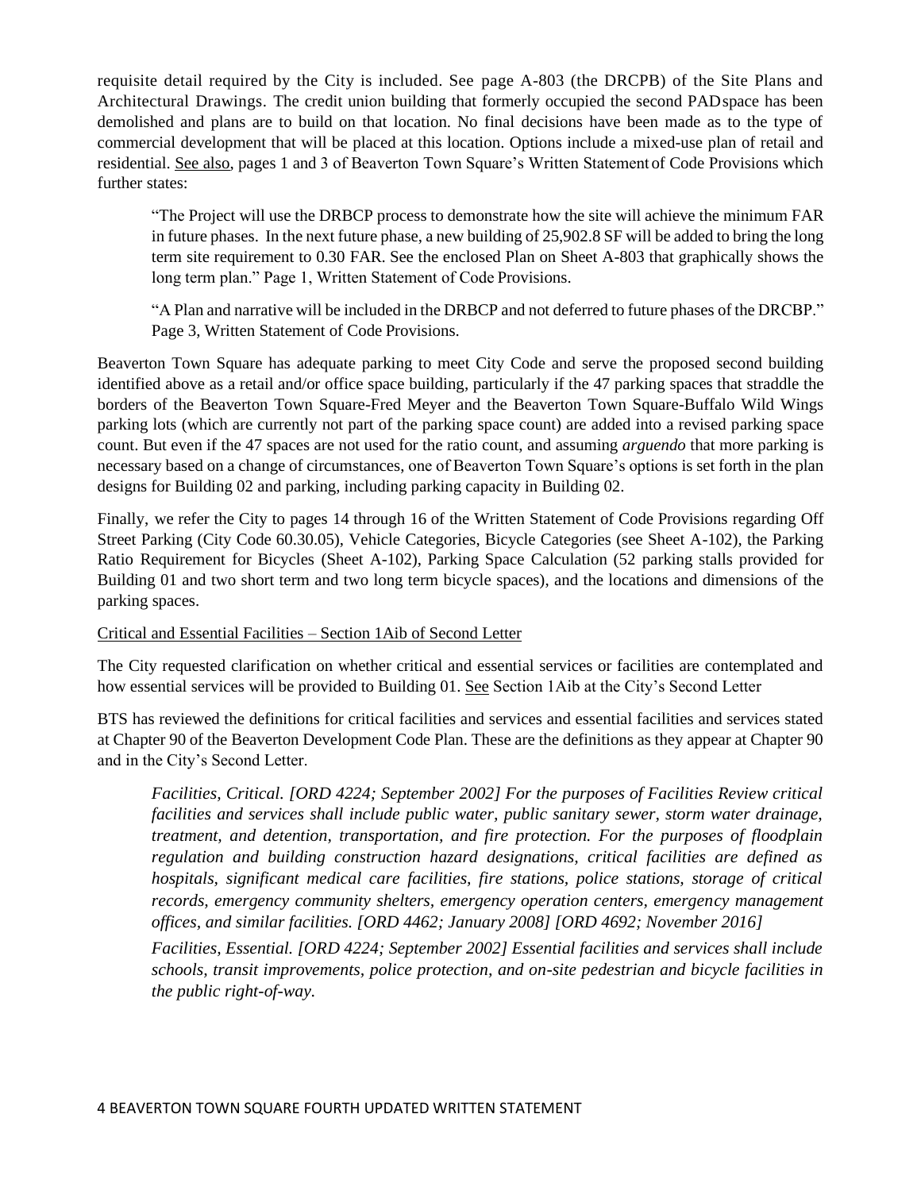requisite detail required by the City is included. See page A-803 (the DRCPB) of the Site Plans and Architectural Drawings. The credit union building that formerly occupied the second PAD space has been demolished and plans are to build on that location. No final decisions have been made as to the type of commercial development that will be placed at this location. Options include a mixed-use plan of retail and residential. See also, pages 1 and 3 of Beaverton Town Square's Written Statement of Code Provisions which further states:

> "The Project will use the DRBCP process to demonstrate how the site will achieve the minimum FAR in future phases. In the next future phase, a new building of 25,902.8 SF will be added to bring the long term site requirement to 0.30 FAR. See the enclosed Plan on Sheet A-803 that graphically shows the long term plan." Page 1, Written Statement of Code Provisions.
>
> "A Plan and narrative will be included in the DRBCP and not deferred to future phases of the DRCBP." Page 3, Written Statement of Code Provisions.

Beaverton Town Square has adequate parking to meet City Code and serve the proposed second building identified above as a retail and/or office space building, particularly if the 47 parking spaces that straddle the borders of the Beaverton Town Square-Fred Meyer and the Beaverton Town Square-Buffalo Wild Wings parking lots (which are currently not part of the parking space count) are added into a revised parking space count. But even if the 47 spaces are not used for the ratio count, and assuming *arguendo* that more parking is necessary based on a change of circumstances, one of Beaverton Town Square's options is set forth in the plan designs for Building 02 and parking, including parking capacity in Building 02.

Finally, we refer the City to pages 14 through 16 of the Written Statement of Code Provisions regarding Off Street Parking (City Code 60.30.05), Vehicle Categories, Bicycle Categories (see Sheet A-102), the Parking Ratio Requirement for Bicycles (Sheet A-102), Parking Space Calculation (52 parking stalls provided for Building 01 and two short term and two long term bicycle spaces), and the locations and dimensions of the parking spaces.

Critical and Essential Facilities – Section 1Aib of Second Letter

The City requested clarification on whether critical and essential services or facilities are contemplated and how essential services will be provided to Building 01. See Section 1Aib at the City's Second Letter

BTS has reviewed the definitions for critical facilities and services and essential facilities and services stated at Chapter 90 of the Beaverton Development Code Plan. These are the definitions as they appear at Chapter 90 and in the City's Second Letter.

> *Facilities, Critical. [ORD 4224; September 2002] For the purposes of Facilities Review critical facilities and services shall include public water, public sanitary sewer, storm water drainage, treatment, and detention, transportation, and fire protection. For the purposes of floodplain regulation and building construction hazard designations, critical facilities are defined as hospitals, significant medical care facilities, fire stations, police stations, storage of critical records, emergency community shelters, emergency operation centers, emergency management offices, and similar facilities. [ORD 4462; January 2008] [ORD 4692; November 2016]*
>
> *Facilities, Essential. [ORD 4224; September 2002] Essential facilities and services shall include schools, transit improvements, police protection, and on-site pedestrian and bicycle facilities in the public right-of-way.*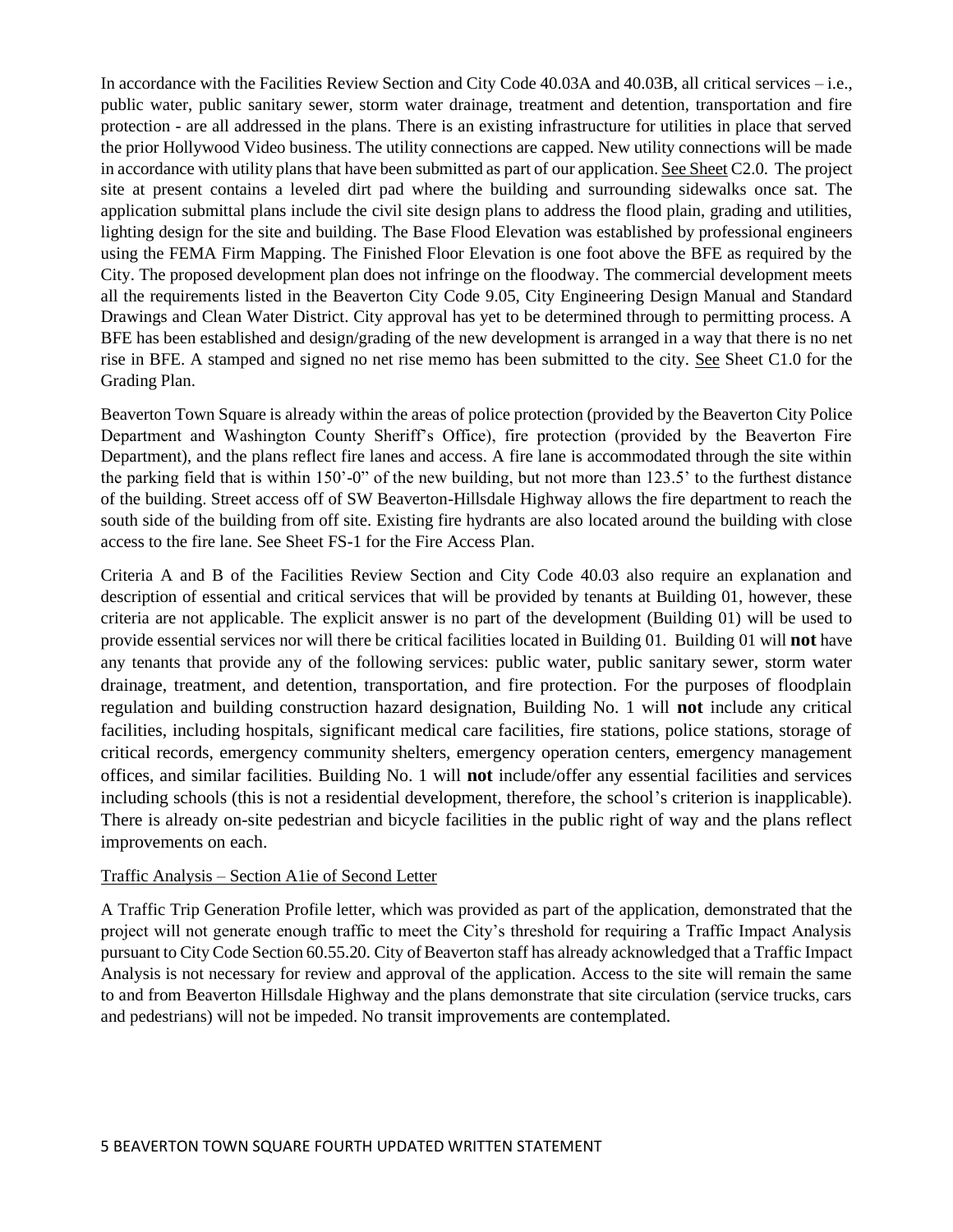In accordance with the Facilities Review Section and City Code 40.03A and 40.03B, all critical services – i.e., public water, public sanitary sewer, storm water drainage, treatment and detention, transportation and fire protection - are all addressed in the plans. There is an existing infrastructure for utilities in place that served the prior Hollywood Video business. The utility connections are capped. New utility connections will be made in accordance with utility plans that have been submitted as part of our application. See Sheet C2.0. The project site at present contains a leveled dirt pad where the building and surrounding sidewalks once sat. The application submittal plans include the civil site design plans to address the flood plain, grading and utilities, lighting design for the site and building. The Base Flood Elevation was established by professional engineers using the FEMA Firm Mapping. The Finished Floor Elevation is one foot above the BFE as required by the City. The proposed development plan does not infringe on the floodway. The commercial development meets all the requirements listed in the Beaverton City Code 9.05, City Engineering Design Manual and Standard Drawings and Clean Water District. City approval has yet to be determined through to permitting process. A BFE has been established and design/grading of the new development is arranged in a way that there is no net rise in BFE. A stamped and signed no net rise memo has been submitted to the city. See Sheet C1.0 for the Grading Plan.

Beaverton Town Square is already within the areas of police protection (provided by the Beaverton City Police Department and Washington County Sheriff's Office), fire protection (provided by the Beaverton Fire Department), and the plans reflect fire lanes and access. A fire lane is accommodated through the site within the parking field that is within 150'-0" of the new building, but not more than 123.5' to the furthest distance of the building. Street access off of SW Beaverton-Hillsdale Highway allows the fire department to reach the south side of the building from off site. Existing fire hydrants are also located around the building with close access to the fire lane. See Sheet FS-1 for the Fire Access Plan.

Criteria A and B of the Facilities Review Section and City Code 40.03 also require an explanation and description of essential and critical services that will be provided by tenants at Building 01, however, these criteria are not applicable. The explicit answer is no part of the development (Building 01) will be used to provide essential services nor will there be critical facilities located in Building 01. Building 01 will **not** have any tenants that provide any of the following services: public water, public sanitary sewer, storm water drainage, treatment, and detention, transportation, and fire protection. For the purposes of floodplain regulation and building construction hazard designation, Building No. 1 will **not** include any critical facilities, including hospitals, significant medical care facilities, fire stations, police stations, storage of critical records, emergency community shelters, emergency operation centers, emergency management offices, and similar facilities. Building No. 1 will **not** include/offer any essential facilities and services including schools (this is not a residential development, therefore, the school's criterion is inapplicable). There is already on-site pedestrian and bicycle facilities in the public right of way and the plans reflect improvements on each.

Traffic Analysis – Section A1ie of Second Letter

A Traffic Trip Generation Profile letter, which was provided as part of the application, demonstrated that the project will not generate enough traffic to meet the City's threshold for requiring a Traffic Impact Analysis pursuant to City Code Section 60.55.20. City of Beaverton staff has already acknowledged that a Traffic Impact Analysis is not necessary for review and approval of the application. Access to the site will remain the same to and from Beaverton Hillsdale Highway and the plans demonstrate that site circulation (service trucks, cars and pedestrians) will not be impeded. No transit improvements are contemplated.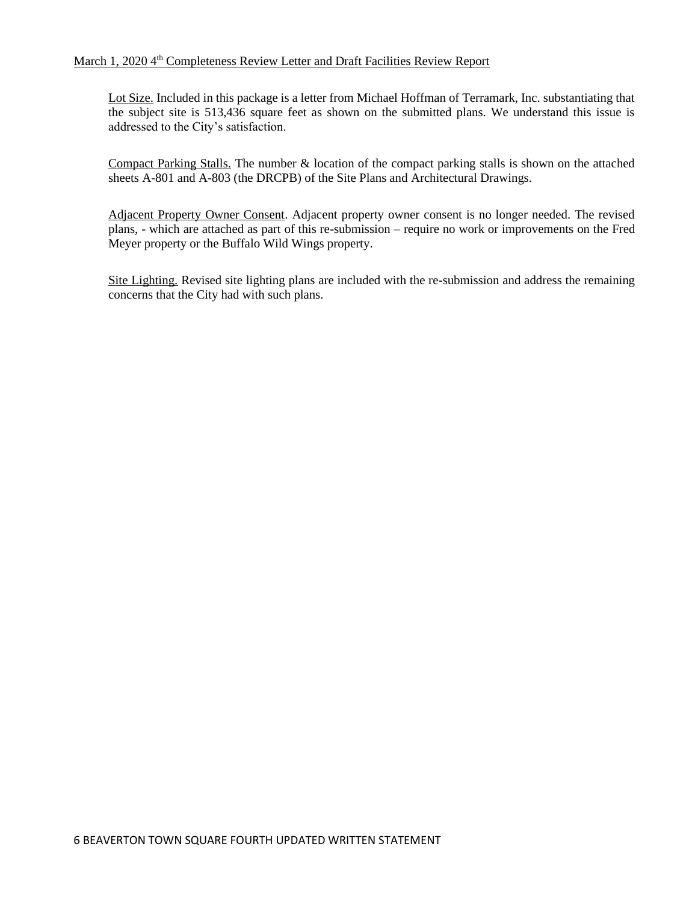March 1, 2020 4th Completeness Review Letter and Draft Facilities Review Report

Lot Size. Included in this package is a letter from Michael Hoffman of Terramark, Inc. substantiating that the subject site is 513,436 square feet as shown on the submitted plans. We understand this issue is addressed to the City's satisfaction.

Compact Parking Stalls. The number & location of the compact parking stalls is shown on the attached sheets A-801 and A-803 (the DRCPB) of the Site Plans and Architectural Drawings.

Adjacent Property Owner Consent. Adjacent property owner consent is no longer needed. The revised plans, - which are attached as part of this re-submission – require no work or improvements on the Fred Meyer property or the Buffalo Wild Wings property.

Site Lighting. Revised site lighting plans are included with the re-submission and address the remaining concerns that the City had with such plans.